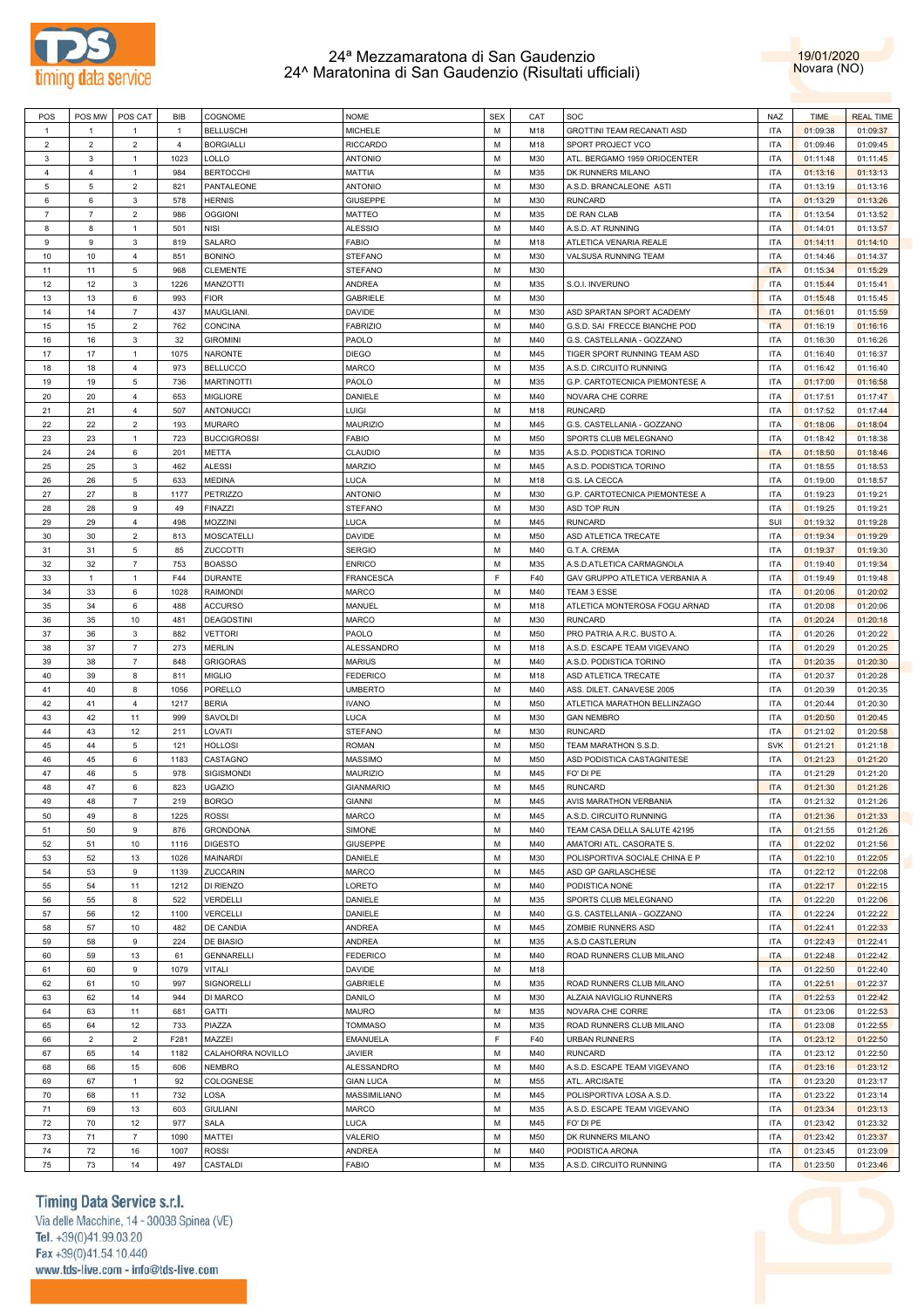# 24ª Mezzamaratona di San Gaudenzio
## 24^ Maratonina di San Gaudenzio (Risultati ufficiali)

19/01/2020
Novara (NO)

| POS | POS MW | POS CAT | BIB | COGNOME | NOME | SEX | CAT | SOC | NAZ | TIME | REAL TIME |
|---|---|---|---|---|---|---|---|---|---|---|---|
| 1 | 1 | 1 | 1 | BELLUSCHI | MICHELE | M | M18 | GROTTINI TEAM RECANATI ASD | ITA | 01:09:38 | 01:09:37 |
| 2 | 2 | 2 | 4 | BORGIALLI | RICCARDO | M | M18 | SPORT PROJECT VCO | ITA | 01:09:46 | 01:09:45 |
| 3 | 3 | 1 | 1023 | LOLLO | ANTONIO | M | M30 | ATL. BERGAMO 1959 ORIOCENTER | ITA | 01:11:48 | 01:11:45 |
| 4 | 4 | 1 | 984 | BERTOCCHI | MATTIA | M | M35 | DK RUNNERS MILANO | ITA | 01:13:16 | 01:13:13 |
| 5 | 5 | 2 | 821 | PANTALEONE | ANTONIO | M | M30 | A.S.D. BRANCALEONE ASTI | ITA | 01:13:19 | 01:13:16 |
| 6 | 6 | 3 | 578 | HERNIS | GIUSEPPE | M | M30 | RUNCARD | ITA | 01:13:29 | 01:13:26 |
| 7 | 7 | 2 | 986 | OGGIONI | MATTEO | M | M35 | DE RAN CLAB | ITA | 01:13:54 | 01:13:52 |
| 8 | 8 | 1 | 501 | NISI | ALESSIO | M | M40 | A.S.D. AT RUNNING | ITA | 01:14:01 | 01:13:57 |
| 9 | 9 | 3 | 819 | SALARO | FABIO | M | M18 | ATLETICA VENARIA REALE | ITA | 01:14:11 | 01:14:10 |
| 10 | 10 | 4 | 851 | BONINO | STEFANO | M | M30 | VALSUSA RUNNING TEAM | ITA | 01:14:46 | 01:14:37 |
| 11 | 11 | 5 | 968 | CLEMENTE | STEFANO | M | M30 | | ITA | 01:15:34 | 01:15:29 |
| 12 | 12 | 3 | 1226 | MANZOTTI | ANDREA | M | M35 | S.O.I. INVERUNO | ITA | 01:15:44 | 01:15:41 |
| 13 | 13 | 6 | 993 | FIOR | GABRIELE | M | M30 | | ITA | 01:15:48 | 01:15:45 |
| 14 | 14 | 7 | 437 | MAUGLIANI. | DAVIDE | M | M30 | ASD SPARTAN SPORT ACADEMY | ITA | 01:16:01 | 01:15:59 |
| 15 | 15 | 2 | 762 | CONCINA | FABRIZIO | M | M40 | G.S.D. SAI FRECCE BIANCHE POD | ITA | 01:16:19 | 01:16:16 |
| 16 | 16 | 3 | 32 | GIROMINI | PAOLO | M | M40 | G.S. CASTELLANIA - GOZZANO | ITA | 01:16:30 | 01:16:26 |
| 17 | 17 | 1 | 1075 | NARONTE | DIEGO | M | M45 | TIGER SPORT RUNNING TEAM ASD | ITA | 01:16:40 | 01:16:37 |
| 18 | 18 | 4 | 973 | BELLUCCO | MARCO | M | M35 | A.S.D. CIRCUITO RUNNING | ITA | 01:16:42 | 01:16:40 |
| 19 | 19 | 5 | 736 | MARTINOTTI | PAOLO | M | M35 | G.P. CARTOTECNICA PIEMONTESE A | ITA | 01:17:00 | 01:16:58 |
| 20 | 20 | 4 | 653 | MIGLIORE | DANIELE | M | M40 | NOVARA CHE CORRE | ITA | 01:17:51 | 01:17:47 |
| 21 | 21 | 4 | 507 | ANTONUCCI | LUIGI | M | M18 | RUNCARD | ITA | 01:17:52 | 01:17:44 |
| 22 | 22 | 2 | 193 | MURARO | MAURIZIO | M | M45 | G.S. CASTELLANIA - GOZZANO | ITA | 01:18:06 | 01:18:04 |
| 23 | 23 | 1 | 723 | BUCCIGROSSI | FABIO | M | M50 | SPORTS CLUB MELEGNANO | ITA | 01:18:42 | 01:18:38 |
| 24 | 24 | 6 | 201 | METTA | CLAUDIO | M | M35 | A.S.D. PODISTICA TORINO | ITA | 01:18:50 | 01:18:46 |
| 25 | 25 | 3 | 462 | ALESSI | MARZIO | M | M45 | A.S.D. PODISTICA TORINO | ITA | 01:18:55 | 01:18:53 |
| 26 | 26 | 5 | 633 | MEDINA | LUCA | M | M18 | G.S. LA CECCA | ITA | 01:19:00 | 01:18:57 |
| 27 | 27 | 8 | 1177 | PETRIZZO | ANTONIO | M | M30 | G.P. CARTOTECNICA PIEMONTESE A | ITA | 01:19:23 | 01:19:21 |
| 28 | 28 | 9 | 49 | FINAZZI | STEFANO | M | M30 | ASD TOP RUN | ITA | 01:19:25 | 01:19:21 |
| 29 | 29 | 4 | 498 | MOZZINI | LUCA | M | M45 | RUNCARD | SUI | 01:19:32 | 01:19:28 |
| 30 | 30 | 2 | 813 | MOSCATELLI | DAVIDE | M | M50 | ASD ATLETICA TRECATE | ITA | 01:19:34 | 01:19:29 |
| 31 | 31 | 5 | 85 | ZUCCOTTI | SERGIO | M | M40 | G.T.A. CREMA | ITA | 01:19:37 | 01:19:30 |
| 32 | 32 | 7 | 753 | BOASSO | ENRICO | M | M35 | A.S.D.ATLETICA CARMAGNOLA | ITA | 01:19:40 | 01:19:34 |
| 33 | 1 | 1 | F44 | DURANTE | FRANCESCA | F | F40 | GAV GRUPPO ATLETICA VERBANIA A | ITA | 01:19:49 | 01:19:48 |
| 34 | 33 | 6 | 1028 | RAIMONDI | MARCO | M | M40 | TEAM 3 ESSE | ITA | 01:20:06 | 01:20:02 |
| 35 | 34 | 6 | 488 | ACCURSO | MANUEL | M | M18 | ATLETICA MONTEROSA FOGU ARNAD | ITA | 01:20:08 | 01:20:06 |
| 36 | 35 | 10 | 481 | DEAGOSTINI | MARCO | M | M30 | RUNCARD | ITA | 01:20:24 | 01:20:18 |
| 37 | 36 | 3 | 882 | VETTORI | PAOLO | M | M50 | PRO PATRIA A.R.C. BUSTO A. | ITA | 01:20:26 | 01:20:22 |
| 38 | 37 | 7 | 273 | MERLIN | ALESSANDRO | M | M18 | A.S.D. ESCAPE TEAM VIGEVANO | ITA | 01:20:29 | 01:20:25 |
| 39 | 38 | 7 | 848 | GRIGORAS | MARIUS | M | M40 | A.S.D. PODISTICA TORINO | ITA | 01:20:35 | 01:20:30 |
| 40 | 39 | 8 | 811 | MIGLIO | FEDERICO | M | M18 | ASD ATLETICA TRECATE | ITA | 01:20:37 | 01:20:28 |
| 41 | 40 | 8 | 1056 | PORELLO | UMBERTO | M | M40 | ASS. DILET. CANAVESE 2005 | ITA | 01:20:39 | 01:20:35 |
| 42 | 41 | 4 | 1217 | BERIA | IVANO | M | M50 | ATLETICA MARATHON BELLINZAGO | ITA | 01:20:44 | 01:20:30 |
| 43 | 42 | 11 | 999 | SAVOLDI | LUCA | M | M30 | GAN NEMBRO | ITA | 01:20:50 | 01:20:45 |
| 44 | 43 | 12 | 211 | LOVATI | STEFANO | M | M30 | RUNCARD | ITA | 01:21:02 | 01:20:58 |
| 45 | 44 | 5 | 121 | HOLLOSI | ROMAN | M | M50 | TEAM MARATHON S.S.D. | SVK | 01:21:21 | 01:21:18 |
| 46 | 45 | 6 | 1183 | CASTAGNO | MASSIMO | M | M50 | ASD PODISTICA CASTAGNITESE | ITA | 01:21:23 | 01:21:20 |
| 47 | 46 | 5 | 978 | SIGISMONDI | MAURIZIO | M | M45 | FO' DI PE | ITA | 01:21:29 | 01:21:20 |
| 48 | 47 | 6 | 823 | UGAZIO | GIANMARIO | M | M45 | RUNCARD | ITA | 01:21:30 | 01:21:26 |
| 49 | 48 | 7 | 219 | BORGO | GIANNI | M | M45 | AVIS MARATHON VERBANIA | ITA | 01:21:32 | 01:21:26 |
| 50 | 49 | 8 | 1225 | ROSSI | MARCO | M | M45 | A.S.D. CIRCUITO RUNNING | ITA | 01:21:36 | 01:21:33 |
| 51 | 50 | 9 | 876 | GRONDONA | SIMONE | M | M40 | TEAM CASA DELLA SALUTE 42195 | ITA | 01:21:55 | 01:21:26 |
| 52 | 51 | 10 | 1116 | DIGESTO | GIUSEPPE | M | M40 | AMATORI ATL. CASORATE S. | ITA | 01:22:02 | 01:21:56 |
| 53 | 52 | 13 | 1026 | MAINARDI | DANIELE | M | M30 | POLISPORTIVA SOCIALE CHINA E P | ITA | 01:22:10 | 01:22:05 |
| 54 | 53 | 9 | 1139 | ZUCCARIN | MARCO | M | M45 | ASD GP GARLASCHESE | ITA | 01:22:12 | 01:22:08 |
| 55 | 54 | 11 | 1212 | DI RIENZO | LORETO | M | M40 | PODISTICA NONE | ITA | 01:22:17 | 01:22:15 |
| 56 | 55 | 8 | 522 | VERDELLI | DANIELE | M | M35 | SPORTS CLUB MELEGNANO | ITA | 01:22:20 | 01:22:06 |
| 57 | 56 | 12 | 1100 | VERCELLI | DANIELE | M | M40 | G.S. CASTELLANIA - GOZZANO | ITA | 01:22:24 | 01:22:22 |
| 58 | 57 | 10 | 482 | DE CANDIA | ANDREA | M | M45 | ZOMBIE RUNNERS ASD | ITA | 01:22:41 | 01:22:33 |
| 59 | 58 | 9 | 224 | DE BIASIO | ANDREA | M | M35 | A.S.D CASTLERUN | ITA | 01:22:43 | 01:22:41 |
| 60 | 59 | 13 | 61 | GENNARELLI | FEDERICO | M | M40 | ROAD RUNNERS CLUB MILANO | ITA | 01:22:48 | 01:22:42 |
| 61 | 60 | 9 | 1079 | VITALI | DAVIDE | M | M18 | | ITA | 01:22:50 | 01:22:40 |
| 62 | 61 | 10 | 997 | SIGNORELLI | GABRIELE | M | M35 | ROAD RUNNERS CLUB MILANO | ITA | 01:22:51 | 01:22:37 |
| 63 | 62 | 14 | 944 | DI MARCO | DANILO | M | M30 | ALZAIA NAVIGLIO RUNNERS | ITA | 01:22:53 | 01:22:42 |
| 64 | 63 | 11 | 681 | GATTI | MAURO | M | M35 | NOVARA CHE CORRE | ITA | 01:23:06 | 01:22:53 |
| 65 | 64 | 12 | 733 | PIAZZA | TOMMASO | M | M35 | ROAD RUNNERS CLUB MILANO | ITA | 01:23:08 | 01:22:55 |
| 66 | 2 | 2 | F281 | MAZZEI | EMANUELA | F | F40 | URBAN RUNNERS | ITA | 01:23:12 | 01:22:50 |
| 67 | 65 | 14 | 1182 | CALAHORRA NOVILLO | JAVIER | M | M40 | RUNCARD | ITA | 01:23:12 | 01:22:50 |
| 68 | 66 | 15 | 606 | NEMBRO | ALESSANDRO | M | M40 | A.S.D. ESCAPE TEAM VIGEVANO | ITA | 01:23:16 | 01:23:12 |
| 69 | 67 | 1 | 92 | COLOGNESE | GIAN LUCA | M | M55 | ATL. ARCISATE | ITA | 01:23:20 | 01:23:17 |
| 70 | 68 | 11 | 732 | LOSA | MASSIMILIANO | M | M45 | POLISPORTIVA LOSA A.S.D. | ITA | 01:23:22 | 01:23:14 |
| 71 | 69 | 13 | 603 | GIULIANI | MARCO | M | M35 | A.S.D. ESCAPE TEAM VIGEVANO | ITA | 01:23:34 | 01:23:13 |
| 72 | 70 | 12 | 977 | SALA | LUCA | M | M45 | FO' DI PE | ITA | 01:23:42 | 01:23:32 |
| 73 | 71 | 7 | 1090 | MATTEI | VALERIO | M | M50 | DK RUNNERS MILANO | ITA | 01:23:42 | 01:23:37 |
| 74 | 72 | 16 | 1007 | ROSSI | ANDREA | M | M40 | PODISTICA ARONA | ITA | 01:23:45 | 01:23:09 |
| 75 | 73 | 14 | 497 | CASTALDI | FABIO | M | M35 | A.S.D. CIRCUITO RUNNING | ITA | 01:23:50 | 01:23:46 |

Timing Data Service s.r.l.
Via delle Macchine, 14 - 30038 Spinea (VE)
Tel. +39(0)41.99.03.20
Fax +39(0)41.54.10.440
www.tds-live.com - info@tds-live.com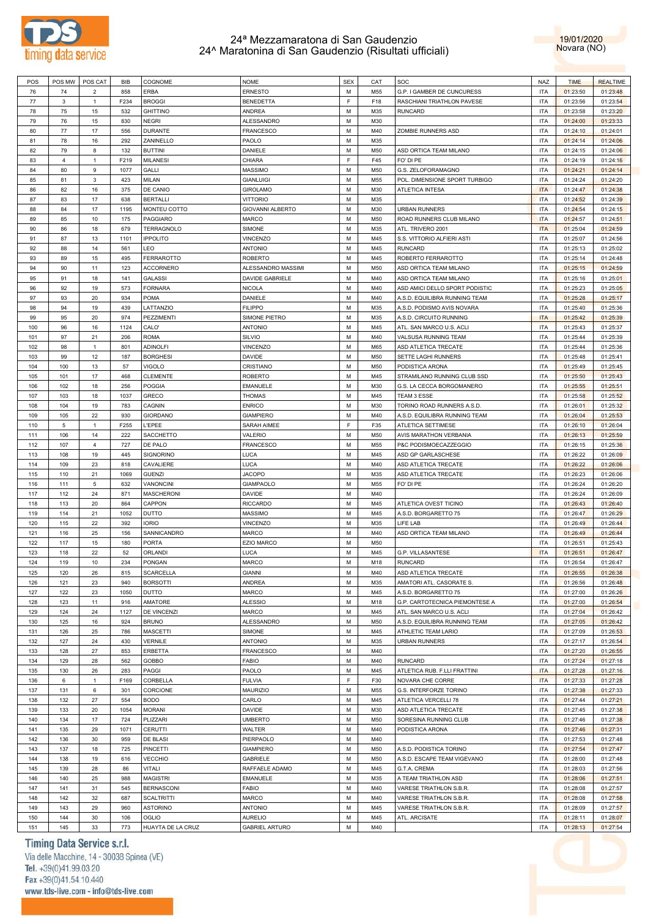# 24ª Mezzamaratona di San Gaudenzio
## 24^ Maratonina di San Gaudenzio (Risultati ufficiali)

19/01/2020
Novara (NO)

| POS | POS MW | POS CAT | BIB | COGNOME | NOME | SEX | CAT | SOC | NAZ | TIME | REALTIME |
|---|---|---|---|---|---|---|---|---|---|---|---|
| 76 | 74 | 2 | 858 | ERBA | ERNESTO | M | M55 | G.P. I GAMBER DE CUNCURESS | ITA | 01:23:50 | 01:23:48 |
| 77 | 3 | 1 | F234 | BROGGI | BENEDETTA | F | F18 | RASCHIANI TRIATHLON PAVESE | ITA | 01:23:56 | 01:23:54 |
| 78 | 75 | 15 | 532 | GHITTINO | ANDREA | M | M35 | RUNCARD | ITA | 01:23:58 | 01:23:20 |
| 79 | 76 | 15 | 830 | NEGRI | ALESSANDRO | M | M30 | | ITA | 01:24:00 | 01:23:33 |
| 80 | 77 | 17 | 556 | DURANTE | FRANCESCO | M | M40 | ZOMBIE RUNNERS ASD | ITA | 01:24:10 | 01:24:01 |
| 81 | 78 | 16 | 292 | ZANINELLO | PAOLO | M | M35 | | ITA | 01:24:14 | 01:24:06 |
| 82 | 79 | 8 | 132 | BUTTINI | DANIELE | M | M50 | ASD ORTICA TEAM MILANO | ITA | 01:24:15 | 01:24:06 |
| 83 | 4 | 1 | F219 | MILANESI | CHIARA | F | F45 | FO' DI PE | ITA | 01:24:19 | 01:24:16 |
| 84 | 80 | 9 | 1077 | GALLI | MASSIMO | M | M50 | G.S. ZELOFORAMAGNO | ITA | 01:24:21 | 01:24:14 |
| 85 | 81 | 3 | 423 | MILAN | GIANLUIGI | M | M55 | POL. DIMENSIONE SPORT TURBIGO | ITA | 01:24:24 | 01:24:20 |
| 86 | 82 | 16 | 375 | DE CANIO | GIROLAMO | M | M30 | ATLETICA INTESA | ITA | 01:24:47 | 01:24:38 |
| 87 | 83 | 17 | 638 | BERTALLI | VITTORIO | M | M35 | | ITA | 01:24:52 | 01:24:39 |
| 88 | 84 | 17 | 1195 | MONTEU COTTO | GIOVANNI ALBERTO | M | M30 | URBAN RUNNERS | ITA | 01:24:54 | 01:24:15 |
| 89 | 85 | 10 | 175 | PAGGIARO | MARCO | M | M50 | ROAD RUNNERS CLUB MILANO | ITA | 01:24:57 | 01:24:51 |
| 90 | 86 | 18 | 679 | TERRAGNOLO | SIMONE | M | M35 | ATL. TRIVERO 2001 | ITA | 01:25:04 | 01:24:59 |
| 91 | 87 | 13 | 1101 | IPPOLITO | VINCENZO | M | M45 | S.S. VITTORIO ALFIERI ASTI | ITA | 01:25:07 | 01:24:56 |
| 92 | 88 | 14 | 561 | LEO | ANTONIO | M | M45 | RUNCARD | ITA | 01:25:13 | 01:25:02 |
| 93 | 89 | 15 | 495 | FERRAROTTO | ROBERTO | M | M45 | ROBERTO FERRAROTTO | ITA | 01:25:14 | 01:24:48 |
| 94 | 90 | 11 | 123 | ACCORNERO | ALESSANDRO MASSIMI | M | M50 | ASD ORTICA TEAM MILANO | ITA | 01:25:15 | 01:24:59 |
| 95 | 91 | 18 | 141 | GALASSI | DAVIDE GABRIELE | M | M40 | ASD ORTICA TEAM MILANO | ITA | 01:25:16 | 01:25:01 |
| 96 | 92 | 19 | 573 | FORNARA | NICOLA | M | M40 | ASD AMICI DELLO SPORT PODISTIC | ITA | 01:25:23 | 01:25:05 |
| 97 | 93 | 20 | 934 | POMA | DANIELE | M | M40 | A.S.D. EQUILIBRA RUNNING TEAM | ITA | 01:25:28 | 01:25:17 |
| 98 | 94 | 19 | 439 | LATTANZIO | FILIPPO | M | M35 | A.S.D. PODISMO AVIS NOVARA | ITA | 01:25:40 | 01:25:36 |
| 99 | 95 | 20 | 974 | PEZZIMENTI | SIMONE PIETRO | M | M35 | A.S.D. CIRCUITO RUNNING | ITA | 01:25:42 | 01:25:39 |
| 100 | 96 | 16 | 1124 | CALO' | ANTONIO | M | M45 | ATL. SAN MARCO U.S. ACLI | ITA | 01:25:43 | 01:25:37 |
| 101 | 97 | 21 | 206 | ROMA | SILVIO | M | M40 | VALSUSA RUNNING TEAM | ITA | 01:25:44 | 01:25:39 |
| 102 | 98 | 1 | 801 | ADINOLFI | VINCENZO | M | M65 | ASD ATLETICA TRECATE | ITA | 01:25:44 | 01:25:36 |
| 103 | 99 | 12 | 187 | BORGHESI | DAVIDE | M | M50 | SETTE LAGHI RUNNERS | ITA | 01:25:48 | 01:25:41 |
| 104 | 100 | 13 | 57 | VIGOLO | CRISTIANO | M | M50 | PODISTICA ARONA | ITA | 01:25:49 | 01:25:45 |
| 105 | 101 | 17 | 468 | CLEMENTE | ROBERTO | M | M45 | STRAMILANO RUNNING CLUB SSD | ITA | 01:25:50 | 01:25:43 |
| 106 | 102 | 18 | 256 | POGGIA | EMANUELE | M | M30 | G.S. LA CECCA BORGOMANERO | ITA | 01:25:55 | 01:25:51 |
| 107 | 103 | 18 | 1037 | GRECO | THOMAS | M | M45 | TEAM 3 ESSE | ITA | 01:25:58 | 01:25:52 |
| 108 | 104 | 19 | 783 | CAGNIN | ENRICO | M | M30 | TORINO ROAD RUNNERS A.S.D. | ITA | 01:26:01 | 01:25:32 |
| 109 | 105 | 22 | 930 | GIORDANO | GIAMPIERO | M | M40 | A.S.D. EQUILIBRA RUNNING TEAM | ITA | 01:26:04 | 01:25:53 |
| 110 | 5 | 1 | F255 | L'EPEE | SARAH AIMEE | F | F35 | ATLETICA SETTIMESE | ITA | 01:26:10 | 01:26:04 |
| 111 | 106 | 14 | 222 | SACCHETTO | VALERIO | M | M50 | AVIS MARATHON VERBANIA | ITA | 01:26:13 | 01:25:59 |
| 112 | 107 | 4 | 727 | DE PALO | FRANCESCO | M | M55 | P&C PODISMOECAZZEGGIO | ITA | 01:26:15 | 01:25:36 |
| 113 | 108 | 19 | 445 | SIGNORINO | LUCA | M | M45 | ASD GP GARLASCHESE | ITA | 01:26:22 | 01:26:09 |
| 114 | 109 | 23 | 818 | CAVALIERE | LUCA | M | M40 | ASD ATLETICA TRECATE | ITA | 01:26:22 | 01:26:06 |
| 115 | 110 | 21 | 1069 | GUENZI | JACOPO | M | M35 | ASD ATLETICA TRECATE | ITA | 01:26:23 | 01:26:06 |
| 116 | 111 | 5 | 632 | VANONCINI | GIAMPAOLO | M | M55 | FO' DI PE | ITA | 01:26:24 | 01:26:20 |
| 117 | 112 | 24 | 871 | MASCHERONI | DAVIDE | M | M40 | | ITA | 01:26:24 | 01:26:09 |
| 118 | 113 | 20 | 864 | CAPPON | RICCARDO | M | M45 | ATLETICA OVEST TICINO | ITA | 01:26:43 | 01:26:40 |
| 119 | 114 | 21 | 1052 | DUTTO | MASSIMO | M | M45 | A.S.D. BORGARETTO 75 | ITA | 01:26:47 | 01:26:29 |
| 120 | 115 | 22 | 392 | IORIO | VINCENZO | M | M35 | LIFE LAB | ITA | 01:26:49 | 01:26:44 |
| 121 | 116 | 25 | 156 | SANNICANDRO | MARCO | M | M40 | ASD ORTICA TEAM MILANO | ITA | 01:26:49 | 01:26:44 |
| 122 | 117 | 15 | 180 | PORTA | EZIO MARCO | M | M50 | | ITA | 01:26:51 | 01:25:43 |
| 123 | 118 | 22 | 52 | ORLANDI | LUCA | M | M45 | G.P. VILLASANTESE | ITA | 01:26:51 | 01:26:47 |
| 124 | 119 | 10 | 234 | PONGAN | MARCO | M | M18 | RUNCARD | ITA | 01:26:54 | 01:26:47 |
| 125 | 120 | 26 | 815 | SCARCELLA | GIANNI | M | M40 | ASD ATLETICA TRECATE | ITA | 01:26:55 | 01:26:38 |
| 126 | 121 | 23 | 940 | BORSOTTI | ANDREA | M | M35 | AMATORI ATL. CASORATE S. | ITA | 01:26:56 | 01:26:48 |
| 127 | 122 | 23 | 1050 | DUTTO | MARCO | M | M45 | A.S.D. BORGARETTO 75 | ITA | 01:27:00 | 01:26:26 |
| 128 | 123 | 11 | 916 | AMATORE | ALESSIO | M | M18 | G.P. CARTOTECNICA PIEMONTESE A | ITA | 01:27:00 | 01:26:54 |
| 129 | 124 | 24 | 1127 | DE VINCENZI | MARCO | M | M45 | ATL. SAN MARCO U.S. ACLI | ITA | 01:27:04 | 01:26:42 |
| 130 | 125 | 16 | 924 | BRUNO | ALESSANDRO | M | M50 | A.S.D. EQUILIBRA RUNNING TEAM | ITA | 01:27:05 | 01:26:42 |
| 131 | 126 | 25 | 786 | MASCETTI | SIMONE | M | M45 | ATHLETIC TEAM LARIO | ITA | 01:27:09 | 01:26:53 |
| 132 | 127 | 24 | 430 | VERNILE | ANTONIO | M | M35 | URBAN RUNNERS | ITA | 01:27:17 | 01:26:54 |
| 133 | 128 | 27 | 853 | ERBETTA | FRANCESCO | M | M40 | | ITA | 01:27:20 | 01:26:55 |
| 134 | 129 | 28 | 562 | GOBBO | FABIO | M | M40 | RUNCARD | ITA | 01:27:24 | 01:27:18 |
| 135 | 130 | 26 | 283 | PAGGI | PAOLO | M | M45 | ATLETICA RUB. F.LLI FRATTINI | ITA | 01:27:28 | 01:27:16 |
| 136 | 6 | 1 | F169 | CORBELLA | FULVIA | F | F30 | NOVARA CHE CORRE | ITA | 01:27:33 | 01:27:28 |
| 137 | 131 | 6 | 301 | CORCIONE | MAURIZIO | M | M55 | G.S. INTERFORZE TORINO | ITA | 01:27:38 | 01:27:33 |
| 138 | 132 | 27 | 554 | BODO | CARLO | M | M45 | ATLETICA VERCELLI 78 | ITA | 01:27:44 | 01:27:21 |
| 139 | 133 | 20 | 1054 | MORANI | DAVIDE | M | M30 | ASD ATLETICA TRECATE | ITA | 01:27:45 | 01:27:38 |
| 140 | 134 | 17 | 724 | PLIZZARI | UMBERTO | M | M50 | SORESINA RUNNING CLUB | ITA | 01:27:46 | 01:27:38 |
| 141 | 135 | 29 | 1071 | CERUTTI | WALTER | M | M40 | PODISTICA ARONA | ITA | 01:27:46 | 01:27:31 |
| 142 | 136 | 30 | 959 | DE BLASI | PIERPAOLO | M | M40 | | ITA | 01:27:53 | 01:27:48 |
| 143 | 137 | 18 | 725 | PINCETTI | GIAMPIERO | M | M50 | A.S.D. PODISTICA TORINO | ITA | 01:27:54 | 01:27:47 |
| 144 | 138 | 19 | 616 | VECCHIO | GABRIELE | M | M50 | A.S.D. ESCAPE TEAM VIGEVANO | ITA | 01:28:00 | 01:27:48 |
| 145 | 139 | 28 | 86 | VITALI | RAFFAELE ADAMO | M | M45 | G.T.A. CREMA | ITA | 01:28:03 | 01:27:56 |
| 146 | 140 | 25 | 988 | MAGISTRI | EMANUELE | M | M35 | A TEAM TRIATHLON ASD | ITA | 01:28:06 | 01:27:51 |
| 147 | 141 | 31 | 545 | BERNASCONI | FABIO | M | M40 | VARESE TRIATHLON S.B.R. | ITA | 01:28:08 | 01:27:57 |
| 148 | 142 | 32 | 687 | SCALTRITTI | MARCO | M | M40 | VARESE TRIATHLON S.B.R. | ITA | 01:28:08 | 01:27:58 |
| 149 | 143 | 29 | 960 | ASTORINO | ANTONIO | M | M45 | VARESE TRIATHLON S.B.R. | ITA | 01:28:09 | 01:27:57 |
| 150 | 144 | 30 | 106 | OGLIO | AURELIO | M | M45 | ATL. ARCISATE | ITA | 01:28:11 | 01:28:07 |
| 151 | 145 | 33 | 773 | HUAYTA DE LA CRUZ | GABRIEL ARTURO | M | M40 | | ITA | 01:28:13 | 01:27:54 |

**Timing Data Service s.r.l.**
Via delle Macchine, 14 - 30038 Spinea (VE)
Tel. +39(0)41.99.03.20
Fax +39(0)41.54.10.440
www.tds-live.com - info@tds-live.com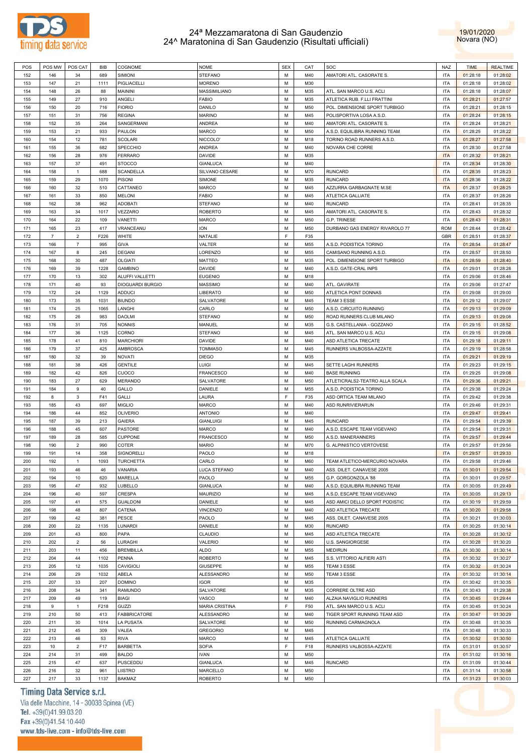# 24ª Mezzamaratona di San Gaudenzio
# 24^ Maratonina di San Gaudenzio (Risultati ufficiali)

19/01/2020
Novara (NO)

| POS | POS MW | POS CAT | BIB | COGNOME | NOME | SEX | CAT | SOC | NAZ | TIME | REALTIME |
|---|---|---|---|---|---|---|---|---|---|---|---|
| 152 | 146 | 34 | 689 | SIMIONI | STEFANO | M | M40 | AMATORI ATL. CASORATE S. | ITA | 01:28:18 | 01:28:02 |
| 153 | 147 | 21 | 1111 | PIGLIACELLI | MORENO | M | M30 | | ITA | 01:28:18 | 01:28:02 |
| 154 | 148 | 26 | 88 | MAININI | MASSIMILIANO | M | M35 | ATL. SAN MARCO U.S. ACLI | ITA | 01:28:18 | 01:28:07 |
| 155 | 149 | 27 | 910 | ANGELI | FABIO | M | M35 | ATLETICA RUB. F.LLI FRATTINI | ITA | 01:28:21 | 01:27:57 |
| 156 | 150 | 20 | 716 | FIORIO | DANILO | M | M50 | POL. DIMENSIONE SPORT TURBIGO | ITA | 01:28:21 | 01:28:15 |
| 157 | 151 | 31 | 756 | REGINA | MARINO | M | M45 | POLISPORTIVA LOSA A.S.D. | ITA | 01:28:24 | 01:28:15 |
| 158 | 152 | 35 | 264 | SANGERMANI | ANDREA | M | M40 | AMATORI ATL. CASORATE S. | ITA | 01:28:24 | 01:28:21 |
| 159 | 153 | 21 | 933 | PAULON | MARCO | M | M50 | A.S.D. EQUILIBRA RUNNING TEAM | ITA | 01:28:25 | 01:28:22 |
| 160 | 154 | 12 | 781 | SCOLARI | NICCOLO' | M | M18 | TORINO ROAD RUNNERS A.S.D. | ITA | 01:28:27 | 01:27:58 |
| 161 | 155 | 36 | 682 | SPECCHIO | ANDREA | M | M40 | NOVARA CHE CORRE | ITA | 01:28:30 | 01:27:58 |
| 162 | 156 | 28 | 976 | FERRARO | DAVIDE | M | M35 | | ITA | 01:28:32 | 01:28:21 |
| 163 | 157 | 37 | 491 | STOCCO | GIANLUCA | M | M40 | | ITA | 01:28:34 | 01:28:30 |
| 164 | 158 | 1 | 688 | SCANDELLA | SILVANO CESARE | M | M70 | RUNCARD | ITA | 01:28:35 | 01:28:23 |
| 165 | 159 | 29 | 1070 | PISONI | SIMONE | M | M35 | RUNCARD | ITA | 01:28:36 | 01:28:22 |
| 166 | 160 | 32 | 510 | CATTANEO | MARCO | M | M45 | AZZURRA GARBAGNATE M.SE | ITA | 01:28:37 | 01:28:25 |
| 167 | 161 | 33 | 850 | MELONI | FABIO | M | M45 | ATLETICA GALLIATE | ITA | 01:28:37 | 01:28:26 |
| 168 | 162 | 38 | 962 | ADOBATI | STEFANO | M | M40 | RUNCARD | ITA | 01:28:41 | 01:28:35 |
| 169 | 163 | 34 | 1017 | VEZZARO | ROBERTO | M | M45 | AMATORI ATL. CASORATE S. | ITA | 01:28:43 | 01:28:32 |
| 170 | 164 | 22 | 109 | VANETTI | MARCO | M | M50 | G.P. TRINESE | ITA | 01:28:43 | 01:28:31 |
| 171 | 165 | 23 | 417 | VRANCEANU | ION | M | M50 | DURBANO GAS ENERGY RIVAROLO 77 | ROM | 01:28:44 | 01:28:42 |
| 172 | 7 | 2 | F226 | WHITE | NATALIE | F | F35 | | GBR | 01:28:51 | 01:28:37 |
| 173 | 166 | 7 | 995 | GIVA | VALTER | M | M55 | A.S.D. PODISTICA TORINO | ITA | 01:28:54 | 01:28:47 |
| 174 | 167 | 8 | 245 | DEGANI | LORENZO | M | M55 | CAMISANO RUNNING A.S.D. | ITA | 01:28:57 | 01:28:50 |
| 175 | 168 | 30 | 487 | OLGIATI | MATTEO | M | M35 | POL. DIMENSIONE SPORT TURBIGO | ITA | 01:28:59 | 01:28:40 |
| 176 | 169 | 39 | 1228 | GAMBINO | DAVIDE | M | M40 | A.S.D. GATE-CRAL INPS | ITA | 01:29:01 | 01:28:28 |
| 177 | 170 | 13 | 302 | ALUFFI VALLETTI | EUGENIO | M | M18 | | ITA | 01:29:06 | 01:28:46 |
| 178 | 171 | 40 | 93 | DIOGUARDI BURGIO | MASSIMO | M | M40 | ATL. GAVIRATE | ITA | 01:29:06 | 01:27:47 |
| 179 | 172 | 24 | 1129 | ADDUCI | LIBERATO | M | M50 | ATLETICA PONT DONNAS | ITA | 01:29:08 | 01:29:00 |
| 180 | 173 | 35 | 1031 | BIUNDO | SALVATORE | M | M45 | TEAM 3 ESSE | ITA | 01:29:12 | 01:29:07 |
| 181 | 174 | 25 | 1065 | LANGHI | CARLO | M | M50 | A.S.D. CIRCUITO RUNNING | ITA | 01:29:13 | 01:29:09 |
| 182 | 175 | 26 | 983 | DAOLMI | STEFANO | M | M50 | ROAD RUNNERS CLUB MILANO | ITA | 01:29:13 | 01:29:08 |
| 183 | 176 | 31 | 705 | NONNIS | MANUEL | M | M35 | G.S. CASTELLANIA - GOZZANO | ITA | 01:29:15 | 01:28:52 |
| 184 | 177 | 36 | 1125 | CORNO | STEFANO | M | M45 | ATL. SAN MARCO U.S. ACLI | ITA | 01:29:15 | 01:29:08 |
| 185 | 178 | 41 | 810 | MARCHIORI | DAVIDE | M | M40 | ASD ATLETICA TRECATE | ITA | 01:29:18 | 01:29:11 |
| 186 | 179 | 37 | 425 | AMBROSCA | TOMMASO | M | M45 | RUNNERS VALBOSSA-AZZATE | ITA | 01:29:19 | 01:28:58 |
| 187 | 180 | 32 | 39 | NOVATI | DIEGO | M | M35 | | ITA | 01:29:21 | 01:29:19 |
| 188 | 181 | 38 | 426 | GENTILE | LUIGI | M | M45 | SETTE LAGHI RUNNERS | ITA | 01:29:23 | 01:29:15 |
| 189 | 182 | 42 | 826 | CUOCO | FRANCESCO | M | M40 | BASE RUNNING | ITA | 01:29:25 | 01:29:08 |
| 190 | 183 | 27 | 629 | MERANDO | SALVATORE | M | M50 | ATLETICRALS2-TEATRO ALLA SCALA | ITA | 01:29:36 | 01:29:21 |
| 191 | 184 | 9 | 40 | GALLO | DANIELE | M | M55 | A.S.D. PODISTICA TORINO | ITA | 01:29:38 | 01:29:24 |
| 192 | 8 | 3 | F41 | GALLI | LAURA | F | F35 | ASD ORTICA TEAM MILANO | ITA | 01:29:42 | 01:29:38 |
| 193 | 185 | 43 | 697 | MIGLIO | MARCO | M | M40 | ASD RUNRIVIERARUN | ITA | 01:29:46 | 01:29:31 |
| 194 | 186 | 44 | 852 | OLIVERIO | ANTONIO | M | M40 | | ITA | 01:29:47 | 01:29:41 |
| 195 | 187 | 39 | 213 | GAIERA | GIANLUIGI | M | M45 | RUNCARD | ITA | 01:29:54 | 01:29:39 |
| 196 | 188 | 45 | 607 | PASTORE | MARCO | M | M40 | A.S.D. ESCAPE TEAM VIGEVANO | ITA | 01:29:54 | 01:29:31 |
| 197 | 189 | 28 | 585 | CUPPONE | FRANCESCO | M | M50 | A.S.D. MANERANNERS | ITA | 01:29:57 | 01:29:44 |
| 198 | 190 | 2 | 990 | COTER | MARIO | M | M70 | G. ALPINISTICO VERTOVESE | ITA | 01:29:57 | 01:29:56 |
| 199 | 191 | 14 | 358 | SIGNORELLI | PAOLO | M | M18 | | ITA | 01:29:57 | 01:29:33 |
| 200 | 192 | 1 | 1093 | TURCHETTA | CARLO | M | M60 | TEAM ATLETICO-MERCURIO NOVARA | ITA | 01:29:58 | 01:29:46 |
| 201 | 193 | 46 | 46 | VANARIA | LUCA STEFANO | M | M40 | ASS. DILET. CANAVESE 2005 | ITA | 01:30:01 | 01:29:54 |
| 202 | 194 | 10 | 620 | MARELLA | PAOLO | M | M55 | G.P. GORGONZOLA '88 | ITA | 01:30:01 | 01:29:57 |
| 203 | 195 | 47 | 932 | LUBELLO | GIANLUCA | M | M40 | A.S.D. EQUILIBRA RUNNING TEAM | ITA | 01:30:05 | 01:29:49 |
| 204 | 196 | 40 | 597 | CRESPA | MAURIZIO | M | M45 | A.S.D. ESCAPE TEAM VIGEVANO | ITA | 01:30:05 | 01:29:13 |
| 205 | 197 | 41 | 575 | GUALDONI | DANIELE | M | M45 | ASD AMICI DELLO SPORT PODISTIC | ITA | 01:30:19 | 01:29:59 |
| 206 | 198 | 48 | 807 | CATENA | VINCENZO | M | M40 | ASD ATLETICA TRECATE | ITA | 01:30:20 | 01:29:58 |
| 207 | 199 | 42 | 381 | PESCE | PAOLO | M | M45 | ASS. DILET. CANAVESE 2005 | ITA | 01:30:21 | 01:30:03 |
| 208 | 200 | 22 | 1135 | LUNARDI | DANIELE | M | M30 | RUNCARD | ITA | 01:30:25 | 01:30:14 |
| 209 | 201 | 43 | 800 | PAPA | CLAUDIO | M | M45 | ASD ATLETICA TRECATE | ITA | 01:30:28 | 01:30:12 |
| 210 | 202 | 2 | 56 | LURAGHI | VALERIO | M | M60 | U.S. SANGIORGESE | ITA | 01:30:28 | 01:30:20 |
| 211 | 203 | 11 | 456 | BREMBILLA | ALDO | M | M55 | MEDIRUN | ITA | 01:30:30 | 01:30:14 |
| 212 | 204 | 44 | 1102 | PENNA | ROBERTO | M | M45 | S.S. VITTORIO ALFIERI ASTI | ITA | 01:30:32 | 01:30:27 |
| 213 | 205 | 12 | 1035 | CAVIGIOLI | GIUSEPPE | M | M55 | TEAM 3 ESSE | ITA | 01:30:32 | 01:30:24 |
| 214 | 206 | 29 | 1032 | ABELA | ALESSANDRO | M | M50 | TEAM 3 ESSE | ITA | 01:30:32 | 01:30:14 |
| 215 | 207 | 33 | 207 | DOMINO | IGOR | M | M35 | | ITA | 01:30:42 | 01:30:35 |
| 216 | 208 | 34 | 341 | RAMUNDO | SALVATORE | M | M35 | CORRERE OLTRE ASD | ITA | 01:30:43 | 01:29:38 |
| 217 | 209 | 49 | 119 | BIAGI | VASCO | M | M40 | ALZAIA NAVIGLIO RUNNERS | ITA | 01:30:45 | 01:29:44 |
| 218 | 9 | 1 | F218 | GUZZI | MARIA CRISTINA | F | F50 | ATL. SAN MARCO U.S. ACLI | ITA | 01:30:45 | 01:30:24 |
| 219 | 210 | 50 | 413 | FABBRICATORE | ALESSANDRO | M | M40 | TIGER SPORT RUNNING TEAM ASD | ITA | 01:30:47 | 01:30:29 |
| 220 | 211 | 30 | 1014 | LA PUSATA | SALVATORE | M | M50 | RUNNING CARMAGNOLA | ITA | 01:30:48 | 01:30:35 |
| 221 | 212 | 45 | 309 | VALEA | GREGORIO | M | M45 | | ITA | 01:30:48 | 01:30:33 |
| 222 | 213 | 46 | 53 | RIVA | MARCO | M | M45 | ATLETICA GALLIATE | ITA | 01:30:52 | 01:30:50 |
| 223 | 10 | 2 | F17 | BARBETTA | SOFIA | F | F18 | RUNNERS VALBOSSA-AZZATE | ITA | 01:31:01 | 01:30:57 |
| 224 | 214 | 31 | 499 | BALDO | IVAN | M | M50 | | ITA | 01:31:02 | 01:30:16 |
| 225 | 215 | 47 | 637 | PUSCEDDU | GIANLUCA | M | M45 | RUNCARD | ITA | 01:31:09 | 01:30:44 |
| 226 | 216 | 32 | 961 | LIISTRO | MARCELLO | M | M50 | | ITA | 01:31:14 | 01:30:58 |
| 227 | 217 | 33 | 1137 | BAKMAZ | ROBERTO | M | M50 | | ITA | 01:31:23 | 01:30:03 |

Timing Data Service s.r.l.
Via delle Macchine, 14 - 30038 Spinea (VE)
Tel. +39(0)41.99.03.20
Fax +39(0)41.54.10.440
www.tds-live.com - info@tds-live.com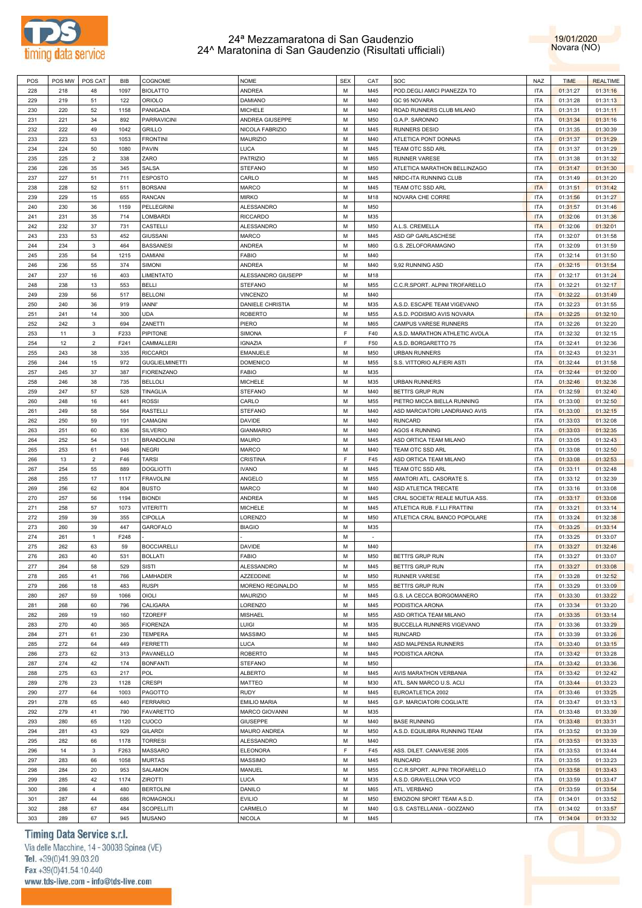# 24ª Mezzamaratona di San Gaudenzio
# 24^ Maratonina di San Gaudenzio (Risultati ufficiali)

19/01/2020
Novara (NO)

| POS | POS MW | POS CAT | BIB | COGNOME | NOME | SEX | CAT | SOC | NAZ | TIME | REALTIME |
|---|---|---|---|---|---|---|---|---|---|---|---|
| 228 | 218 | 48 | 1097 | BIOLATTO | ANDREA | M | M45 | POD.DEGLI AMICI PIANEZZA TO | ITA | 01:31:27 | 01:31:16 |
| 229 | 219 | 51 | 122 | ORIOLO | DAMIANO | M | M40 | GC 95 NOVARA | ITA | 01:31:28 | 01:31:13 |
| 230 | 220 | 52 | 1158 | PANIGADA | MICHELE | M | M40 | ROAD RUNNERS CLUB MILANO | ITA | 01:31:31 | 01:31:11 |
| 231 | 221 | 34 | 892 | PARRAVICINI | ANDREA GIUSEPPE | M | M50 | G.A.P. SARONNO | ITA | 01:31:34 | 01:31:16 |
| 232 | 222 | 49 | 1042 | GRILLO | NICOLA FABRIZIO | M | M45 | RUNNERS DESIO | ITA | 01:31:35 | 01:30:39 |
| 233 | 223 | 53 | 1053 | FRONTINI | MAURIZIO | M | M40 | ATLETICA PONT DONNAS | ITA | 01:31:37 | 01:31:29 |
| 234 | 224 | 50 | 1080 | PAVIN | LUCA | M | M45 | TEAM OTC SSD ARL | ITA | 01:31:37 | 01:31:29 |
| 235 | 225 | 2 | 338 | ZARO | PATRIZIO | M | M65 | RUNNER VARESE | ITA | 01:31:38 | 01:31:32 |
| 236 | 226 | 35 | 345 | SALSA | STEFANO | M | M50 | ATLETICA MARATHON BELLINZAGO | ITA | 01:31:47 | 01:31:30 |
| 237 | 227 | 51 | 711 | ESPOSTO | CARLO | M | M45 | NRDC-ITA RUNNING CLUB | ITA | 01:31:49 | 01:31:20 |
| 238 | 228 | 52 | 511 | BORSANI | MARCO | M | M45 | TEAM OTC SSD ARL | ITA | 01:31:51 | 01:31:42 |
| 239 | 229 | 15 | 655 | RANCAN | MIRKO | M | M18 | NOVARA CHE CORRE | ITA | 01:31:56 | 01:31:27 |
| 240 | 230 | 36 | 1159 | PELLEGRINI | ALESSANDRO | M | M50 | | ITA | 01:31:57 | 01:31:46 |
| 241 | 231 | 35 | 714 | LOMBARDI | RICCARDO | M | M35 | | ITA | 01:32:06 | 01:31:36 |
| 242 | 232 | 37 | 731 | CASTELLI | ALESSANDRO | M | M50 | A.L.S. CREMELLA | ITA | 01:32:06 | 01:32:01 |
| 243 | 233 | 53 | 452 | GIUSSANI | MARCO | M | M45 | ASD GP GARLASCHESE | ITA | 01:32:07 | 01:31:58 |
| 244 | 234 | 3 | 464 | BASSANESI | ANDREA | M | M60 | G.S. ZELOFORAMAGNO | ITA | 01:32:09 | 01:31:59 |
| 245 | 235 | 54 | 1215 | DAMIANI | FABIO | M | M40 | | ITA | 01:32:14 | 01:31:50 |
| 246 | 236 | 55 | 374 | SIMONI | ANDREA | M | M40 | 9,92 RUNNING ASD | ITA | 01:32:15 | 01:31:54 |
| 247 | 237 | 16 | 403 | LIMENTATO | ALESSANDRO GIUSEPP | M | M18 | | ITA | 01:32:17 | 01:31:24 |
| 248 | 238 | 13 | 553 | BELLI | STEFANO | M | M55 | C.C.R.SPORT. ALPINI TROFARELLO | ITA | 01:32:21 | 01:32:17 |
| 249 | 239 | 56 | 517 | BELLONI | VINCENZO | M | M40 | | ITA | 01:32:22 | 01:31:49 |
| 250 | 240 | 36 | 919 | IANNI' | DANIELE CHRISTIA | M | M35 | A.S.D. ESCAPE TEAM VIGEVANO | ITA | 01:32:23 | 01:31:55 |
| 251 | 241 | 14 | 300 | UDA | ROBERTO | M | M55 | A.S.D. PODISMO AVIS NOVARA | ITA | 01:32:25 | 01:32:10 |
| 252 | 242 | 3 | 694 | ZANETTI | PIERO | M | M65 | CAMPUS VARESE RUNNERS | ITA | 01:32:26 | 01:32:20 |
| 253 | 11 | 3 | F233 | PIPITONE | SIMONA | F | F40 | A.S.D. MARATHON ATHLETIC AVOLA | ITA | 01:32:32 | 01:32:15 |
| 254 | 12 | 2 | F241 | CAMMALLERI | IGNAZIA | F | F50 | A.S.D. BORGARETTO 75 | ITA | 01:32:41 | 01:32:36 |
| 255 | 243 | 38 | 335 | RICCARDI | EMANUELE | M | M50 | URBAN RUNNERS | ITA | 01:32:43 | 01:32:31 |
| 256 | 244 | 15 | 972 | GUGLIELMINETTI | DOMENICO | M | M55 | S.S. VITTORIO ALFIERI ASTI | ITA | 01:32:44 | 01:31:58 |
| 257 | 245 | 37 | 387 | FIORENZANO | FABIO | M | M35 | | ITA | 01:32:44 | 01:32:00 |
| 258 | 246 | 38 | 735 | BELLOLI | MICHELE | M | M35 | URBAN RUNNERS | ITA | 01:32:46 | 01:32:36 |
| 259 | 247 | 57 | 528 | TINAGLIA | STEFANO | M | M40 | BETTI'S GRUP RUN | ITA | 01:32:59 | 01:32:40 |
| 260 | 248 | 16 | 441 | ROSSI | CARLO | M | M55 | PIETRO MICCA BIELLA RUNNING | ITA | 01:33:00 | 01:32:50 |
| 261 | 249 | 58 | 564 | RASTELLI | STEFANO | M | M40 | ASD MARCIATORI LANDRIANO AVIS | ITA | 01:33:00 | 01:32:15 |
| 262 | 250 | 59 | 191 | CAMAGNI | DAVIDE | M | M40 | RUNCARD | ITA | 01:33:03 | 01:32:08 |
| 263 | 251 | 60 | 836 | SILVERIO | GIANMARIO | M | M40 | AGOS 4 RUNNING | ITA | 01:33:03 | 01:32:35 |
| 264 | 252 | 54 | 131 | BRANDOLINI | MAURO | M | M45 | ASD ORTICA TEAM MILANO | ITA | 01:33:05 | 01:32:43 |
| 265 | 253 | 61 | 946 | NEGRI | MARCO | M | M40 | TEAM OTC SSD ARL | ITA | 01:33:08 | 01:32:50 |
| 266 | 13 | 2 | F46 | TARSI | CRISTINA | F | F45 | ASD ORTICA TEAM MILANO | ITA | 01:33:08 | 01:32:53 |
| 267 | 254 | 55 | 889 | DOGLIOTTI | IVANO | M | M45 | TEAM OTC SSD ARL | ITA | 01:33:11 | 01:32:48 |
| 268 | 255 | 17 | 1117 | FRAVOLINI | ANGELO | M | M55 | AMATORI ATL. CASORATE S. | ITA | 01:33:12 | 01:32:39 |
| 269 | 256 | 62 | 804 | BUSTO | MARCO | M | M40 | ASD ATLETICA TRECATE | ITA | 01:33:16 | 01:33:08 |
| 270 | 257 | 56 | 1194 | BIONDI | ANDREA | M | M45 | CRAL SOCIETA' REALE MUTUA ASS. | ITA | 01:33:17 | 01:33:08 |
| 271 | 258 | 57 | 1073 | VITERITTI | MICHELE | M | M45 | ATLETICA RUB. F.LLI FRATTINI | ITA | 01:33:21 | 01:33:14 |
| 272 | 259 | 39 | 355 | CIPOLLA | LORENZO | M | M50 | ATLETICA CRAL BANCO POPOLARE | ITA | 01:33:24 | 01:32:38 |
| 273 | 260 | 39 | 447 | GAROFALO | BIAGIO | M | M35 | | ITA | 01:33:25 | 01:33:14 |
| 274 | 261 | 1 | F248 | - | - | M | - | | ITA | 01:33:25 | 01:33:07 |
| 275 | 262 | 63 | 59 | BOCCIARELLI | DAVIDE | M | M40 | | ITA | 01:33:27 | 01:32:46 |
| 276 | 263 | 40 | 531 | BOLLATI | FABIO | M | M50 | BETTI'S GRUP RUN | ITA | 01:33:27 | 01:33:07 |
| 277 | 264 | 58 | 529 | SISTI | ALESSANDRO | M | M45 | BETTI'S GRUP RUN | ITA | 01:33:27 | 01:33:08 |
| 278 | 265 | 41 | 766 | LAMHADER | AZZEDDINE | M | M50 | RUNNER VARESE | ITA | 01:33:28 | 01:32:52 |
| 279 | 266 | 18 | 483 | RUSPI | MORENO REGINALDO | M | M55 | BETTI'S GRUP RUN | ITA | 01:33:29 | 01:33:09 |
| 280 | 267 | 59 | 1066 | OIOLI | MAURIZIO | M | M45 | G.S. LA CECCA BORGOMANERO | ITA | 01:33:30 | 01:33:22 |
| 281 | 268 | 60 | 796 | CALIGARA | LORENZO | M | M45 | PODISTICA ARONA | ITA | 01:33:34 | 01:33:20 |
| 282 | 269 | 19 | 160 | TZOREFF | MISHAEL | M | M55 | ASD ORTICA TEAM MILANO | ITA | 01:33:35 | 01:33:14 |
| 283 | 270 | 40 | 365 | FIORENZA | LUIGI | M | M35 | BUCCELLA RUNNERS VIGEVANO | ITA | 01:33:36 | 01:33:29 |
| 284 | 271 | 61 | 230 | TEMPERA | MASSIMO | M | M45 | RUNCARD | ITA | 01:33:39 | 01:33:26 |
| 285 | 272 | 64 | 449 | FERRETTI | LUCA | M | M40 | ASD MALPENSA RUNNERS | ITA | 01:33:40 | 01:33:15 |
| 286 | 273 | 62 | 313 | PAVANELLO | ROBERTO | M | M45 | PODISTICA ARONA | ITA | 01:33:42 | 01:33:28 |
| 287 | 274 | 42 | 174 | BONFANTI | STEFANO | M | M50 | | ITA | 01:33:42 | 01:33:36 |
| 288 | 275 | 63 | 217 | POL | ALBERTO | M | M45 | AVIS MARATHON VERBANIA | ITA | 01:33:42 | 01:32:42 |
| 289 | 276 | 23 | 1128 | CRESPI | MATTEO | M | M30 | ATL. SAN MARCO U.S. ACLI | ITA | 01:33:44 | 01:33:23 |
| 290 | 277 | 64 | 1003 | PAGOTTO | RUDY | M | M45 | EUROATLETICA 2002 | ITA | 01:33:46 | 01:33:25 |
| 291 | 278 | 65 | 440 | FERRARIO | EMILIO MARIA | M | M45 | G.P. MARCIATORI COGLIATE | ITA | 01:33:47 | 01:33:13 |
| 292 | 279 | 41 | 790 | FAVARETTO | MARCO GIOVANNI | M | M35 | | ITA | 01:33:48 | 01:33:39 |
| 293 | 280 | 65 | 1120 | CUOCO | GIUSEPPE | M | M40 | BASE RUNNING | ITA | 01:33:48 | 01:33:31 |
| 294 | 281 | 43 | 929 | GILARDI | MAURO ANDREA | M | M50 | A.S.D. EQUILIBRA RUNNING TEAM | ITA | 01:33:52 | 01:33:39 |
| 295 | 282 | 66 | 1178 | TORRESI | ALESSANDRO | M | M40 | | ITA | 01:33:53 | 01:33:33 |
| 296 | 14 | 3 | F263 | MASSARO | ELEONORA | F | F45 | ASS. DILET. CANAVESE 2005 | ITA | 01:33:53 | 01:33:44 |
| 297 | 283 | 66 | 1058 | MURTAS | MASSIMO | M | M45 | RUNCARD | ITA | 01:33:55 | 01:33:23 |
| 298 | 284 | 20 | 953 | SALAMON | MANUEL | M | M55 | C.C.R.SPORT. ALPINI TROFARELLO | ITA | 01:33:58 | 01:33:43 |
| 299 | 285 | 42 | 1174 | ZIROTTI | LUCA | M | M35 | A.S.D. GRAVELLONA VCO | ITA | 01:33:59 | 01:33:47 |
| 300 | 286 | 4 | 480 | BERTOLINI | DANILO | M | M65 | ATL. VERBANO | ITA | 01:33:59 | 01:33:54 |
| 301 | 287 | 44 | 686 | ROMAGNOLI | EVILIO | M | M50 | EMOZIONI SPORT TEAM A.S.D. | ITA | 01:34:01 | 01:33:52 |
| 302 | 288 | 67 | 484 | SCOPELLITI | CARMELO | M | M40 | G.S. CASTELLANIA - GOZZANO | ITA | 01:34:02 | 01:33:57 |
| 303 | 289 | 67 | 945 | MUSANO | NICOLA | M | M45 | | ITA | 01:34:04 | 01:33:32 |

Timing Data Service s.r.l.
Via delle Macchine, 14 - 30038 Spinea (VE)
Tel. +39(0)41.99.03.20
Fax +39(0)41.54.10.440
www.tds-live.com - info@tds-live.com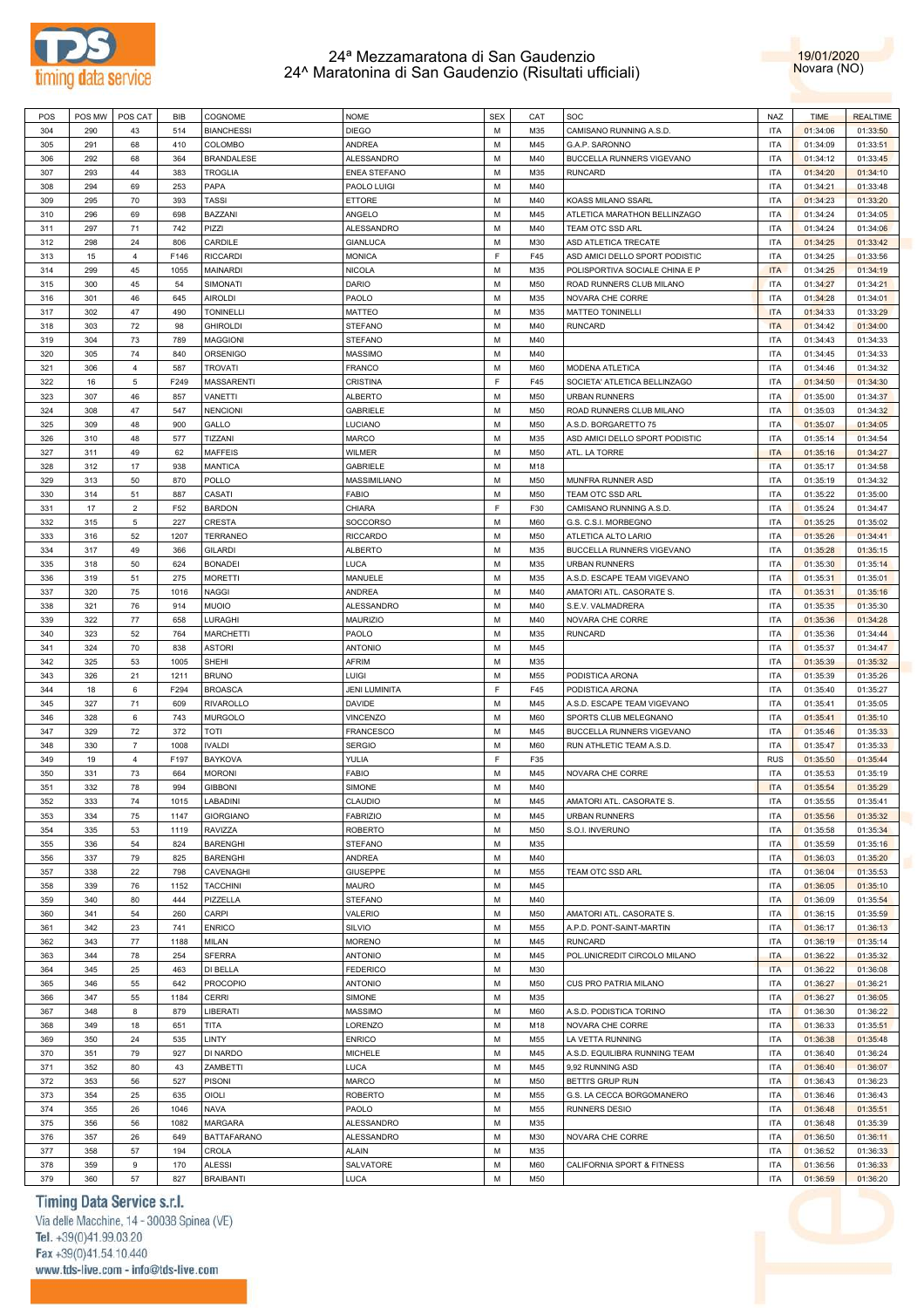# 24ª Mezzamaratona di San Gaudenzio
## 24^ Maratonina di San Gaudenzio (Risultati ufficiali)

19/01/2020
Novara (NO)

| POS | POS MW | POS CAT | BIB | COGNOME | NOME | SEX | CAT | SOC | NAZ | TIME | REALTIME |
|---|---|---|---|---|---|---|---|---|---|---|---|
| 304 | 290 | 43 | 514 | BIANCHESSI | DIEGO | M | M35 | CAMISANO RUNNING A.S.D. | ITA | 01:34:06 | 01:33:50 |
| 305 | 291 | 68 | 410 | COLOMBO | ANDREA | M | M45 | G.A.P. SARONNO | ITA | 01:34:09 | 01:33:51 |
| 306 | 292 | 68 | 364 | BRANDALESE | ALESSANDRO | M | M40 | BUCCELLA RUNNERS VIGEVANO | ITA | 01:34:12 | 01:33:45 |
| 307 | 293 | 44 | 383 | TROGLIA | ENEA STEFANO | M | M35 | RUNCARD | ITA | 01:34:20 | 01:34:10 |
| 308 | 294 | 69 | 253 | PAPA | PAOLO LUIGI | M | M40 | | ITA | 01:34:21 | 01:33:48 |
| 309 | 295 | 70 | 393 | TASSI | ETTORE | M | M40 | KOASS MILANO SSARL | ITA | 01:34:23 | 01:33:20 |
| 310 | 296 | 69 | 698 | BAZZANI | ANGELO | M | M45 | ATLETICA MARATHON BELLINZAGO | ITA | 01:34:24 | 01:34:05 |
| 311 | 297 | 71 | 742 | PIZZI | ALESSANDRO | M | M40 | TEAM OTC SSD ARL | ITA | 01:34:24 | 01:34:06 |
| 312 | 298 | 24 | 806 | CARDILE | GIANLUCA | M | M30 | ASD ATLETICA TRECATE | ITA | 01:34:25 | 01:33:42 |
| 313 | 15 | 4 | F146 | RICCARDI | MONICA | F | F45 | ASD AMICI DELLO SPORT PODISTIC | ITA | 01:34:25 | 01:33:56 |
| 314 | 299 | 45 | 1055 | MAINARDI | NICOLA | M | M35 | POLISPORTIVA SOCIALE CHINA E P | ITA | 01:34:25 | 01:34:19 |
| 315 | 300 | 45 | 54 | SIMONATI | DARIO | M | M50 | ROAD RUNNERS CLUB MILANO | ITA | 01:34:27 | 01:34:21 |
| 316 | 301 | 46 | 645 | AIROLDI | PAOLO | M | M35 | NOVARA CHE CORRE | ITA | 01:34:28 | 01:34:01 |
| 317 | 302 | 47 | 490 | TONINELLI | MATTEO | M | M35 | MATTEO TONINELLI | ITA | 01:34:33 | 01:33:29 |
| 318 | 303 | 72 | 98 | GHIROLDI | STEFANO | M | M40 | RUNCARD | ITA | 01:34:42 | 01:34:00 |
| 319 | 304 | 73 | 789 | MAGGIONI | STEFANO | M | M40 | | ITA | 01:34:43 | 01:34:33 |
| 320 | 305 | 74 | 840 | ORSENIGO | MASSIMO | M | M40 | | ITA | 01:34:45 | 01:34:33 |
| 321 | 306 | 4 | 587 | TROVATI | FRANCO | M | M60 | MODENA ATLETICA | ITA | 01:34:46 | 01:34:32 |
| 322 | 16 | 5 | F249 | MASSARENTI | CRISTINA | F | F45 | SOCIETA' ATLETICA BELLINZAGO | ITA | 01:34:50 | 01:34:30 |
| 323 | 307 | 46 | 857 | VANETTI | ALBERTO | M | M50 | URBAN RUNNERS | ITA | 01:35:00 | 01:34:37 |
| 324 | 308 | 47 | 547 | NENCIONI | GABRIELE | M | M50 | ROAD RUNNERS CLUB MILANO | ITA | 01:35:03 | 01:34:32 |
| 325 | 309 | 48 | 900 | GALLO | LUCIANO | M | M50 | A.S.D. BORGARETTO 75 | ITA | 01:35:07 | 01:34:05 |
| 326 | 310 | 48 | 577 | TIZZANI | MARCO | M | M35 | ASD AMICI DELLO SPORT PODISTIC | ITA | 01:35:14 | 01:34:54 |
| 327 | 311 | 49 | 62 | MAFFEIS | WILMER | M | M50 | ATL. LA TORRE | ITA | 01:35:16 | 01:34:27 |
| 328 | 312 | 17 | 938 | MANTICA | GABRIELE | M | M18 | | ITA | 01:35:17 | 01:34:58 |
| 329 | 313 | 50 | 870 | POLLO | MASSIMILIANO | M | M50 | MUNFRA RUNNER ASD | ITA | 01:35:19 | 01:34:32 |
| 330 | 314 | 51 | 887 | CASATI | FABIO | M | M50 | TEAM OTC SSD ARL | ITA | 01:35:22 | 01:35:00 |
| 331 | 17 | 2 | F52 | BARDON | CHIARA | F | F30 | CAMISANO RUNNING A.S.D. | ITA | 01:35:24 | 01:34:47 |
| 332 | 315 | 5 | 227 | CRESTA | SOCCORSO | M | M60 | G.S. C.S.I. MORBEGNO | ITA | 01:35:25 | 01:35:02 |
| 333 | 316 | 52 | 1207 | TERRANEO | RICCARDO | M | M50 | ATLETICA ALTO LARIO | ITA | 01:35:26 | 01:34:41 |
| 334 | 317 | 49 | 366 | GILARDI | ALBERTO | M | M35 | BUCCELLA RUNNERS VIGEVANO | ITA | 01:35:28 | 01:35:15 |
| 335 | 318 | 50 | 624 | BONADEI | LUCA | M | M35 | URBAN RUNNERS | ITA | 01:35:30 | 01:35:14 |
| 336 | 319 | 51 | 275 | MORETTI | MANUELE | M | M35 | A.S.D. ESCAPE TEAM VIGEVANO | ITA | 01:35:31 | 01:35:01 |
| 337 | 320 | 75 | 1016 | NAGGI | ANDREA | M | M40 | AMATORI ATL. CASORATE S. | ITA | 01:35:31 | 01:35:16 |
| 338 | 321 | 76 | 914 | MUOIO | ALESSANDRO | M | M40 | S.E.V. VALMADRERA | ITA | 01:35:35 | 01:35:30 |
| 339 | 322 | 77 | 658 | LURAGHI | MAURIZIO | M | M40 | NOVARA CHE CORRE | ITA | 01:35:36 | 01:34:28 |
| 340 | 323 | 52 | 764 | MARCHETTI | PAOLO | M | M35 | RUNCARD | ITA | 01:35:36 | 01:34:44 |
| 341 | 324 | 70 | 838 | ASTORI | ANTONIO | M | M45 | | ITA | 01:35:37 | 01:34:47 |
| 342 | 325 | 53 | 1005 | SHEHI | AFRIM | M | M35 | | ITA | 01:35:39 | 01:35:32 |
| 343 | 326 | 21 | 1211 | BRUNO | LUIGI | M | M55 | PODISTICA ARONA | ITA | 01:35:39 | 01:35:26 |
| 344 | 18 | 6 | F294 | BROASCA | JENI LUMINITA | F | F45 | PODISTICA ARONA | ITA | 01:35:40 | 01:35:27 |
| 345 | 327 | 71 | 609 | RIVAROLLO | DAVIDE | M | M45 | A.S.D. ESCAPE TEAM VIGEVANO | ITA | 01:35:41 | 01:35:05 |
| 346 | 328 | 6 | 743 | MURGOLO | VINCENZO | M | M60 | SPORTS CLUB MELEGNANO | ITA | 01:35:41 | 01:35:10 |
| 347 | 329 | 72 | 372 | TOTI | FRANCESCO | M | M45 | BUCCELLA RUNNERS VIGEVANO | ITA | 01:35:46 | 01:35:33 |
| 348 | 330 | 7 | 1008 | IVALDI | SERGIO | M | M60 | RUN ATHLETIC TEAM A.S.D. | ITA | 01:35:47 | 01:35:33 |
| 349 | 19 | 4 | F197 | BAYKOVA | YULIA | F | F35 | | RUS | 01:35:50 | 01:35:44 |
| 350 | 331 | 73 | 664 | MORONI | FABIO | M | M45 | NOVARA CHE CORRE | ITA | 01:35:53 | 01:35:19 |
| 351 | 332 | 78 | 994 | GIBBONI | SIMONE | M | M40 | | ITA | 01:35:54 | 01:35:29 |
| 352 | 333 | 74 | 1015 | LABADINI | CLAUDIO | M | M45 | AMATORI ATL. CASORATE S. | ITA | 01:35:55 | 01:35:41 |
| 353 | 334 | 75 | 1147 | GIORGIANO | FABRIZIO | M | M45 | URBAN RUNNERS | ITA | 01:35:56 | 01:35:32 |
| 354 | 335 | 53 | 1119 | RAVIZZA | ROBERTO | M | M50 | S.O.I. INVERUNO | ITA | 01:35:58 | 01:35:34 |
| 355 | 336 | 54 | 824 | BARENGHI | STEFANO | M | M35 | | ITA | 01:35:59 | 01:35:16 |
| 356 | 337 | 79 | 825 | BARENGHI | ANDREA | M | M40 | | ITA | 01:36:03 | 01:35:20 |
| 357 | 338 | 22 | 798 | CAVENAGHI | GIUSEPPE | M | M55 | TEAM OTC SSD ARL | ITA | 01:36:04 | 01:35:53 |
| 358 | 339 | 76 | 1152 | TACCHINI | MAURO | M | M45 | | ITA | 01:36:05 | 01:35:10 |
| 359 | 340 | 80 | 444 | PIZZELLA | STEFANO | M | M40 | | ITA | 01:36:09 | 01:35:54 |
| 360 | 341 | 54 | 260 | CARPI | VALERIO | M | M50 | AMATORI ATL. CASORATE S. | ITA | 01:36:15 | 01:35:59 |
| 361 | 342 | 23 | 741 | ENRICO | SILVIO | M | M55 | A.P.D. PONT-SAINT-MARTIN | ITA | 01:36:17 | 01:36:13 |
| 362 | 343 | 77 | 1188 | MILAN | MORENO | M | M45 | RUNCARD | ITA | 01:36:19 | 01:35:14 |
| 363 | 344 | 78 | 254 | SFERRA | ANTONIO | M | M45 | POL.UNICREDIT CIRCOLO MILANO | ITA | 01:36:22 | 01:35:32 |
| 364 | 345 | 25 | 463 | DI BELLA | FEDERICO | M | M30 | | ITA | 01:36:22 | 01:36:08 |
| 365 | 346 | 55 | 642 | PROCOPIO | ANTONIO | M | M50 | CUS PRO PATRIA MILANO | ITA | 01:36:27 | 01:36:21 |
| 366 | 347 | 55 | 1184 | CERRI | SIMONE | M | M35 | | ITA | 01:36:27 | 01:36:05 |
| 367 | 348 | 8 | 879 | LIBERATI | MASSIMO | M | M60 | A.S.D. PODISTICA TORINO | ITA | 01:36:30 | 01:36:22 |
| 368 | 349 | 18 | 651 | TITA | LORENZO | M | M18 | NOVARA CHE CORRE | ITA | 01:36:33 | 01:35:51 |
| 369 | 350 | 24 | 535 | LINTY | ENRICO | M | M55 | LA VETTA RUNNING | ITA | 01:36:38 | 01:35:48 |
| 370 | 351 | 79 | 927 | DI NARDO | MICHELE | M | M45 | A.S.D. EQUILIBRA RUNNING TEAM | ITA | 01:36:40 | 01:36:24 |
| 371 | 352 | 80 | 43 | ZAMBETTI | LUCA | M | M45 | 9,92 RUNNING ASD | ITA | 01:36:40 | 01:36:07 |
| 372 | 353 | 56 | 527 | PISONI | MARCO | M | M50 | BETTI'S GRUP RUN | ITA | 01:36:43 | 01:36:23 |
| 373 | 354 | 25 | 635 | OIOLI | ROBERTO | M | M55 | G.S. LA CECCA BORGOMANERO | ITA | 01:36:46 | 01:36:43 |
| 374 | 355 | 26 | 1046 | NAVA | PAOLO | M | M55 | RUNNERS DESIO | ITA | 01:36:48 | 01:35:51 |
| 375 | 356 | 56 | 1082 | MARGARA | ALESSANDRO | M | M35 | | ITA | 01:36:48 | 01:35:39 |
| 376 | 357 | 26 | 649 | BATTAFARANO | ALESSANDRO | M | M30 | NOVARA CHE CORRE | ITA | 01:36:50 | 01:36:11 |
| 377 | 358 | 57 | 194 | CROLA | ALAIN | M | M35 | | ITA | 01:36:52 | 01:36:33 |
| 378 | 359 | 9 | 170 | ALESSI | SALVATORE | M | M60 | CALIFORNIA SPORT & FITNESS | ITA | 01:36:56 | 01:36:33 |
| 379 | 360 | 57 | 827 | BRAIBANTI | LUCA | M | M50 | | ITA | 01:36:59 | 01:36:20 |

**Timing Data Service s.r.l.**
Via delle Macchine, 14 - 30038 Spinea (VE)
Tel. +39(0)41.99.03.20
Fax +39(0)41.54.10.440
www.tds-live.com - info@tds-live.com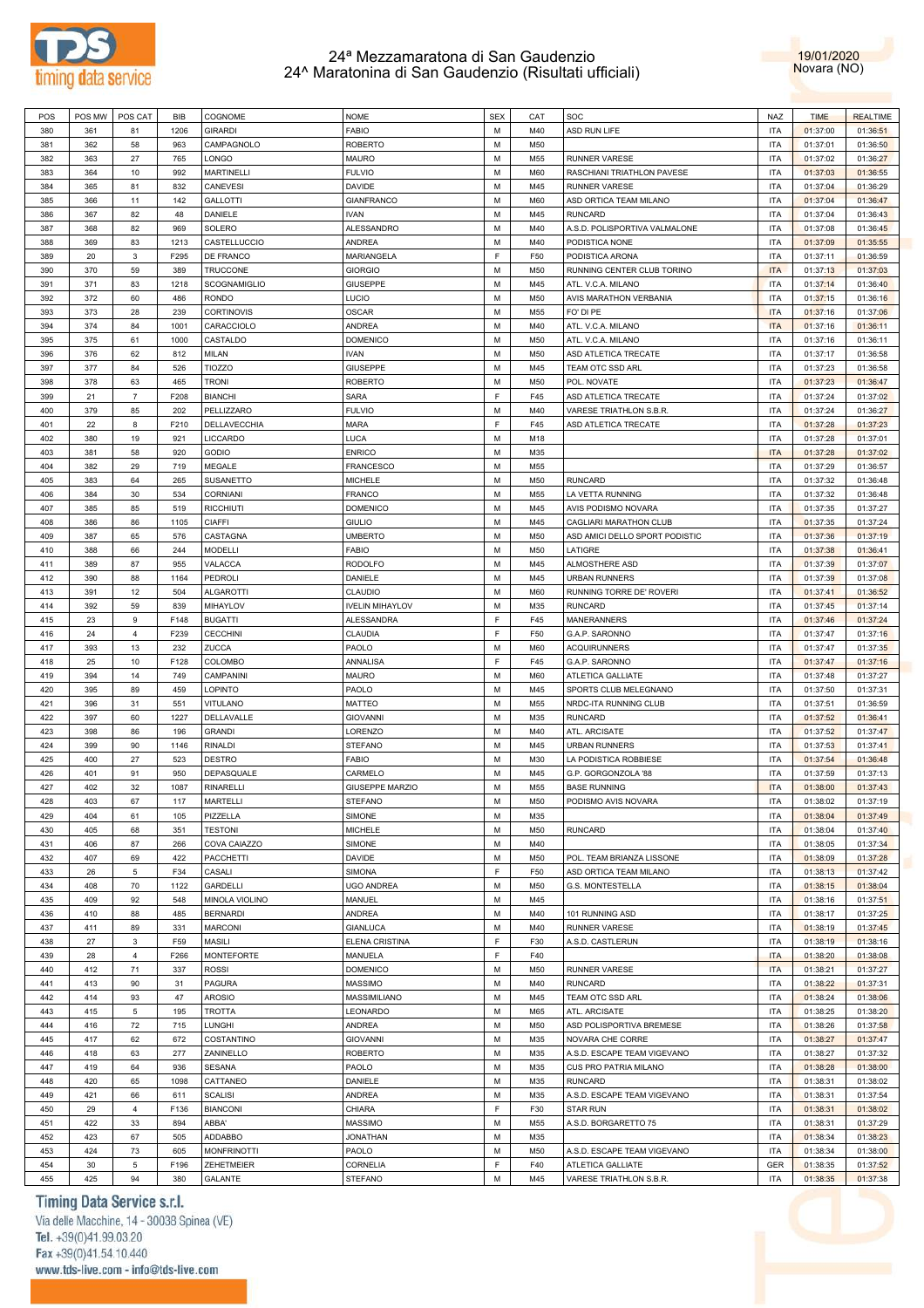# 24ª Mezzamaratona di San Gaudenzio
## 24^ Maratonina di San Gaudenzio (Risultati ufficiali)

19/01/2020
Novara (NO)

| POS | POS MW | POS CAT | BIB | COGNOME | NOME | SEX | CAT | SOC | NAZ | TIME | REALTIME |
|---|---|---|---|---|---|---|---|---|---|---|---|
| 380 | 361 | 81 | 1206 | GIRARDI | FABIO | M | M40 | ASD RUN LIFE | ITA | 01:37:00 | 01:36:51 |
| 381 | 362 | 58 | 963 | CAMPAGNOLO | ROBERTO | M | M50 | | ITA | 01:37:01 | 01:36:50 |
| 382 | 363 | 27 | 765 | LONGO | MAURO | M | M55 | RUNNER VARESE | ITA | 01:37:02 | 01:36:27 |
| 383 | 364 | 10 | 992 | MARTINELLI | FULVIO | M | M60 | RASCHIANI TRIATHLON PAVESE | ITA | 01:37:03 | 01:36:55 |
| 384 | 365 | 81 | 832 | CANEVESI | DAVIDE | M | M45 | RUNNER VARESE | ITA | 01:37:04 | 01:36:29 |
| 385 | 366 | 11 | 142 | GALLOTTI | GIANFRANCO | M | M60 | ASD ORTICA TEAM MILANO | ITA | 01:37:04 | 01:36:47 |
| 386 | 367 | 82 | 48 | DANIELE | IVAN | M | M45 | RUNCARD | ITA | 01:37:04 | 01:36:43 |
| 387 | 368 | 82 | 969 | SOLERO | ALESSANDRO | M | M40 | A.S.D. POLISPORTIVA VALMALONE | ITA | 01:37:08 | 01:36:45 |
| 388 | 369 | 83 | 1213 | CASTELLUCCIO | ANDREA | M | M40 | PODISTICA NONE | ITA | 01:37:09 | 01:35:55 |
| 389 | 20 | 3 | F295 | DE FRANCO | MARIANGELA | F | F50 | PODISTICA ARONA | ITA | 01:37:11 | 01:36:59 |
| 390 | 370 | 59 | 389 | TRUCCONE | GIORGIO | M | M50 | RUNNING CENTER CLUB TORINO | ITA | 01:37:13 | 01:37:03 |
| 391 | 371 | 83 | 1218 | SCOGNAMIGLIO | GIUSEPPE | M | M45 | ATL. V.C.A. MILANO | ITA | 01:37:14 | 01:36:40 |
| 392 | 372 | 60 | 486 | RONDO | LUCIO | M | M50 | AVIS MARATHON VERBANIA | ITA | 01:37:15 | 01:36:16 |
| 393 | 373 | 28 | 239 | CORTINOVIS | OSCAR | M | M55 | FO' DI PE | ITA | 01:37:16 | 01:37:06 |
| 394 | 374 | 84 | 1001 | CARACCIOLO | ANDREA | M | M40 | ATL. V.C.A. MILANO | ITA | 01:37:16 | 01:36:11 |
| 395 | 375 | 61 | 1000 | CASTALDO | DOMENICO | M | M50 | ATL. V.C.A. MILANO | ITA | 01:37:16 | 01:36:11 |
| 396 | 376 | 62 | 812 | MILAN | IVAN | M | M50 | ASD ATLETICA TRECATE | ITA | 01:37:17 | 01:36:58 |
| 397 | 377 | 84 | 526 | TIOZZO | GIUSEPPE | M | M45 | TEAM OTC SSD ARL | ITA | 01:37:23 | 01:36:58 |
| 398 | 378 | 63 | 465 | TRONI | ROBERTO | M | M50 | POL. NOVATE | ITA | 01:37:23 | 01:36:47 |
| 399 | 21 | 7 | F208 | BIANCHI | SARA | F | F45 | ASD ATLETICA TRECATE | ITA | 01:37:24 | 01:37:02 |
| 400 | 379 | 85 | 202 | PELLIZZARO | FULVIO | M | M40 | VARESE TRIATHLON S.B.R. | ITA | 01:37:24 | 01:36:27 |
| 401 | 22 | 8 | F210 | DELLAVECCHIA | MARA | F | F45 | ASD ATLETICA TRECATE | ITA | 01:37:28 | 01:37:23 |
| 402 | 380 | 19 | 921 | LICCARDO | LUCA | M | M18 | | ITA | 01:37:28 | 01:37:01 |
| 403 | 381 | 58 | 920 | GODIO | ENRICO | M | M35 | | ITA | 01:37:28 | 01:37:02 |
| 404 | 382 | 29 | 719 | MEGALE | FRANCESCO | M | M55 | | ITA | 01:37:29 | 01:36:57 |
| 405 | 383 | 64 | 265 | SUSANETTO | MICHELE | M | M50 | RUNCARD | ITA | 01:37:32 | 01:36:48 |
| 406 | 384 | 30 | 534 | CORNIANI | FRANCO | M | M55 | LA VETTA RUNNING | ITA | 01:37:32 | 01:36:48 |
| 407 | 385 | 85 | 519 | RICCHIUTI | DOMENICO | M | M45 | AVIS PODISMO NOVARA | ITA | 01:37:35 | 01:37:27 |
| 408 | 386 | 86 | 1105 | CIAFFI | GIULIO | M | M45 | CAGLIARI MARATHON CLUB | ITA | 01:37:35 | 01:37:24 |
| 409 | 387 | 65 | 576 | CASTAGNA | UMBERTO | M | M50 | ASD AMICI DELLO SPORT PODISTIC | ITA | 01:37:36 | 01:37:19 |
| 410 | 388 | 66 | 244 | MODELLI | FABIO | M | M50 | LATIGRE | ITA | 01:37:38 | 01:36:41 |
| 411 | 389 | 87 | 955 | VALACCA | RODOLFO | M | M45 | ALMOSTHERE ASD | ITA | 01:37:39 | 01:37:07 |
| 412 | 390 | 88 | 1164 | PEDROLI | DANIELE | M | M45 | URBAN RUNNERS | ITA | 01:37:39 | 01:37:08 |
| 413 | 391 | 12 | 504 | ALGAROTTI | CLAUDIO | M | M60 | RUNNING TORRE DE' ROVERI | ITA | 01:37:41 | 01:36:52 |
| 414 | 392 | 59 | 839 | MIHAYLOV | IVELIN MIHAYLOV | M | M35 | RUNCARD | ITA | 01:37:45 | 01:37:14 |
| 415 | 23 | 9 | F148 | BUGATTI | ALESSANDRA | F | F45 | MANERANNERS | ITA | 01:37:46 | 01:37:24 |
| 416 | 24 | 4 | F239 | CECCHINI | CLAUDIA | F | F50 | G.A.P. SARONNO | ITA | 01:37:47 | 01:37:16 |
| 417 | 393 | 13 | 232 | ZUCCA | PAOLO | M | M60 | ACQUIRUNNERS | ITA | 01:37:47 | 01:37:35 |
| 418 | 25 | 10 | F128 | COLOMBO | ANNALISA | F | F45 | G.A.P. SARONNO | ITA | 01:37:47 | 01:37:16 |
| 419 | 394 | 14 | 749 | CAMPANINI | MAURO | M | M60 | ATLETICA GALLIATE | ITA | 01:37:48 | 01:37:27 |
| 420 | 395 | 89 | 459 | LOPINTO | PAOLO | M | M45 | SPORTS CLUB MELEGNANO | ITA | 01:37:50 | 01:37:31 |
| 421 | 396 | 31 | 551 | VITULANO | MATTEO | M | M55 | NRDC-ITA RUNNING CLUB | ITA | 01:37:51 | 01:36:59 |
| 422 | 397 | 60 | 1227 | DELLAVALLE | GIOVANNI | M | M35 | RUNCARD | ITA | 01:37:52 | 01:36:41 |
| 423 | 398 | 86 | 196 | GRANDI | LORENZO | M | M40 | ATL. ARCISATE | ITA | 01:37:52 | 01:37:47 |
| 424 | 399 | 90 | 1146 | RINALDI | STEFANO | M | M45 | URBAN RUNNERS | ITA | 01:37:53 | 01:37:41 |
| 425 | 400 | 27 | 523 | DESTRO | FABIO | M | M30 | LA PODISTICA ROBBIESE | ITA | 01:37:54 | 01:36:48 |
| 426 | 401 | 91 | 950 | DEPASQUALE | CARMELO | M | M45 | G.P. GORGONZOLA '88 | ITA | 01:37:59 | 01:37:13 |
| 427 | 402 | 32 | 1087 | RINARELLI | GIUSEPPE MARZIO | M | M55 | BASE RUNNING | ITA | 01:38:00 | 01:37:43 |
| 428 | 403 | 67 | 117 | MARTELLI | STEFANO | M | M50 | PODISMO AVIS NOVARA | ITA | 01:38:02 | 01:37:19 |
| 429 | 404 | 61 | 105 | PIZZELLA | SIMONE | M | M35 | | ITA | 01:38:04 | 01:37:49 |
| 430 | 405 | 68 | 351 | TESTONI | MICHELE | M | M50 | RUNCARD | ITA | 01:38:04 | 01:37:40 |
| 431 | 406 | 87 | 266 | COVA CAIAZZO | SIMONE | M | M40 | | ITA | 01:38:05 | 01:37:34 |
| 432 | 407 | 69 | 422 | PACCHETTI | DAVIDE | M | M50 | POL. TEAM BRIANZA LISSONE | ITA | 01:38:09 | 01:37:28 |
| 433 | 26 | 5 | F34 | CASALI | SIMONA | F | F50 | ASD ORTICA TEAM MILANO | ITA | 01:38:13 | 01:37:42 |
| 434 | 408 | 70 | 1122 | GARDELLI | UGO ANDREA | M | M50 | G.S. MONTESTELLA | ITA | 01:38:15 | 01:38:04 |
| 435 | 409 | 92 | 548 | MINOLA VIOLINO | MANUEL | M | M45 | | ITA | 01:38:16 | 01:37:51 |
| 436 | 410 | 88 | 485 | BERNARDI | ANDREA | M | M40 | 101 RUNNING ASD | ITA | 01:38:17 | 01:37:25 |
| 437 | 411 | 89 | 331 | MARCONI | GIANLUCA | M | M40 | RUNNER VARESE | ITA | 01:38:19 | 01:37:45 |
| 438 | 27 | 3 | F59 | MASILI | ELENA CRISTINA | F | F30 | A.S.D. CASTLERUN | ITA | 01:38:19 | 01:38:16 |
| 439 | 28 | 4 | F266 | MONTEFORTE | MANUELA | F | F40 | | ITA | 01:38:20 | 01:38:08 |
| 440 | 412 | 71 | 337 | ROSSI | DOMENICO | M | M50 | RUNNER VARESE | ITA | 01:38:21 | 01:37:27 |
| 441 | 413 | 90 | 31 | PAGURA | MASSIMO | M | M40 | RUNCARD | ITA | 01:38:22 | 01:37:31 |
| 442 | 414 | 93 | 47 | AROSIO | MASSIMILIANO | M | M45 | TEAM OTC SSD ARL | ITA | 01:38:24 | 01:38:06 |
| 443 | 415 | 5 | 195 | TROTTA | LEONARDO | M | M65 | ATL. ARCISATE | ITA | 01:38:25 | 01:38:20 |
| 444 | 416 | 72 | 715 | LUNGHI | ANDREA | M | M50 | ASD POLISPORTIVA BREMESE | ITA | 01:38:26 | 01:37:58 |
| 445 | 417 | 62 | 672 | COSTANTINO | GIOVANNI | M | M35 | NOVARA CHE CORRE | ITA | 01:38:27 | 01:37:47 |
| 446 | 418 | 63 | 277 | ZANINELLO | ROBERTO | M | M35 | A.S.D. ESCAPE TEAM VIGEVANO | ITA | 01:38:27 | 01:37:32 |
| 447 | 419 | 64 | 936 | SESANA | PAOLO | M | M35 | CUS PRO PATRIA MILANO | ITA | 01:38:28 | 01:38:00 |
| 448 | 420 | 65 | 1098 | CATTANEO | DANIELE | M | M35 | RUNCARD | ITA | 01:38:31 | 01:38:02 |
| 449 | 421 | 66 | 611 | SCALISI | ANDREA | M | M35 | A.S.D. ESCAPE TEAM VIGEVANO | ITA | 01:38:31 | 01:37:54 |
| 450 | 29 | 4 | F136 | BIANCONI | CHIARA | F | F30 | STAR RUN | ITA | 01:38:31 | 01:38:02 |
| 451 | 422 | 33 | 894 | ABBA' | MASSIMO | M | M55 | A.S.D. BORGARETTO 75 | ITA | 01:38:31 | 01:37:29 |
| 452 | 423 | 67 | 505 | ADDABBO | JONATHAN | M | M35 | | ITA | 01:38:34 | 01:38:23 |
| 453 | 424 | 73 | 605 | MONFRINOTTI | PAOLO | M | M50 | A.S.D. ESCAPE TEAM VIGEVANO | ITA | 01:38:34 | 01:38:00 |
| 454 | 30 | 5 | F196 | ZEHETMEIER | CORNELIA | F | F40 | ATLETICA GALLIATE | GER | 01:38:35 | 01:37:52 |
| 455 | 425 | 94 | 380 | GALANTE | STEFANO | M | M45 | VARESE TRIATHLON S.B.R. | ITA | 01:38:35 | 01:37:38 |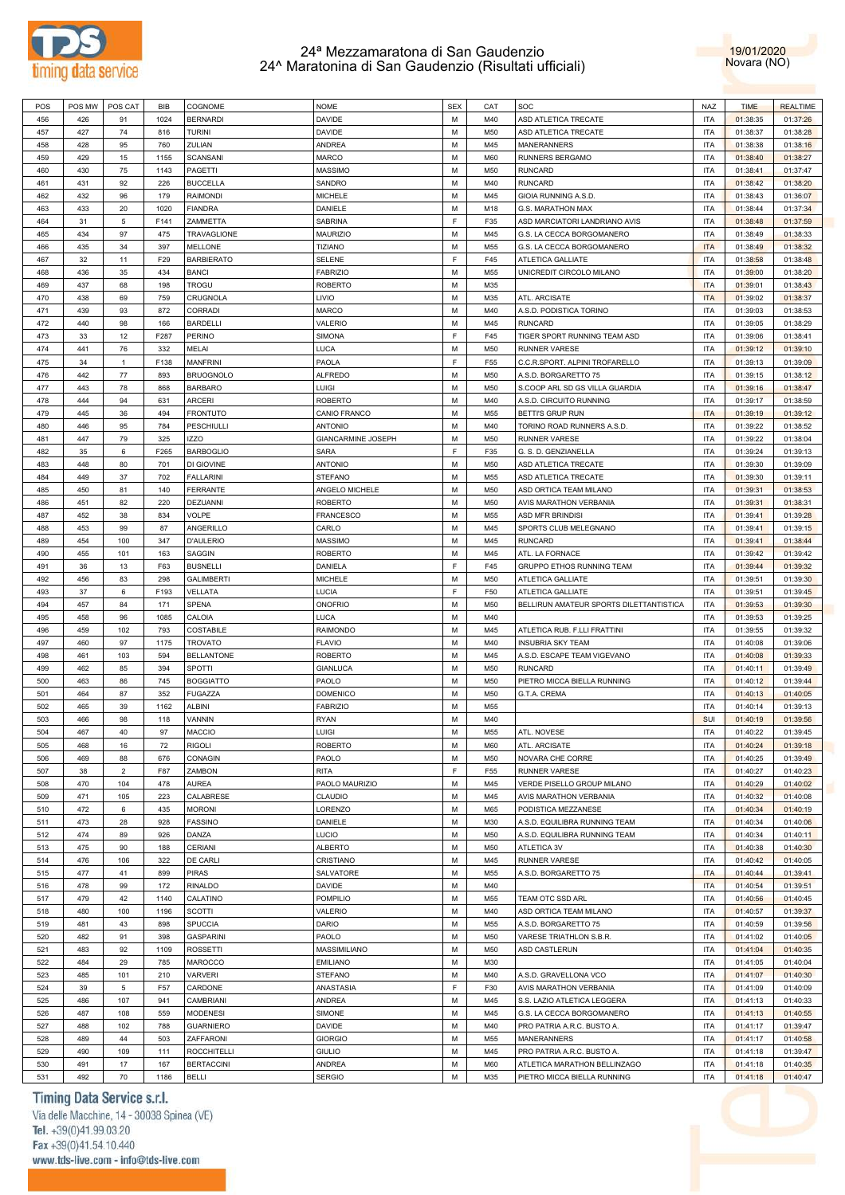# 24ª Mezzamaratona di San Gaudenzio
# 24^ Maratonina di San Gaudenzio (Risultati ufficiali)

19/01/2020
Novara (NO)

| POS | POS MW | POS CAT | BIB | COGNOME | NOME | SEX | CAT | SOC | NAZ | TIME | REALTIME |
|---|---|---|---|---|---|---|---|---|---|---|---|
| 456 | 426 | 91 | 1024 | BERNARDI | DAVIDE | M | M40 | ASD ATLETICA TRECATE | ITA | 01:38:35 | 01:37:26 |
| 457 | 427 | 74 | 816 | TURINI | DAVIDE | M | M50 | ASD ATLETICA TRECATE | ITA | 01:38:37 | 01:38:28 |
| 458 | 428 | 95 | 760 | ZULIAN | ANDREA | M | M45 | MANERANNERS | ITA | 01:38:38 | 01:38:16 |
| 459 | 429 | 15 | 1155 | SCANSANI | MARCO | M | M60 | RUNNERS BERGAMO | ITA | 01:38:40 | 01:38:27 |
| 460 | 430 | 75 | 1143 | PAGETTI | MASSIMO | M | M50 | RUNCARD | ITA | 01:38:41 | 01:37:47 |
| 461 | 431 | 92 | 226 | BUCCELLA | SANDRO | M | M40 | RUNCARD | ITA | 01:38:42 | 01:38:20 |
| 462 | 432 | 96 | 179 | RAIMONDI | MICHELE | M | M45 | GIOIA RUNNING A.S.D. | ITA | 01:38:43 | 01:36:07 |
| 463 | 433 | 20 | 1020 | FIANDRA | DANIELE | M | M18 | G.S. MARATHON MAX | ITA | 01:38:44 | 01:37:34 |
| 464 | 31 | 5 | F141 | ZAMMETTA | SABRINA | F | F35 | ASD MARCIATORI LANDRIANO AVIS | ITA | 01:38:48 | 01:37:59 |
| 465 | 434 | 97 | 475 | TRAVAGLIONE | MAURIZIO | M | M45 | G.S. LA CECCA BORGOMANERO | ITA | 01:38:49 | 01:38:33 |
| 466 | 435 | 34 | 397 | MELLONE | TIZIANO | M | M55 | G.S. LA CECCA BORGOMANERO | ITA | 01:38:49 | 01:38:32 |
| 467 | 32 | 11 | F29 | BARBIERATO | SELENE | F | F45 | ATLETICA GALLIATE | ITA | 01:38:58 | 01:38:48 |
| 468 | 436 | 35 | 434 | BANCI | FABRIZIO | M | M55 | UNICREDIT CIRCOLO MILANO | ITA | 01:39:00 | 01:38:20 |
| 469 | 437 | 68 | 198 | TROGU | ROBERTO | M | M35 |  | ITA | 01:39:01 | 01:38:43 |
| 470 | 438 | 69 | 759 | CRUGNOLA | LIVIO | M | M35 | ATL. ARCISATE | ITA | 01:39:02 | 01:38:37 |
| 471 | 439 | 93 | 872 | CORRADI | MARCO | M | M40 | A.S.D. PODISTICA TORINO | ITA | 01:39:03 | 01:38:53 |
| 472 | 440 | 98 | 166 | BARDELLI | VALERIO | M | M45 | RUNCARD | ITA | 01:39:05 | 01:38:29 |
| 473 | 33 | 12 | F287 | PERINO | SIMONA | F | F45 | TIGER SPORT RUNNING TEAM ASD | ITA | 01:39:06 | 01:38:41 |
| 474 | 441 | 76 | 332 | MELAI | LUCA | M | M50 | RUNNER VARESE | ITA | 01:39:12 | 01:39:10 |
| 475 | 34 | 1 | F138 | MANFRINI | PAOLA | F | F55 | C.C.R.SPORT. ALPINI TROFARELLO | ITA | 01:39:13 | 01:39:09 |
| 476 | 442 | 77 | 893 | BRUOGNOLO | ALFREDO | M | M50 | A.S.D. BORGARETTO 75 | ITA | 01:39:15 | 01:38:12 |
| 477 | 443 | 78 | 868 | BARBARO | LUIGI | M | M50 | S.COOP ARL SD GS VILLA GUARDIA | ITA | 01:39:16 | 01:38:47 |
| 478 | 444 | 94 | 631 | ARCERI | ROBERTO | M | M40 | A.S.D. CIRCUITO RUNNING | ITA | 01:39:17 | 01:38:59 |
| 479 | 445 | 36 | 494 | FRONTUTO | CANIO FRANCO | M | M55 | BETTI'S GRUP RUN | ITA | 01:39:19 | 01:39:12 |
| 480 | 446 | 95 | 784 | PESCHIULLI | ANTONIO | M | M40 | TORINO ROAD RUNNERS A.S.D. | ITA | 01:39:22 | 01:38:52 |
| 481 | 447 | 79 | 325 | IZZO | GIANCARMINE JOSEPH | M | M50 | RUNNER VARESE | ITA | 01:39:22 | 01:38:04 |
| 482 | 35 | 6 | F265 | BARBOGLIO | SARA | F | F35 | G. S. D. GENZIANELLA | ITA | 01:39:24 | 01:39:13 |
| 483 | 448 | 80 | 701 | DI GIOVINE | ANTONIO | M | M50 | ASD ATLETICA TRECATE | ITA | 01:39:30 | 01:39:09 |
| 484 | 449 | 37 | 702 | FALLARINI | STEFANO | M | M55 | ASD ATLETICA TRECATE | ITA | 01:39:30 | 01:39:11 |
| 485 | 450 | 81 | 140 | FERRANTE | ANGELO MICHELE | M | M50 | ASD ORTICA TEAM MILANO | ITA | 01:39:31 | 01:38:53 |
| 486 | 451 | 82 | 220 | DEZUANNI | ROBERTO | M | M50 | AVIS MARATHON VERBANIA | ITA | 01:39:31 | 01:38:31 |
| 487 | 452 | 38 | 834 | VOLPE | FRANCESCO | M | M55 | ASD MFR BRINDISI | ITA | 01:39:41 | 01:39:28 |
| 488 | 453 | 99 | 87 | ANGERILLO | CARLO | M | M45 | SPORTS CLUB MELEGNANO | ITA | 01:39:41 | 01:39:15 |
| 489 | 454 | 100 | 347 | D'AULERIO | MASSIMO | M | M45 | RUNCARD | ITA | 01:39:41 | 01:38:44 |
| 490 | 455 | 101 | 163 | SAGGIN | ROBERTO | M | M45 | ATL. LA FORNACE | ITA | 01:39:42 | 01:39:42 |
| 491 | 36 | 13 | F63 | BUSNELLI | DANIELA | F | F45 | GRUPPO ETHOS RUNNING TEAM | ITA | 01:39:44 | 01:39:32 |
| 492 | 456 | 83 | 298 | GALIMBERTI | MICHELE | M | M50 | ATLETICA GALLIATE | ITA | 01:39:51 | 01:39:30 |
| 493 | 37 | 6 | F193 | VELLATA | LUCIA | F | F50 | ATLETICA GALLIATE | ITA | 01:39:51 | 01:39:45 |
| 494 | 457 | 84 | 171 | SPENA | ONOFRIO | M | M50 | BELLIRUN AMATEUR SPORTS DILETTANTISTICA | ITA | 01:39:53 | 01:39:30 |
| 495 | 458 | 96 | 1085 | CALOIA | LUCA | M | M40 |  | ITA | 01:39:53 | 01:39:25 |
| 496 | 459 | 102 | 793 | COSTABILE | RAIMONDO | M | M45 | ATLETICA RUB. F.LLI FRATTINI | ITA | 01:39:55 | 01:39:32 |
| 497 | 460 | 97 | 1175 | TROVATO | FLAVIO | M | M40 | INSUBRIA SKY TEAM | ITA | 01:40:08 | 01:39:06 |
| 498 | 461 | 103 | 594 | BELLANTONE | ROBERTO | M | M45 | A.S.D. ESCAPE TEAM VIGEVANO | ITA | 01:40:08 | 01:39:33 |
| 499 | 462 | 85 | 394 | SPOTTI | GIANLUCA | M | M50 | RUNCARD | ITA | 01:40:11 | 01:39:49 |
| 500 | 463 | 86 | 745 | BOGGIATTO | PAOLO | M | M50 | PIETRO MICCA BIELLA RUNNING | ITA | 01:40:12 | 01:39:44 |
| 501 | 464 | 87 | 352 | FUGAZZA | DOMENICO | M | M50 | G.T.A. CREMA | ITA | 01:40:13 | 01:40:05 |
| 502 | 465 | 39 | 1162 | ALBINI | FABRIZIO | M | M55 |  | ITA | 01:40:14 | 01:39:13 |
| 503 | 466 | 98 | 118 | VANNIN | RYAN | M | M40 |  | SUI | 01:40:19 | 01:39:56 |
| 504 | 467 | 40 | 97 | MACCIO | LUIGI | M | M55 | ATL. NOVESE | ITA | 01:40:22 | 01:39:45 |
| 505 | 468 | 16 | 72 | RIGOLI | ROBERTO | M | M60 | ATL. ARCISATE | ITA | 01:40:24 | 01:39:18 |
| 506 | 469 | 88 | 676 | CONAGIN | PAOLO | M | M50 | NOVARA CHE CORRE | ITA | 01:40:25 | 01:39:49 |
| 507 | 38 | 2 | F87 | ZAMBON | RITA | F | F55 | RUNNER VARESE | ITA | 01:40:27 | 01:40:23 |
| 508 | 470 | 104 | 478 | AUREA | PAOLO MAURIZIO | M | M45 | VERDE PISELLO GROUP MILANO | ITA | 01:40:29 | 01:40:02 |
| 509 | 471 | 105 | 223 | CALABRESE | CLAUDIO | M | M45 | AVIS MARATHON VERBANIA | ITA | 01:40:32 | 01:40:08 |
| 510 | 472 | 6 | 435 | MORONI | LORENZO | M | M65 | PODISTICA MEZZANESE | ITA | 01:40:34 | 01:40:19 |
| 511 | 473 | 28 | 928 | FASSINO | DANIELE | M | M30 | A.S.D. EQUILIBRA RUNNING TEAM | ITA | 01:40:34 | 01:40:06 |
| 512 | 474 | 89 | 926 | DANZA | LUCIO | M | M50 | A.S.D. EQUILIBRA RUNNING TEAM | ITA | 01:40:34 | 01:40:11 |
| 513 | 475 | 90 | 188 | CERIANI | ALBERTO | M | M50 | ATLETICA 3V | ITA | 01:40:38 | 01:40:30 |
| 514 | 476 | 106 | 322 | DE CARLI | CRISTIANO | M | M45 | RUNNER VARESE | ITA | 01:40:42 | 01:40:05 |
| 515 | 477 | 41 | 899 | PIRAS | SALVATORE | M | M55 | A.S.D. BORGARETTO 75 | ITA | 01:40:44 | 01:39:41 |
| 516 | 478 | 99 | 172 | RINALDO | DAVIDE | M | M40 |  | ITA | 01:40:54 | 01:39:51 |
| 517 | 479 | 42 | 1140 | CALATINO | POMPILIO | M | M55 | TEAM OTC SSD ARL | ITA | 01:40:56 | 01:40:45 |
| 518 | 480 | 100 | 1196 | SCOTTI | VALERIO | M | M40 | ASD ORTICA TEAM MILANO | ITA | 01:40:57 | 01:39:37 |
| 519 | 481 | 43 | 898 | SPUCCIA | DARIO | M | M55 | A.S.D. BORGARETTO 75 | ITA | 01:40:59 | 01:39:56 |
| 520 | 482 | 91 | 398 | GASPARINI | PAOLO | M | M50 | VARESE TRIATHLON S.B.R. | ITA | 01:41:02 | 01:40:05 |
| 521 | 483 | 92 | 1109 | ROSSETTI | MASSIMILIANO | M | M50 | ASD CASTLERUN | ITA | 01:41:04 | 01:40:35 |
| 522 | 484 | 29 | 785 | MAROCCO | EMILIANO | M | M30 |  | ITA | 01:41:05 | 01:40:04 |
| 523 | 485 | 101 | 210 | VARVERI | STEFANO | M | M40 | A.S.D. GRAVELLONA VCO | ITA | 01:41:07 | 01:40:30 |
| 524 | 39 | 5 | F57 | CARDONE | ANASTASIA | F | F30 | AVIS MARATHON VERBANIA | ITA | 01:41:09 | 01:40:09 |
| 525 | 486 | 107 | 941 | CAMBRIANI | ANDREA | M | M45 | S.S. LAZIO ATLETICA LEGGERA | ITA | 01:41:13 | 01:40:33 |
| 526 | 487 | 108 | 559 | MODENESI | SIMONE | M | M45 | G.S. LA CECCA BORGOMANERO | ITA | 01:41:13 | 01:40:55 |
| 527 | 488 | 102 | 788 | GUARNIERO | DAVIDE | M | M40 | PRO PATRIA A.R.C. BUSTO A. | ITA | 01:41:17 | 01:39:47 |
| 528 | 489 | 44 | 503 | ZAFFARONI | GIORGIO | M | M55 | MANERANNERS | ITA | 01:41:17 | 01:40:58 |
| 529 | 490 | 109 | 111 | ROCCHITELLI | GIULIO | M | M45 | PRO PATRIA A.R.C. BUSTO A. | ITA | 01:41:18 | 01:39:47 |
| 530 | 491 | 17 | 167 | BERTACCINI | ANDREA | M | M60 | ATLETICA MARATHON BELLINZAGO | ITA | 01:41:18 | 01:40:35 |
| 531 | 492 | 70 | 1186 | BELLI | SERGIO | M | M35 | PIETRO MICCA BIELLA RUNNING | ITA | 01:41:18 | 01:40:47 |

Timing Data Service s.r.l.
Via delle Macchine, 14 - 30038 Spinea (VE)
Tel. +39(0)41.99.03.20
Fax +39(0)41.54.10.440
www.tds-live.com - info@tds-live.com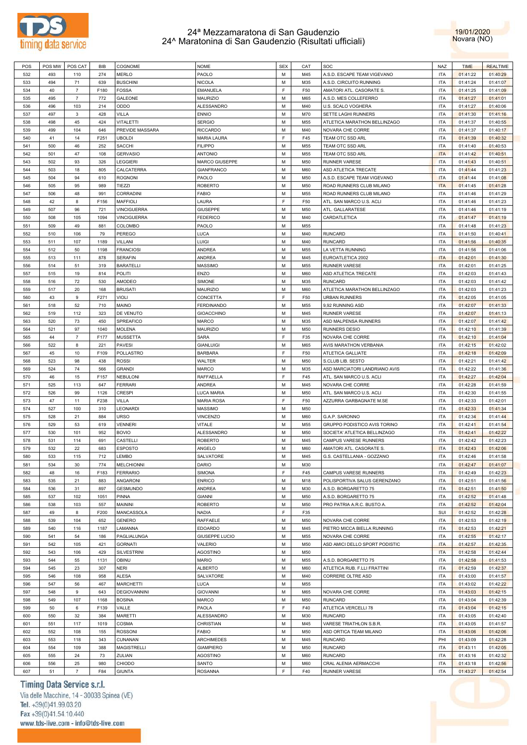# 24ª Mezzamaratona di San Gaudenzio
# 24^ Maratonina di San Gaudenzio (Risultati ufficiali)

19/01/2020
Novara (NO)

| POS | POS MW | POS CAT | BIB | COGNOME | NOME | SEX | CAT | SOC | NAZ | TIME | REALTIME |
|---|---|---|---|---|---|---|---|---|---|---|---|
| 532 | 493 | 110 | 274 | MERLO | PAOLO | M | M45 | A.S.D. ESCAPE TEAM VIGEVANO | ITA | 01:41:22 | 01:40:29 |
| 533 | 494 | 71 | 639 | BUSCHINI | NICOLA | M | M35 | A.S.D. CIRCUITO RUNNING | ITA | 01:41:24 | 01:41:07 |
| 534 | 40 | 7 | F180 | FOSSA | EMANUELA | F | F50 | AMATORI ATL. CASORATE S. | ITA | 01:41:25 | 01:41:09 |
| 535 | 495 | 7 | 772 | GALEONE | MAURIZIO | M | M65 | A.S.D. MES COLLEFERRO | ITA | 01:41:27 | 01:41:01 |
| 536 | 496 | 103 | 214 | ODDO | ALESSANDRO | M | M40 | U.S. SCALO VOGHERA | ITA | 01:41:27 | 01:40:06 |
| 537 | 497 | 3 | 428 | VILLA | ENNIO | M | M70 | SETTE LAGHI RUNNERS | ITA | 01:41:30 | 01:41:16 |
| 538 | 498 | 45 | 424 | VITALETTI | SERGIO | M | M55 | ATLETICA MARATHON BELLINZAGO | ITA | 01:41:37 | 01:40:55 |
| 539 | 499 | 104 | 646 | PREVIDE MASSARA | RICCARDO | M | M40 | NOVARA CHE CORRE | ITA | 01:41:37 | 01:40:17 |
| 540 | 41 | 14 | F251 | UBOLDI | MARIA LAURA | F | F45 | TEAM OTC SSD ARL | ITA | 01:41:39 | 01:40:32 |
| 541 | 500 | 46 | 252 | SACCHI | FILIPPO | M | M55 | TEAM OTC SSD ARL | ITA | 01:41:40 | 01:40:53 |
| 542 | 501 | 47 | 108 | GERVASIO | ANTONIO | M | M55 | TEAM OTC SSD ARL | ITA | 01:41:42 | 01:40:51 |
| 543 | 502 | 93 | 326 | LEGGIERI | MARCO GIUSEPPE | M | M50 | RUNNER VARESE | ITA | 01:41:43 | 01:40:51 |
| 544 | 503 | 18 | 805 | CALCATERRA | GIANFRANCO | M | M60 | ASD ATLETICA TRECATE | ITA | 01:41:44 | 01:41:23 |
| 545 | 504 | 94 | 610 | ROGNONI | PAOLO | M | M50 | A.S.D. ESCAPE TEAM VIGEVANO | ITA | 01:41:44 | 01:41:08 |
| 546 | 505 | 95 | 989 | TIEZZI | ROBERTO | M | M50 | ROAD RUNNERS CLUB MILANO | ITA | 01:41:45 | 01:41:28 |
| 547 | 506 | 48 | 991 | CORRADINI | FABIO | M | M55 | ROAD RUNNERS CLUB MILANO | ITA | 01:41:46 | 01:41:29 |
| 548 | 42 | 8 | F156 | MAFFIOLI | LAURA | F | F50 | ATL. SAN MARCO U.S. ACLI | ITA | 01:41:46 | 01:41:23 |
| 549 | 507 | 96 | 721 | VINCIGUERRA | GIUSEPPE | M | M50 | ATL. GALLARATESE | ITA | 01:41:46 | 01:41:19 |
| 550 | 508 | 105 | 1094 | VINCIGUERRA | FEDERICO | M | M40 | CARDATLETICA | ITA | 01:41:47 | 01:41:19 |
| 551 | 509 | 49 | 881 | COLOMBO | PAOLO | M | M55 | | ITA | 01:41:48 | 01:41:23 |
| 552 | 510 | 106 | 79 | PEREGO | LUCA | M | M40 | RUNCARD | ITA | 01:41:50 | 01:40:41 |
| 553 | 511 | 107 | 1189 | VILLANI | LUIGI | M | M40 | RUNCARD | ITA | 01:41:56 | 01:40:35 |
| 554 | 512 | 50 | 1198 | FRANCIOSI | ANDREA | M | M55 | LA VETTA RUNNING | ITA | 01:41:56 | 01:41:06 |
| 555 | 513 | 111 | 878 | SERAFIN | ANDREA | M | M45 | EUROATLETICA 2002 | ITA | 01:42:01 | 01:41:30 |
| 556 | 514 | 51 | 319 | BARATELLI | MASSIMO | M | M55 | RUNNER VARESE | ITA | 01:42:01 | 01:41:25 |
| 557 | 515 | 19 | 814 | POLITI | ENZO | M | M60 | ASD ATLETICA TRECATE | ITA | 01:42:03 | 01:41:43 |
| 558 | 516 | 72 | 530 | AMODEO | SIMONE | M | M35 | RUNCARD | ITA | 01:42:03 | 01:41:42 |
| 559 | 517 | 20 | 168 | BRUSATI | MAURIZIO | M | M60 | ATLETICA MARATHON BELLINZAGO | ITA | 01:42:03 | 01:41:23 |
| 560 | 43 | 9 | F271 | VIOLI | CONCETTA | F | F50 | URBAN RUNNERS | ITA | 01:42:05 | 01:41:05 |
| 561 | 518 | 52 | 710 | MAINO | FERDINANDO | M | M55 | 9,92 RUNNING ASD | ITA | 01:42:07 | 01:41:33 |
| 562 | 519 | 112 | 323 | DE VENUTO | GIOACCHINO | M | M45 | RUNNER VARESE | ITA | 01:42:07 | 01:41:13 |
| 563 | 520 | 73 | 450 | SPREAFICO | MARCO | M | M35 | ASD MALPENSA RUNNERS | ITA | 01:42:07 | 01:41:42 |
| 564 | 521 | 97 | 1040 | MOLENA | MAURIZIO | M | M50 | RUNNERS DESIO | ITA | 01:42:10 | 01:41:39 |
| 565 | 44 | 7 | F177 | MUSSETTA | SARA | F | F35 | NOVARA CHE CORRE | ITA | 01:42:10 | 01:41:04 |
| 566 | 522 | 8 | 221 | PAVESI | GIANLUIGI | M | M65 | AVIS MARATHON VERBANIA | ITA | 01:42:15 | 01:42:02 |
| 567 | 45 | 10 | F109 | POLLASTRO | BARBARA | F | F50 | ATLETICA GALLIATE | ITA | 01:42:18 | 01:42:09 |
| 568 | 523 | 98 | 438 | ROSSI | WALTER | M | M50 | S.CLUB LIB. SESTO | ITA | 01:42:21 | 01:41:42 |
| 569 | 524 | 74 | 566 | GRANDI | MARCO | M | M35 | ASD MARCIATORI LANDRIANO AVIS | ITA | 01:42:22 | 01:41:36 |
| 570 | 46 | 15 | F157 | NEBULONI | RAFFAELLA | F | F45 | ATL. SAN MARCO U.S. ACLI | ITA | 01:42:27 | 01:42:04 |
| 571 | 525 | 113 | 647 | FERRARI | ANDREA | M | M45 | NOVARA CHE CORRE | ITA | 01:42:28 | 01:41:59 |
| 572 | 526 | 99 | 1126 | CRESPI | LUCA MARIA | M | M50 | ATL. SAN MARCO U.S. ACLI | ITA | 01:42:30 | 01:41:55 |
| 573 | 47 | 11 | F238 | VILLA | MARIA ROSA | F | F50 | AZZURRA GARBAGNATE M.SE | ITA | 01:42:33 | 01:42:01 |
| 574 | 527 | 100 | 310 | LEONARDI | MASSIMO | M | M50 | | ITA | 01:42:33 | 01:41:34 |
| 575 | 528 | 21 | 884 | URSO | VINCENZO | M | M60 | G.A.P. SARONNO | ITA | 01:42:34 | 01:41:44 |
| 576 | 529 | 53 | 619 | VENNERI | VITALE | M | M55 | GRUPPO PODISTICO AVIS TORINO | ITA | 01:42:41 | 01:41:54 |
| 577 | 530 | 101 | 952 | BOVIO | ALESSANDRO | M | M50 | SOCIETA' ATLETICA BELLINZAGO | ITA | 01:42:41 | 01:42:22 |
| 578 | 531 | 114 | 691 | CASTELLI | ROBERTO | M | M45 | CAMPUS VARESE RUNNERS | ITA | 01:42:42 | 01:42:23 |
| 579 | 532 | 22 | 683 | ESPOSTO | ANGELO | M | M60 | AMATORI ATL. CASORATE S. | ITA | 01:42:43 | 01:42:06 |
| 580 | 533 | 115 | 712 | LEMBO | SALVATORE | M | M45 | G.S. CASTELLANIA - GOZZANO | ITA | 01:42:46 | 01:41:58 |
| 581 | 534 | 30 | 774 | MELCHIONNI | DARIO | M | M30 | | ITA | 01:42:47 | 01:41:07 |
| 582 | 48 | 16 | F183 | FERRARIO | SIMONA | F | F45 | CAMPUS VARESE RUNNERS | ITA | 01:42:49 | 01:42:23 |
| 583 | 535 | 21 | 883 | ANGARONI | ENRICO | M | M18 | POLISPORTIVA SALUS GERENZANO | ITA | 01:42:51 | 01:41:56 |
| 584 | 536 | 31 | 897 | GESMUNDO | ANDREA | M | M30 | A.S.D. BORGARETTO 75 | ITA | 01:42:51 | 01:41:50 |
| 585 | 537 | 102 | 1051 | PINNA | GIANNI | M | M50 | A.S.D. BORGARETTO 75 | ITA | 01:42:52 | 01:41:48 |
| 586 | 538 | 103 | 557 | MAININI | ROBERTO | M | M50 | PRO PATRIA A.R.C. BUSTO A. | ITA | 01:42:52 | 01:42:04 |
| 587 | 49 | 8 | F200 | MANCASSOLA | NADIA | F | F35 | | SUI | 01:42:52 | 01:42:28 |
| 588 | 539 | 104 | 652 | GENERO | RAFFAELE | M | M50 | NOVARA CHE CORRE | ITA | 01:42:53 | 01:42:19 |
| 589 | 540 | 116 | 1187 | LAMANNA | EDOARDO | M | M45 | PIETRO MICCA BIELLA RUNNING | ITA | 01:42:53 | 01:42:21 |
| 590 | 541 | 54 | 186 | PAGLIALUNGA | GIUSEPPE LUCIO | M | M55 | NOVARA CHE CORRE | ITA | 01:42:55 | 01:42:17 |
| 591 | 542 | 105 | 421 | GORNATI | VALERIO | M | M50 | ASD AMICI DELLO SPORT PODISTIC | ITA | 01:42:57 | 01:42:35 |
| 592 | 543 | 106 | 429 | SILVESTRINI | AGOSTINO | M | M50 | | ITA | 01:42:58 | 01:42:44 |
| 593 | 544 | 55 | 1131 | OBINU | MARIO | M | M55 | A.S.D. BORGARETTO 75 | ITA | 01:42:58 | 01:41:53 |
| 594 | 545 | 23 | 307 | NERI | ALBERTO | M | M60 | ATLETICA RUB. F.LLI FRATTINI | ITA | 01:42:59 | 01:42:37 |
| 595 | 546 | 108 | 958 | ALESA | SALVATORE | M | M40 | CORRERE OLTRE ASD | ITA | 01:43:00 | 01:41:57 |
| 596 | 547 | 56 | 467 | MARCHETTI | LUCA | M | M55 | | ITA | 01:43:02 | 01:42:22 |
| 597 | 548 | 9 | 643 | DEGIOVANNINI | GIOVANNI | M | M65 | NOVARA CHE CORRE | ITA | 01:43:03 | 01:42:15 |
| 598 | 549 | 107 | 1168 | BOSINA | MARCO | M | M50 | RUNCARD | ITA | 01:43:04 | 01:42:39 |
| 599 | 50 | 6 | F139 | VALLE | PAOLA | F | F40 | ATLETICA VERCELLI 78 | ITA | 01:43:04 | 01:42:15 |
| 600 | 550 | 32 | 384 | MARETTI | ALESSANDRO | M | M30 | RUNCARD | ITA | 01:43:05 | 01:42:40 |
| 601 | 551 | 117 | 1019 | COSMA | CHRISTIAN | M | M45 | VARESE TRIATHLON S.B.R. | ITA | 01:43:05 | 01:41:57 |
| 602 | 552 | 108 | 155 | ROSSONI | FABIO | M | M50 | ASD ORTICA TEAM MILANO | ITA | 01:43:06 | 01:42:06 |
| 603 | 553 | 118 | 343 | CUNANAN | ARCHIMEDES | M | M45 | RUNCARD | PHI | 01:43:09 | 01:42:28 |
| 604 | 554 | 109 | 388 | MAGISTRELLI | GIAMPIERO | M | M50 | RUNCARD | ITA | 01:43:11 | 01:42:05 |
| 605 | 555 | 24 | 73 | ZULIAN | AGOSTINO | M | M60 | RUNCARD | ITA | 01:43:16 | 01:42:32 |
| 606 | 556 | 25 | 980 | CHIODO | SANTO | M | M60 | CRAL ALENIA AERMACCHI | ITA | 01:43:18 | 01:42:56 |
| 607 | 51 | 7 | F84 | GIUNTA | ROSANNA | F | F40 | RUNNER VARESE | ITA | 01:43:27 | 01:42:54 |

**Timing Data Service s.r.l.**
Via delle Macchine, 14 - 30038 Spinea (VE)
Tel. +39(0)41.99.03.20
Fax +39(0)41.54.10.440
www.tds-live.com - info@tds-live.com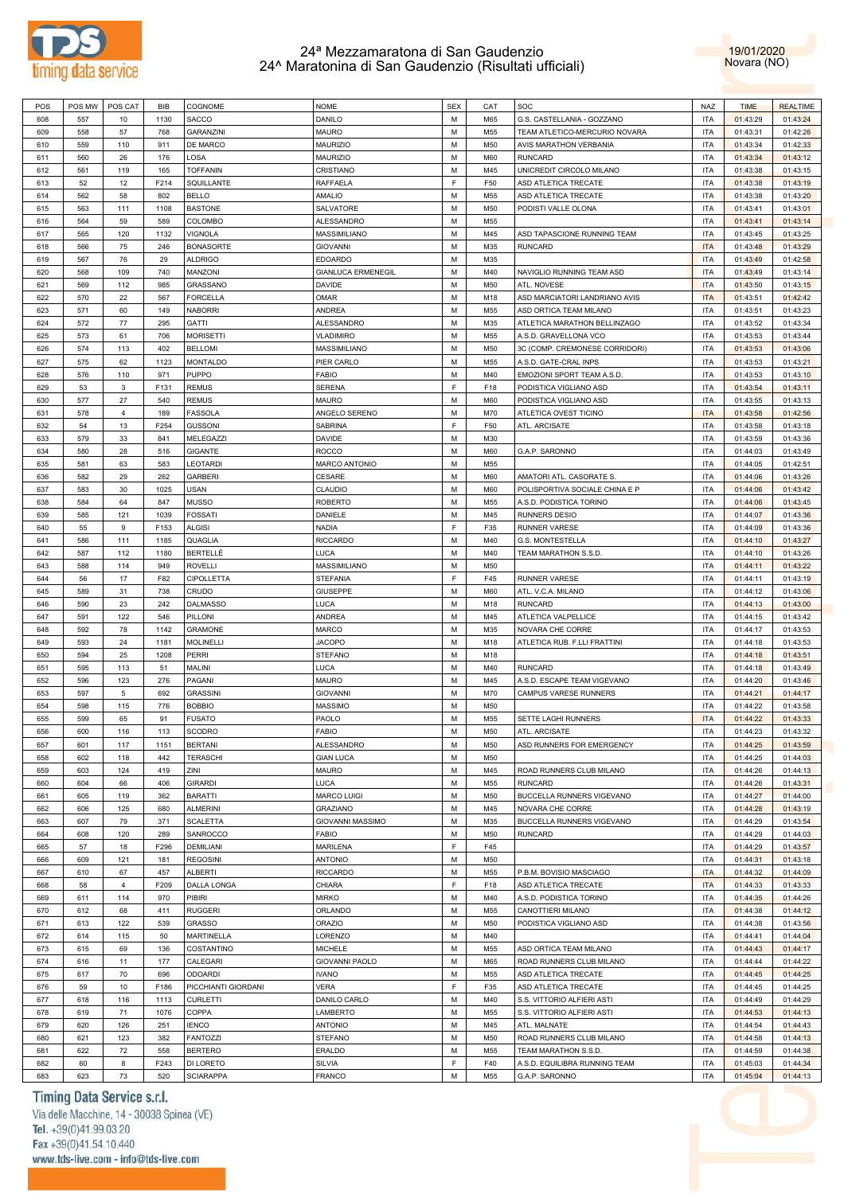# 24ª Mezzamaratona di San Gaudenzio
## 24^ Maratonina di San Gaudenzio (Risultati ufficiali)

19/01/2020
Novara (NO)

| POS | POS MW | POS CAT | BIB | COGNOME | NOME | SEX | CAT | SOC | NAZ | TIME | REALTIME |
|---|---|---|---|---|---|---|---|---|---|---|---|
| 608 | 557 | 10 | 1130 | SACCO | DANILO | M | M65 | G.S. CASTELLANIA - GOZZANO | ITA | 01:43:29 | 01:43:24 |
| 609 | 558 | 57 | 768 | GARANZINI | MAURO | M | M55 | TEAM ATLETICO-MERCURIO NOVARA | ITA | 01:43:31 | 01:42:26 |
| 610 | 559 | 110 | 911 | DE MARCO | MAURIZIO | M | M50 | AVIS MARATHON VERBANIA | ITA | 01:43:34 | 01:42:33 |
| 611 | 560 | 26 | 176 | LOSA | MAURIZIO | M | M60 | RUNCARD | ITA | 01:43:34 | 01:43:12 |
| 612 | 561 | 119 | 165 | TOFFANIN | CRISTIANO | M | M45 | UNICREDIT CIRCOLO MILANO | ITA | 01:43:38 | 01:43:15 |
| 613 | 52 | 12 | F214 | SQUILLANTE | RAFFAELA | F | F50 | ASD ATLETICA TRECATE | ITA | 01:43:38 | 01:43:19 |
| 614 | 562 | 58 | 802 | BELLO | AMALIO | M | M55 | ASD ATLETICA TRECATE | ITA | 01:43:38 | 01:43:20 |
| 615 | 563 | 111 | 1108 | BASTONE | SALVATORE | M | M50 | PODISTI VALLE OLONA | ITA | 01:43:41 | 01:43:01 |
| 616 | 564 | 59 | 589 | COLOMBO | ALESSANDRO | M | M55 | | ITA | 01:43:41 | 01:43:14 |
| 617 | 565 | 120 | 1132 | VIGNOLA | MASSIMILIANO | M | M45 | ASD TAPASCIONE RUNNING TEAM | ITA | 01:43:45 | 01:43:25 |
| 618 | 566 | 75 | 246 | BONASORTE | GIOVANNI | M | M35 | RUNCARD | ITA | 01:43:48 | 01:43:29 |
| 619 | 567 | 76 | 29 | ALDRIGO | EDOARDO | M | M35 | | ITA | 01:43:49 | 01:42:58 |
| 620 | 568 | 109 | 740 | MANZONI | GIANLUCA ERMENEGIL | M | M40 | NAVIGLIO RUNNING TEAM ASD | ITA | 01:43:49 | 01:43:14 |
| 621 | 569 | 112 | 985 | GRASSANO | DAVIDE | M | M50 | ATL. NOVESE | ITA | 01:43:50 | 01:43:15 |
| 622 | 570 | 22 | 567 | FORCELLA | OMAR | M | M18 | ASD MARCIATORI LANDRIANO AVIS | ITA | 01:43:51 | 01:42:42 |
| 623 | 571 | 60 | 149 | NABORRI | ANDREA | M | M55 | ASD ORTICA TEAM MILANO | ITA | 01:43:51 | 01:43:23 |
| 624 | 572 | 77 | 295 | GATTI | ALESSANDRO | M | M35 | ATLETICA MARATHON BELLINZAGO | ITA | 01:43:52 | 01:43:34 |
| 625 | 573 | 61 | 706 | MORISETTI | VLADIMIRO | M | M55 | A.S.D. GRAVELLONA VCO | ITA | 01:43:53 | 01:43:44 |
| 626 | 574 | 113 | 402 | BELLOMI | MASSIMILIANO | M | M50 | 3C (COMP. CREMONESE CORRIDORI) | ITA | 01:43:53 | 01:43:06 |
| 627 | 575 | 62 | 1123 | MONTALDO | PIER CARLO | M | M55 | A.S.D. GATE-CRAL INPS | ITA | 01:43:53 | 01:43:21 |
| 628 | 576 | 110 | 971 | PUPPO | FABIO | M | M40 | EMOZIONI SPORT TEAM A.S.D. | ITA | 01:43:53 | 01:43:10 |
| 629 | 53 | 3 | F131 | REMUS | SERENA | F | F18 | PODISTICA VIGLIANO ASD | ITA | 01:43:54 | 01:43:11 |
| 630 | 577 | 27 | 540 | REMUS | MAURO | M | M60 | PODISTICA VIGLIANO ASD | ITA | 01:43:55 | 01:43:13 |
| 631 | 578 | 4 | 189 | FASSOLA | ANGELO SERENO | M | M70 | ATLETICA OVEST TICINO | ITA | 01:43:58 | 01:42:56 |
| 632 | 54 | 13 | F254 | GUSSONI | SABRINA | F | F50 | ATL. ARCISATE | ITA | 01:43:58 | 01:43:18 |
| 633 | 579 | 33 | 841 | MELEGAZZI | DAVIDE | M | M30 | | ITA | 01:43:59 | 01:43:36 |
| 634 | 580 | 28 | 516 | GIGANTE | ROCCO | M | M60 | G.A.P. SARONNO | ITA | 01:44:03 | 01:43:49 |
| 635 | 581 | 63 | 583 | LEOTARDI | MARCO ANTONIO | M | M55 | | ITA | 01:44:05 | 01:42:51 |
| 636 | 582 | 29 | 262 | GARBERI | CESARE | M | M60 | AMATORI ATL. CASORATE S. | ITA | 01:44:06 | 01:43:26 |
| 637 | 583 | 30 | 1025 | USAN | CLAUDIO | M | M60 | POLISPORTIVA SOCIALE CHINA E P | ITA | 01:44:06 | 01:43:42 |
| 638 | 584 | 64 | 847 | MUSSO | ROBERTO | M | M55 | A.S.D. PODISTICA TORINO | ITA | 01:44:06 | 01:43:45 |
| 639 | 585 | 121 | 1039 | FOSSATI | DANIELE | M | M45 | RUNNERS DESIO | ITA | 01:44:07 | 01:43:36 |
| 640 | 55 | 9 | F153 | ALGISI | NADIA | F | F35 | RUNNER VARESE | ITA | 01:44:09 | 01:43:36 |
| 641 | 586 | 111 | 1185 | QUAGLIA | RICCARDO | M | M40 | G.S. MONTESTELLA | ITA | 01:44:10 | 01:43:27 |
| 642 | 587 | 112 | 1180 | BERTELLÈ | LUCA | M | M40 | TEAM MARATHON S.S.D. | ITA | 01:44:10 | 01:43:26 |
| 643 | 588 | 114 | 949 | ROVELLI | MASSIMILIANO | M | M50 | | ITA | 01:44:11 | 01:43:22 |
| 644 | 56 | 17 | F82 | CIPOLLETTA | STEFANIA | F | F45 | RUNNER VARESE | ITA | 01:44:11 | 01:43:19 |
| 645 | 589 | 31 | 738 | CRUDO | GIUSEPPE | M | M60 | ATL. V.C.A. MILANO | ITA | 01:44:12 | 01:43:06 |
| 646 | 590 | 23 | 242 | DALMASSO | LUCA | M | M18 | RUNCARD | ITA | 01:44:13 | 01:43:00 |
| 647 | 591 | 122 | 546 | PILLONI | ANDREA | M | M45 | ATLETICA VALPELLICE | ITA | 01:44:15 | 01:43:42 |
| 648 | 592 | 78 | 1142 | GRAMONE | MARCO | M | M35 | NOVARA CHE CORRE | ITA | 01:44:17 | 01:43:53 |
| 649 | 593 | 24 | 1181 | MOLINELLI | JACOPO | M | M18 | ATLETICA RUB. F.LLI FRATTINI | ITA | 01:44:18 | 01:43:53 |
| 650 | 594 | 25 | 1208 | PERRI | STEFANO | M | M18 | | ITA | 01:44:18 | 01:43:51 |
| 651 | 595 | 113 | 51 | MALINI | LUCA | M | M40 | RUNCARD | ITA | 01:44:18 | 01:43:49 |
| 652 | 596 | 123 | 276 | PAGANI | MAURO | M | M45 | A.S.D. ESCAPE TEAM VIGEVANO | ITA | 01:44:20 | 01:43:46 |
| 653 | 597 | 5 | 692 | GRASSINI | GIOVANNI | M | M70 | CAMPUS VARESE RUNNERS | ITA | 01:44:21 | 01:44:17 |
| 654 | 598 | 115 | 776 | BOBBIO | MASSIMO | M | M50 | | ITA | 01:44:22 | 01:43:58 |
| 655 | 599 | 65 | 91 | FUSATO | PAOLO | M | M55 | SETTE LAGHI RUNNERS | ITA | 01:44:22 | 01:43:33 |
| 656 | 600 | 116 | 113 | SCODRO | FABIO | M | M50 | ATL. ARCISATE | ITA | 01:44:23 | 01:43:32 |
| 657 | 601 | 117 | 1151 | BERTANI | ALESSANDRO | M | M50 | ASD RUNNERS FOR EMERGENCY | ITA | 01:44:25 | 01:43:59 |
| 658 | 602 | 118 | 442 | TERASCHI | GIAN LUCA | M | M50 | | ITA | 01:44:25 | 01:44:03 |
| 659 | 603 | 124 | 419 | ZINI | MAURO | M | M45 | ROAD RUNNERS CLUB MILANO | ITA | 01:44:26 | 01:44:13 |
| 660 | 604 | 66 | 406 | GIRARDI | LUCA | M | M55 | RUNCARD | ITA | 01:44:26 | 01:43:31 |
| 661 | 605 | 119 | 362 | BARATTI | MARCO LUIGI | M | M50 | BUCCELLA RUNNERS VIGEVANO | ITA | 01:44:27 | 01:44:00 |
| 662 | 606 | 125 | 680 | ALMERINI | GRAZIANO | M | M45 | NOVARA CHE CORRE | ITA | 01:44:28 | 01:43:19 |
| 663 | 607 | 79 | 371 | SCALETTA | GIOVANNI MASSIMO | M | M35 | BUCCELLA RUNNERS VIGEVANO | ITA | 01:44:29 | 01:43:54 |
| 664 | 608 | 120 | 289 | SANROCCO | FABIO | M | M50 | RUNCARD | ITA | 01:44:29 | 01:44:03 |
| 665 | 57 | 18 | F296 | DEMILIANI | MARILENA | F | F45 | | ITA | 01:44:29 | 01:43:57 |
| 666 | 609 | 121 | 181 | REGOSINI | ANTONIO | M | M50 | | ITA | 01:44:31 | 01:43:18 |
| 667 | 610 | 67 | 457 | ALBERTI | RICCARDO | M | M55 | P.B.M. BOVISIO MASCIAGO | ITA | 01:44:32 | 01:44:09 |
| 668 | 58 | 4 | F209 | DALLA LONGA | CHIARA | F | F18 | ASD ATLETICA TRECATE | ITA | 01:44:33 | 01:43:33 |
| 669 | 611 | 114 | 970 | PIBIRI | MIRKO | M | M40 | A.S.D. PODISTICA TORINO | ITA | 01:44:35 | 01:44:26 |
| 670 | 612 | 68 | 411 | RUGGERI | ORLANDO | M | M55 | CANOTTIERI MILANO | ITA | 01:44:38 | 01:44:12 |
| 671 | 613 | 122 | 539 | GRASSO | ORAZIO | M | M50 | PODISTICA VIGLIANO ASD | ITA | 01:44:38 | 01:43:56 |
| 672 | 614 | 115 | 50 | MARTINELLA | LORENZO | M | M40 | | ITA | 01:44:41 | 01:44:04 |
| 673 | 615 | 69 | 136 | COSTANTINO | MICHELE | M | M55 | ASD ORTICA TEAM MILANO | ITA | 01:44:43 | 01:44:17 |
| 674 | 616 | 11 | 177 | CALEGARI | GIOVANNI PAOLO | M | M65 | ROAD RUNNERS CLUB MILANO | ITA | 01:44:44 | 01:44:22 |
| 675 | 617 | 70 | 696 | ODOARDI | IVANO | M | M55 | ASD ATLETICA TRECATE | ITA | 01:44:45 | 01:44:25 |
| 676 | 59 | 10 | F186 | PICCHIANTI GIORDANI | VERA | F | F35 | ASD ATLETICA TRECATE | ITA | 01:44:45 | 01:44:25 |
| 677 | 618 | 116 | 1113 | CURLETTI | DANILO CARLO | M | M40 | S.S. VITTORIO ALFIERI ASTI | ITA | 01:44:49 | 01:44:29 |
| 678 | 619 | 71 | 1076 | COPPA | LAMBERTO | M | M55 | S.S. VITTORIO ALFIERI ASTI | ITA | 01:44:53 | 01:44:13 |
| 679 | 620 | 126 | 251 | IENCO | ANTONIO | M | M45 | ATL. MALNATE | ITA | 01:44:54 | 01:44:43 |
| 680 | 621 | 123 | 382 | FANTOZZI | STEFANO | M | M50 | ROAD RUNNERS CLUB MILANO | ITA | 01:44:58 | 01:44:13 |
| 681 | 622 | 72 | 558 | BERTERO | ERALDO | M | M55 | TEAM MARATHON S.S.D. | ITA | 01:44:59 | 01:44:38 |
| 682 | 60 | 8 | F243 | DI LORETO | SILVIA | F | F40 | A.S.D. EQUILIBRA RUNNING TEAM | ITA | 01:45:03 | 01:44:34 |
| 683 | 623 | 73 | 520 | SCIARAPPA | FRANCO | M | M55 | G.A.P. SARONNO | ITA | 01:45:04 | 01:44:13 |

Timing Data Service s.r.l.
Via delle Macchine, 14 - 30038 Spinea (VE)
Tel. +39(0)41.99.03.20
Fax +39(0)41.54.10.440
www.tds-live.com - info@tds-live.com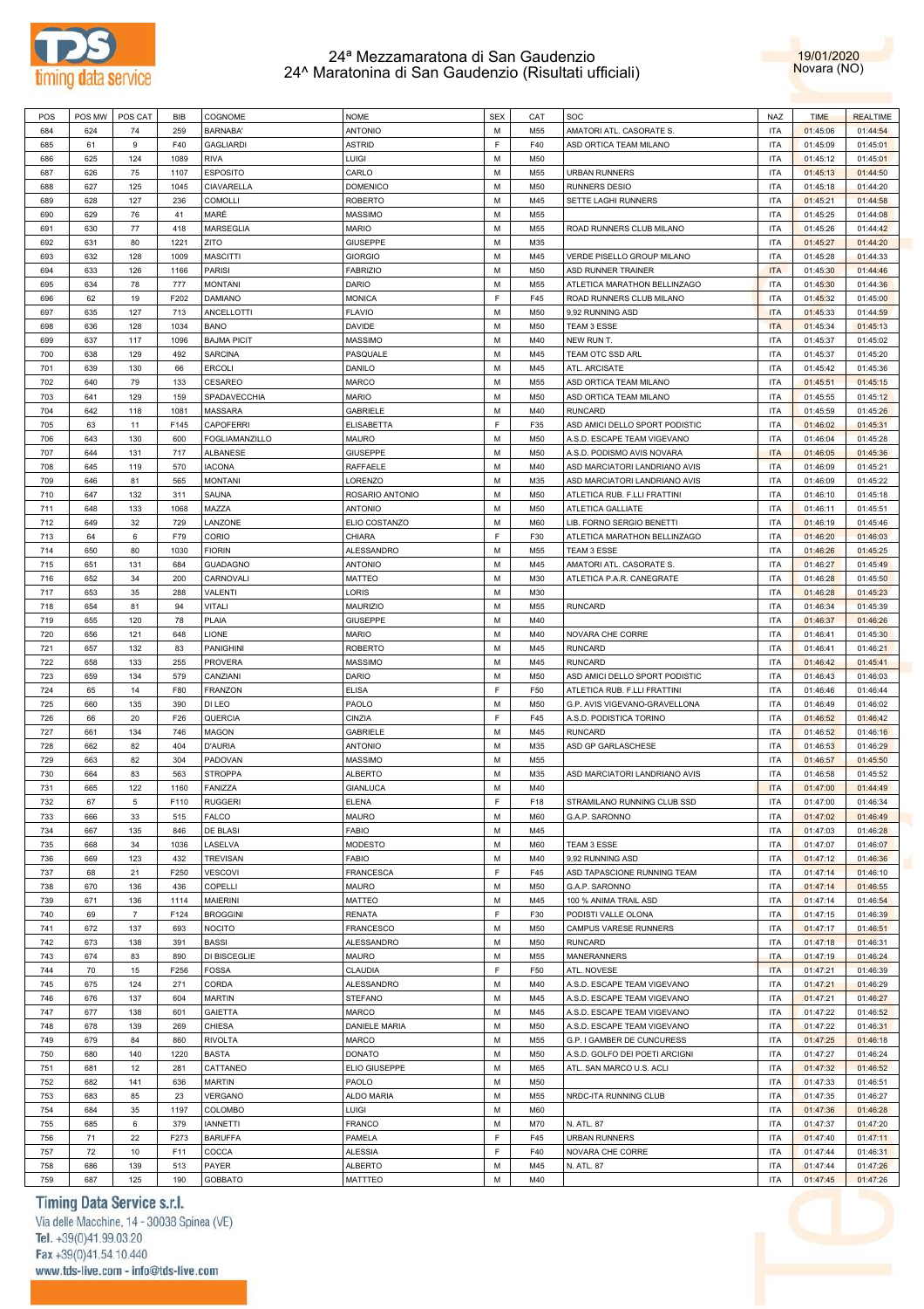# 24ª Mezzamaratona di San Gaudenzio
# 24^ Maratonina di San Gaudenzio (Risultati ufficiali)

19/01/2020
Novara (NO)

| POS | POS MW | POS CAT | BIB | COGNOME | NOME | SEX | CAT | SOC | NAZ | TIME | REALTIME |
|---|---|---|---|---|---|---|---|---|---|---|---|
| 684 | 624 | 74 | 259 | BARNABA' | ANTONIO | M | M55 | AMATORI ATL. CASORATE S. | ITA | 01:45:06 | 01:44:54 |
| 685 | 61 | 9 | F40 | GAGLIARDI | ASTRID | F | F40 | ASD ORTICA TEAM MILANO | ITA | 01:45:09 | 01:45:01 |
| 686 | 625 | 124 | 1089 | RIVA | LUIGI | M | M50 | | ITA | 01:45:12 | 01:45:01 |
| 687 | 626 | 75 | 1107 | ESPOSITO | CARLO | M | M55 | URBAN RUNNERS | ITA | 01:45:13 | 01:44:50 |
| 688 | 627 | 125 | 1045 | CIAVARELLA | DOMENICO | M | M50 | RUNNERS DESIO | ITA | 01:45:18 | 01:44:20 |
| 689 | 628 | 127 | 236 | COMOLLI | ROBERTO | M | M45 | SETTE LAGHI RUNNERS | ITA | 01:45:21 | 01:44:58 |
| 690 | 629 | 76 | 41 | MARÈ | MASSIMO | M | M55 | | ITA | 01:45:25 | 01:44:08 |
| 691 | 630 | 77 | 418 | MARSEGLIA | MARIO | M | M55 | ROAD RUNNERS CLUB MILANO | ITA | 01:45:26 | 01:44:42 |
| 692 | 631 | 80 | 1221 | ZITO | GIUSEPPE | M | M35 | | ITA | 01:45:27 | 01:44:20 |
| 693 | 632 | 128 | 1009 | MASCITTI | GIORGIO | M | M45 | VERDE PISELLO GROUP MILANO | ITA | 01:45:28 | 01:44:33 |
| 694 | 633 | 126 | 1166 | PARISI | FABRIZIO | M | M50 | ASD RUNNER TRAINER | ITA | 01:45:30 | 01:44:46 |
| 695 | 634 | 78 | 777 | MONTANI | DARIO | M | M55 | ATLETICA MARATHON BELLINZAGO | ITA | 01:45:30 | 01:44:36 |
| 696 | 62 | 19 | F202 | DAMIANO | MONICA | F | F45 | ROAD RUNNERS CLUB MILANO | ITA | 01:45:32 | 01:45:00 |
| 697 | 635 | 127 | 713 | ANCELLOTTI | FLAVIO | M | M50 | 9,92 RUNNING ASD | ITA | 01:45:33 | 01:44:59 |
| 698 | 636 | 128 | 1034 | BANO | DAVIDE | M | M50 | TEAM 3 ESSE | ITA | 01:45:34 | 01:45:13 |
| 699 | 637 | 117 | 1096 | BAJMA PICIT | MASSIMO | M | M40 | NEW RUN T. | ITA | 01:45:37 | 01:45:02 |
| 700 | 638 | 129 | 492 | SARCINA | PASQUALE | M | M45 | TEAM OTC SSD ARL | ITA | 01:45:37 | 01:45:20 |
| 701 | 639 | 130 | 66 | ERCOLI | DANILO | M | M45 | ATL. ARCISATE | ITA | 01:45:42 | 01:45:36 |
| 702 | 640 | 79 | 133 | CESAREO | MARCO | M | M55 | ASD ORTICA TEAM MILANO | ITA | 01:45:51 | 01:45:15 |
| 703 | 641 | 129 | 159 | SPADAVECCHIA | MARIO | M | M50 | ASD ORTICA TEAM MILANO | ITA | 01:45:55 | 01:45:12 |
| 704 | 642 | 118 | 1081 | MASSARA | GABRIELE | M | M40 | RUNCARD | ITA | 01:45:59 | 01:45:26 |
| 705 | 63 | 11 | F145 | CAPOFERRI | ELISABETTA | F | F35 | ASD AMICI DELLO SPORT PODISTIC | ITA | 01:46:02 | 01:45:31 |
| 706 | 643 | 130 | 600 | FOGLIAMANZILLO | MAURO | M | M50 | A.S.D. ESCAPE TEAM VIGEVANO | ITA | 01:46:04 | 01:45:28 |
| 707 | 644 | 131 | 717 | ALBANESE | GIUSEPPE | M | M50 | A.S.D. PODISMO AVIS NOVARA | ITA | 01:46:05 | 01:45:36 |
| 708 | 645 | 119 | 570 | IACONA | RAFFAELE | M | M40 | ASD MARCIATORI LANDRIANO AVIS | ITA | 01:46:09 | 01:45:21 |
| 709 | 646 | 81 | 565 | MONTANI | LORENZO | M | M35 | ASD MARCIATORI LANDRIANO AVIS | ITA | 01:46:09 | 01:45:22 |
| 710 | 647 | 132 | 311 | SAUNA | ROSARIO ANTONIO | M | M50 | ATLETICA RUB. F.LLI FRATTINI | ITA | 01:46:10 | 01:45:18 |
| 711 | 648 | 133 | 1068 | MAZZA | ANTONIO | M | M50 | ATLETICA GALLIATE | ITA | 01:46:11 | 01:45:51 |
| 712 | 649 | 32 | 729 | LANZONE | ELIO COSTANZO | M | M60 | LIB. FORNO SERGIO BENETTI | ITA | 01:46:19 | 01:45:46 |
| 713 | 64 | 6 | F79 | CORIO | CHIARA | F | F30 | ATLETICA MARATHON BELLINZAGO | ITA | 01:46:20 | 01:46:03 |
| 714 | 650 | 80 | 1030 | FIORIN | ALESSANDRO | M | M55 | TEAM 3 ESSE | ITA | 01:46:26 | 01:45:25 |
| 715 | 651 | 131 | 684 | GUADAGNO | ANTONIO | M | M45 | AMATORI ATL. CASORATE S. | ITA | 01:46:27 | 01:45:49 |
| 716 | 652 | 34 | 200 | CARNOVALI | MATTEO | M | M30 | ATLETICA P.A.R. CANEGRATE | ITA | 01:46:28 | 01:45:50 |
| 717 | 653 | 35 | 288 | VALENTI | LORIS | M | M30 | | ITA | 01:46:28 | 01:45:23 |
| 718 | 654 | 81 | 94 | VITALI | MAURIZIO | M | M55 | RUNCARD | ITA | 01:46:34 | 01:45:39 |
| 719 | 655 | 120 | 78 | PLAIA | GIUSEPPE | M | M40 | | ITA | 01:46:37 | 01:46:26 |
| 720 | 656 | 121 | 648 | LIONE | MARIO | M | M40 | NOVARA CHE CORRE | ITA | 01:46:41 | 01:45:30 |
| 721 | 657 | 132 | 83 | PANIGHINI | ROBERTO | M | M45 | RUNCARD | ITA | 01:46:41 | 01:46:21 |
| 722 | 658 | 133 | 255 | PROVERA | MASSIMO | M | M45 | RUNCARD | ITA | 01:46:42 | 01:45:41 |
| 723 | 659 | 134 | 579 | CANZIANI | DARIO | M | M50 | ASD AMICI DELLO SPORT PODISTIC | ITA | 01:46:43 | 01:46:03 |
| 724 | 65 | 14 | F80 | FRANZON | ELISA | F | F50 | ATLETICA RUB. F.LLI FRATTINI | ITA | 01:46:46 | 01:46:44 |
| 725 | 660 | 135 | 390 | DI LEO | PAOLO | M | M50 | G.P. AVIS VIGEVANO-GRAVELLONA | ITA | 01:46:49 | 01:46:02 |
| 726 | 66 | 20 | F26 | QUERCIA | CINZIA | F | F45 | A.S.D. PODISTICA TORINO | ITA | 01:46:52 | 01:46:42 |
| 727 | 661 | 134 | 746 | MAGON | GABRIELE | M | M45 | RUNCARD | ITA | 01:46:52 | 01:46:16 |
| 728 | 662 | 82 | 404 | D'AURIA | ANTONIO | M | M35 | ASD GP GARLASCHESE | ITA | 01:46:53 | 01:46:29 |
| 729 | 663 | 82 | 304 | PADOVAN | MASSIMO | M | M55 | | ITA | 01:46:57 | 01:45:50 |
| 730 | 664 | 83 | 563 | STROPPA | ALBERTO | M | M35 | ASD MARCIATORI LANDRIANO AVIS | ITA | 01:46:58 | 01:45:52 |
| 731 | 665 | 122 | 1160 | FANIZZA | GIANLUCA | M | M40 | | ITA | 01:47:00 | 01:44:49 |
| 732 | 67 | 5 | F110 | RUGGERI | ELENA | F | F18 | STRAMILANO RUNNING CLUB SSD | ITA | 01:47:00 | 01:46:34 |
| 733 | 666 | 33 | 515 | FALCO | MAURO | M | M60 | G.A.P. SARONNO | ITA | 01:47:02 | 01:46:49 |
| 734 | 667 | 135 | 846 | DE BLASI | FABIO | M | M45 | | ITA | 01:47:03 | 01:46:28 |
| 735 | 668 | 34 | 1036 | LASELVA | MODESTO | M | M60 | TEAM 3 ESSE | ITA | 01:47:07 | 01:46:07 |
| 736 | 669 | 123 | 432 | TREVISAN | FABIO | M | M40 | 9,92 RUNNING ASD | ITA | 01:47:12 | 01:46:36 |
| 737 | 68 | 21 | F250 | VESCOVI | FRANCESCA | F | F45 | ASD TAPASCIONE RUNNING TEAM | ITA | 01:47:14 | 01:46:10 |
| 738 | 670 | 136 | 436 | COPELLI | MAURO | M | M50 | G.A.P. SARONNO | ITA | 01:47:14 | 01:46:55 |
| 739 | 671 | 136 | 1114 | MAIERINI | MATTEO | M | M45 | 100 % ANIMA TRAIL ASD | ITA | 01:47:14 | 01:46:54 |
| 740 | 69 | 7 | F124 | BROGGINI | RENATA | F | F30 | PODISTI VALLE OLONA | ITA | 01:47:15 | 01:46:39 |
| 741 | 672 | 137 | 693 | NOCITO | FRANCESCO | M | M50 | CAMPUS VARESE RUNNERS | ITA | 01:47:17 | 01:46:51 |
| 742 | 673 | 138 | 391 | BASSI | ALESSANDRO | M | M50 | RUNCARD | ITA | 01:47:18 | 01:46:31 |
| 743 | 674 | 83 | 890 | DI BISCEGLIE | MAURO | M | M55 | MANERANNERS | ITA | 01:47:19 | 01:46:24 |
| 744 | 70 | 15 | F256 | FOSSA | CLAUDIA | F | F50 | ATL. NOVESE | ITA | 01:47:21 | 01:46:39 |
| 745 | 675 | 124 | 271 | CORDA | ALESSANDRO | M | M40 | A.S.D. ESCAPE TEAM VIGEVANO | ITA | 01:47:21 | 01:46:29 |
| 746 | 676 | 137 | 604 | MARTIN | STEFANO | M | M45 | A.S.D. ESCAPE TEAM VIGEVANO | ITA | 01:47:21 | 01:46:27 |
| 747 | 677 | 138 | 601 | GAIETTA | MARCO | M | M45 | A.S.D. ESCAPE TEAM VIGEVANO | ITA | 01:47:22 | 01:46:52 |
| 748 | 678 | 139 | 269 | CHIESA | DANIELE MARIA | M | M50 | A.S.D. ESCAPE TEAM VIGEVANO | ITA | 01:47:22 | 01:46:31 |
| 749 | 679 | 84 | 860 | RIVOLTA | MARCO | M | M55 | G.P. I GAMBER DE CUNCURESS | ITA | 01:47:25 | 01:46:18 |
| 750 | 680 | 140 | 1220 | BASTA | DONATO | M | M50 | A.S.D. GOLFO DEI POETI ARCIGNI | ITA | 01:47:27 | 01:46:24 |
| 751 | 681 | 12 | 281 | CATTANEO | ELIO GIUSEPPE | M | M65 | ATL. SAN MARCO U.S. ACLI | ITA | 01:47:32 | 01:46:52 |
| 752 | 682 | 141 | 636 | MARTIN | PAOLO | M | M50 | | ITA | 01:47:33 | 01:46:51 |
| 753 | 683 | 85 | 23 | VERGANO | ALDO MARIA | M | M55 | NRDC-ITA RUNNING CLUB | ITA | 01:47:35 | 01:46:27 |
| 754 | 684 | 35 | 1197 | COLOMBO | LUIGI | M | M60 | | ITA | 01:47:36 | 01:46:28 |
| 755 | 685 | 6 | 379 | IANNETTI | FRANCO | M | M70 | N. ATL. 87 | ITA | 01:47:37 | 01:47:20 |
| 756 | 71 | 22 | F273 | BARUFFA | PAMELA | F | F45 | URBAN RUNNERS | ITA | 01:47:40 | 01:47:11 |
| 757 | 72 | 10 | F11 | COCCA | ALESSIA | F | F40 | NOVARA CHE CORRE | ITA | 01:47:44 | 01:46:31 |
| 758 | 686 | 139 | 513 | PAYER | ALBERTO | M | M45 | N. ATL. 87 | ITA | 01:47:44 | 01:47:26 |
| 759 | 687 | 125 | 190 | GOBBATO | MATTTEO | M | M40 | | ITA | 01:47:45 | 01:47:26 |

Timing Data Service s.r.l.
Via delle Macchine, 14 - 30038 Spinea (VE)
Tel. +39(0)41.99.03.20
Fax +39(0)41.54.10.440
www.tds-live.com - info@tds-live.com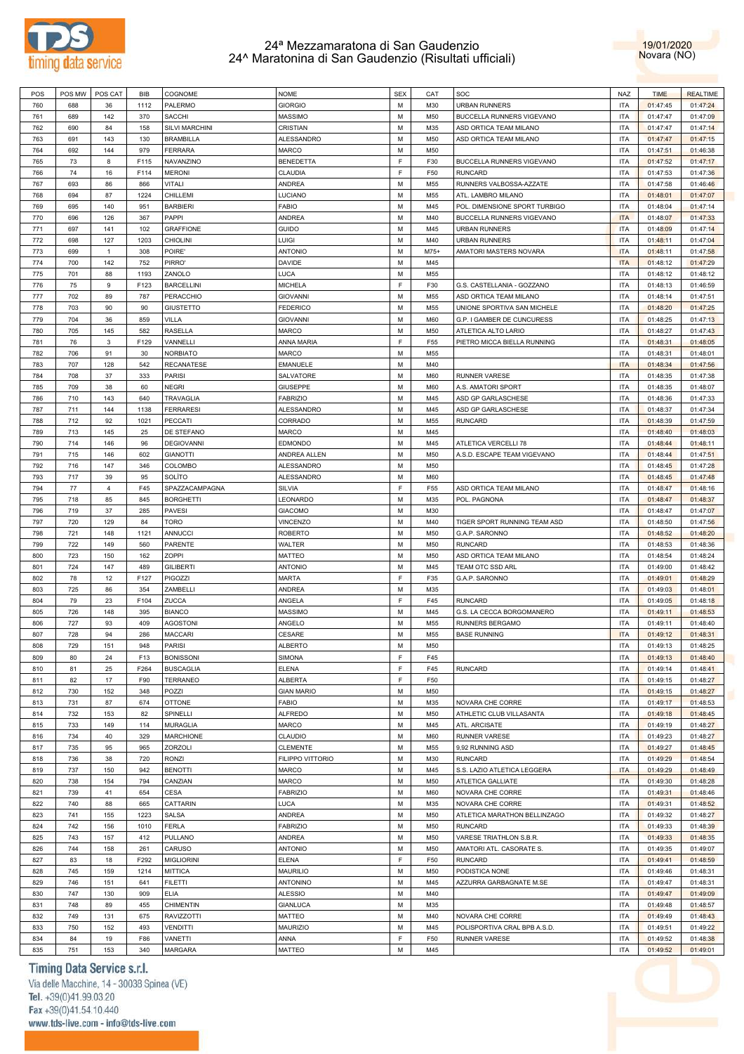# 24ª Mezzamaratona di San Gaudenzio
## 24^ Maratonina di San Gaudenzio (Risultati ufficiali)

19/01/2020
Novara (NO)

| POS | POS MW | POS CAT | BIB | COGNOME | NOME | SEX | CAT | SOC | NAZ | TIME | REALTIME |
|---|---|---|---|---|---|---|---|---|---|---|---|
| 760 | 688 | 36 | 1112 | PALERMO | GIORGIO | M | M30 | URBAN RUNNERS | ITA | 01:47:45 | 01:47:24 |
| 761 | 689 | 142 | 370 | SACCHI | MASSIMO | M | M50 | BUCCELLA RUNNERS VIGEVANO | ITA | 01:47:47 | 01:47:09 |
| 762 | 690 | 84 | 158 | SILVI MARCHINI | CRISTIAN | M | M35 | ASD ORTICA TEAM MILANO | ITA | 01:47:47 | 01:47:14 |
| 763 | 691 | 143 | 130 | BRAMBILLA | ALESSANDRO | M | M50 | ASD ORTICA TEAM MILANO | ITA | 01:47:47 | 01:47:15 |
| 764 | 692 | 144 | 979 | FERRARA | MARCO | M | M50 | | ITA | 01:47:51 | 01:46:38 |
| 765 | 73 | 8 | F115 | NAVANZINO | BENEDETTA | F | F30 | BUCCELLA RUNNERS VIGEVANO | ITA | 01:47:52 | 01:47:17 |
| 766 | 74 | 16 | F114 | MERONI | CLAUDIA | F | F50 | RUNCARD | ITA | 01:47:53 | 01:47:36 |
| 767 | 693 | 86 | 866 | VITALI | ANDREA | M | M55 | RUNNERS VALBOSSA-AZZATE | ITA | 01:47:58 | 01:46:46 |
| 768 | 694 | 87 | 1224 | CHILLEMI | LUCIANO | M | M55 | ATL. LAMBRO MILANO | ITA | 01:48:01 | 01:47:07 |
| 769 | 695 | 140 | 951 | BARBIERI | FABIO | M | M45 | POL. DIMENSIONE SPORT TURBIGO | ITA | 01:48:04 | 01:47:14 |
| 770 | 696 | 126 | 367 | PAPPI | ANDREA | M | M40 | BUCCELLA RUNNERS VIGEVANO | ITA | 01:48:07 | 01:47:33 |
| 771 | 697 | 141 | 102 | GRAFFIONE | GUIDO | M | M45 | URBAN RUNNERS | ITA | 01:48:09 | 01:47:14 |
| 772 | 698 | 127 | 1203 | CHIOLINI | LUIGI | M | M40 | URBAN RUNNERS | ITA | 01:48:11 | 01:47:04 |
| 773 | 699 | 1 | 308 | POIRE' | ANTONIO | M | M75+ | AMATORI MASTERS NOVARA | ITA | 01:48:11 | 01:47:58 |
| 774 | 700 | 142 | 752 | PIRRO' | DAVIDE | M | M45 | | ITA | 01:48:12 | 01:47:29 |
| 775 | 701 | 88 | 1193 | ZANOLO | LUCA | M | M55 | | ITA | 01:48:12 | 01:48:12 |
| 776 | 75 | 9 | F123 | BARCELLINI | MICHELA | F | F30 | G.S. CASTELLANIA - GOZZANO | ITA | 01:48:13 | 01:46:59 |
| 777 | 702 | 89 | 787 | PERACCHIO | GIOVANNI | M | M55 | ASD ORTICA TEAM MILANO | ITA | 01:48:14 | 01:47:51 |
| 778 | 703 | 90 | 90 | GIUSTETTO | FEDERICO | M | M55 | UNIONE SPORTIVA SAN MICHELE | ITA | 01:48:20 | 01:47:25 |
| 779 | 704 | 36 | 859 | VILLA | GIOVANNI | M | M60 | G.P. I GAMBER DE CUNCURESS | ITA | 01:48:25 | 01:47:13 |
| 780 | 705 | 145 | 582 | RASELLA | MARCO | M | M50 | ATLETICA ALTO LARIO | ITA | 01:48:27 | 01:47:43 |
| 781 | 76 | 3 | F129 | VANNELLI | ANNA MARIA | F | F55 | PIETRO MICCA BIELLA RUNNING | ITA | 01:48:31 | 01:48:05 |
| 782 | 706 | 91 | 30 | NORBIATO | MARCO | M | M55 | | ITA | 01:48:31 | 01:48:01 |
| 783 | 707 | 128 | 542 | RECANATESE | EMANUELE | M | M40 | | ITA | 01:48:34 | 01:47:56 |
| 784 | 708 | 37 | 333 | PARISI | SALVATORE | M | M60 | RUNNER VARESE | ITA | 01:48:35 | 01:47:38 |
| 785 | 709 | 38 | 60 | NEGRI | GIUSEPPE | M | M60 | A.S. AMATORI SPORT | ITA | 01:48:35 | 01:48:07 |
| 786 | 710 | 143 | 640 | TRAVAGLIA | FABRIZIO | M | M45 | ASD GP GARLASCHESE | ITA | 01:48:36 | 01:47:33 |
| 787 | 711 | 144 | 1138 | FERRARESI | ALESSANDRO | M | M45 | ASD GP GARLASCHESE | ITA | 01:48:37 | 01:47:34 |
| 788 | 712 | 92 | 1021 | PECCATI | CORRADO | M | M55 | RUNCARD | ITA | 01:48:39 | 01:47:59 |
| 789 | 713 | 145 | 25 | DE STEFANO | MARCO | M | M45 | | ITA | 01:48:40 | 01:48:03 |
| 790 | 714 | 146 | 96 | DEGIOVANNI | EDMONDO | M | M45 | ATLETICA VERCELLI 78 | ITA | 01:48:44 | 01:48:11 |
| 791 | 715 | 146 | 602 | GIANOTTI | ANDREA ALLEN | M | M50 | A.S.D. ESCAPE TEAM VIGEVANO | ITA | 01:48:44 | 01:47:51 |
| 792 | 716 | 147 | 346 | COLOMBO | ALESSANDRO | M | M50 | | ITA | 01:48:45 | 01:47:28 |
| 793 | 717 | 39 | 95 | SOLÌTO | ALESSANDRO | M | M60 | | ITA | 01:48:45 | 01:47:48 |
| 794 | 77 | 4 | F45 | SPAZZACAMPAGNA | SILVIA | F | F55 | ASD ORTICA TEAM MILANO | ITA | 01:48:47 | 01:48:16 |
| 795 | 718 | 85 | 845 | BORGHETTI | LEONARDO | M | M35 | POL. PAGNONA | ITA | 01:48:47 | 01:48:37 |
| 796 | 719 | 37 | 285 | PAVESI | GIACOMO | M | M30 | | ITA | 01:48:47 | 01:47:07 |
| 797 | 720 | 129 | 84 | TORO | VINCENZO | M | M40 | TIGER SPORT RUNNING TEAM ASD | ITA | 01:48:50 | 01:47:56 |
| 798 | 721 | 148 | 1121 | ANNUCCI | ROBERTO | M | M50 | G.A.P. SARONNO | ITA | 01:48:52 | 01:48:20 |
| 799 | 722 | 149 | 560 | PARENTE | WALTER | M | M50 | RUNCARD | ITA | 01:48:53 | 01:48:36 |
| 800 | 723 | 150 | 162 | ZOPPI | MATTEO | M | M50 | ASD ORTICA TEAM MILANO | ITA | 01:48:54 | 01:48:24 |
| 801 | 724 | 147 | 489 | GILIBERTI | ANTONIO | M | M45 | TEAM OTC SSD ARL | ITA | 01:49:00 | 01:48:42 |
| 802 | 78 | 12 | F127 | PIGOZZI | MARTA | F | F35 | G.A.P. SARONNO | ITA | 01:49:01 | 01:48:29 |
| 803 | 725 | 86 | 354 | ZAMBELLI | ANDREA | M | M35 | | ITA | 01:49:03 | 01:48:01 |
| 804 | 79 | 23 | F104 | ZUCCA | ANGELA | F | F45 | RUNCARD | ITA | 01:49:05 | 01:48:18 |
| 805 | 726 | 148 | 395 | BIANCO | MASSIMO | M | M45 | G.S. LA CECCA BORGOMANERO | ITA | 01:49:11 | 01:48:53 |
| 806 | 727 | 93 | 409 | AGOSTONI | ANGELO | M | M55 | RUNNERS BERGAMO | ITA | 01:49:11 | 01:48:40 |
| 807 | 728 | 94 | 286 | MACCARI | CESARE | M | M55 | BASE RUNNING | ITA | 01:49:12 | 01:48:31 |
| 808 | 729 | 151 | 948 | PARISI | ALBERTO | M | M50 | | ITA | 01:49:13 | 01:48:25 |
| 809 | 80 | 24 | F13 | BONISSONI | SIMONA | F | F45 | | ITA | 01:49:13 | 01:48:40 |
| 810 | 81 | 25 | F264 | BUSCAGLIA | ELENA | F | F45 | RUNCARD | ITA | 01:49:14 | 01:48:41 |
| 811 | 82 | 17 | F90 | TERRANEO | ALBERTA | F | F50 | | ITA | 01:49:15 | 01:48:27 |
| 812 | 730 | 152 | 348 | POZZI | GIAN MARIO | M | M50 | | ITA | 01:49:15 | 01:48:27 |
| 813 | 731 | 87 | 674 | OTTONE | FABIO | M | M35 | NOVARA CHE CORRE | ITA | 01:49:17 | 01:48:53 |
| 814 | 732 | 153 | 82 | SPINELLI | ALFREDO | M | M50 | ATHLETIC CLUB VILLASANTA | ITA | 01:49:18 | 01:48:45 |
| 815 | 733 | 149 | 114 | MURAGLIA | MARCO | M | M45 | ATL. ARCISATE | ITA | 01:49:19 | 01:48:27 |
| 816 | 734 | 40 | 329 | MARCHIONE | CLAUDIO | M | M60 | RUNNER VARESE | ITA | 01:49:23 | 01:48:27 |
| 817 | 735 | 95 | 965 | ZORZOLI | CLEMENTE | M | M55 | 9,92 RUNNING ASD | ITA | 01:49:27 | 01:48:45 |
| 818 | 736 | 38 | 720 | RONZI | FILIPPO VITTORIO | M | M30 | RUNCARD | ITA | 01:49:29 | 01:48:54 |
| 819 | 737 | 150 | 942 | BENOTTI | MARCO | M | M45 | S.S. LAZIO ATLETICA LEGGERA | ITA | 01:49:29 | 01:48:49 |
| 820 | 738 | 154 | 794 | CANZIAN | MARCO | M | M50 | ATLETICA GALLIATE | ITA | 01:49:30 | 01:48:28 |
| 821 | 739 | 41 | 654 | CESA | FABRIZIO | M | M60 | NOVARA CHE CORRE | ITA | 01:49:31 | 01:48:46 |
| 822 | 740 | 88 | 665 | CATTARIN | LUCA | M | M35 | NOVARA CHE CORRE | ITA | 01:49:31 | 01:48:52 |
| 823 | 741 | 155 | 1223 | SALSA | ANDREA | M | M50 | ATLETICA MARATHON BELLINZAGO | ITA | 01:49:32 | 01:48:27 |
| 824 | 742 | 156 | 1010 | FERLA | FABRIZIO | M | M50 | RUNCARD | ITA | 01:49:33 | 01:48:39 |
| 825 | 743 | 157 | 412 | PULLANO | ANDREA | M | M50 | VARESE TRIATHLON S.B.R. | ITA | 01:49:33 | 01:48:35 |
| 826 | 744 | 158 | 261 | CARUSO | ANTONIO | M | M50 | AMATORI ATL. CASORATE S. | ITA | 01:49:35 | 01:49:07 |
| 827 | 83 | 18 | F292 | MIGLIORINI | ELENA | F | F50 | RUNCARD | ITA | 01:49:41 | 01:48:59 |
| 828 | 745 | 159 | 1214 | MITTICA | MAURILIO | M | M50 | PODISTICA NONE | ITA | 01:49:46 | 01:48:31 |
| 829 | 746 | 151 | 641 | FILETTI | ANTONINO | M | M45 | AZZURRA GARBAGNATE M.SE | ITA | 01:49:47 | 01:48:31 |
| 830 | 747 | 130 | 909 | ELIA | ALESSIO | M | M40 | | ITA | 01:49:47 | 01:49:09 |
| 831 | 748 | 89 | 455 | CHIMENTIN | GIANLUCA | M | M35 | | ITA | 01:49:48 | 01:48:57 |
| 832 | 749 | 131 | 675 | RAVIZZOTTI | MATTEO | M | M40 | NOVARA CHE CORRE | ITA | 01:49:49 | 01:48:43 |
| 833 | 750 | 152 | 493 | VENDITTI | MAURIZIO | M | M45 | POLISPORTIVA CRAL BPB A.S.D. | ITA | 01:49:51 | 01:49:22 |
| 834 | 84 | 19 | F86 | VANETTI | ANNA | F | F50 | RUNNER VARESE | ITA | 01:49:52 | 01:48:38 |
| 835 | 751 | 153 | 340 | MARGARA | MATTEO | M | M45 | | ITA | 01:49:52 | 01:49:01 |

**Timing Data Service s.r.l.**
Via delle Macchine, 14 - 30038 Spinea (VE)
Tel. +39(0)41.99.03.20
Fax +39(0)41.54.10.440
www.tds-live.com - info@tds-live.com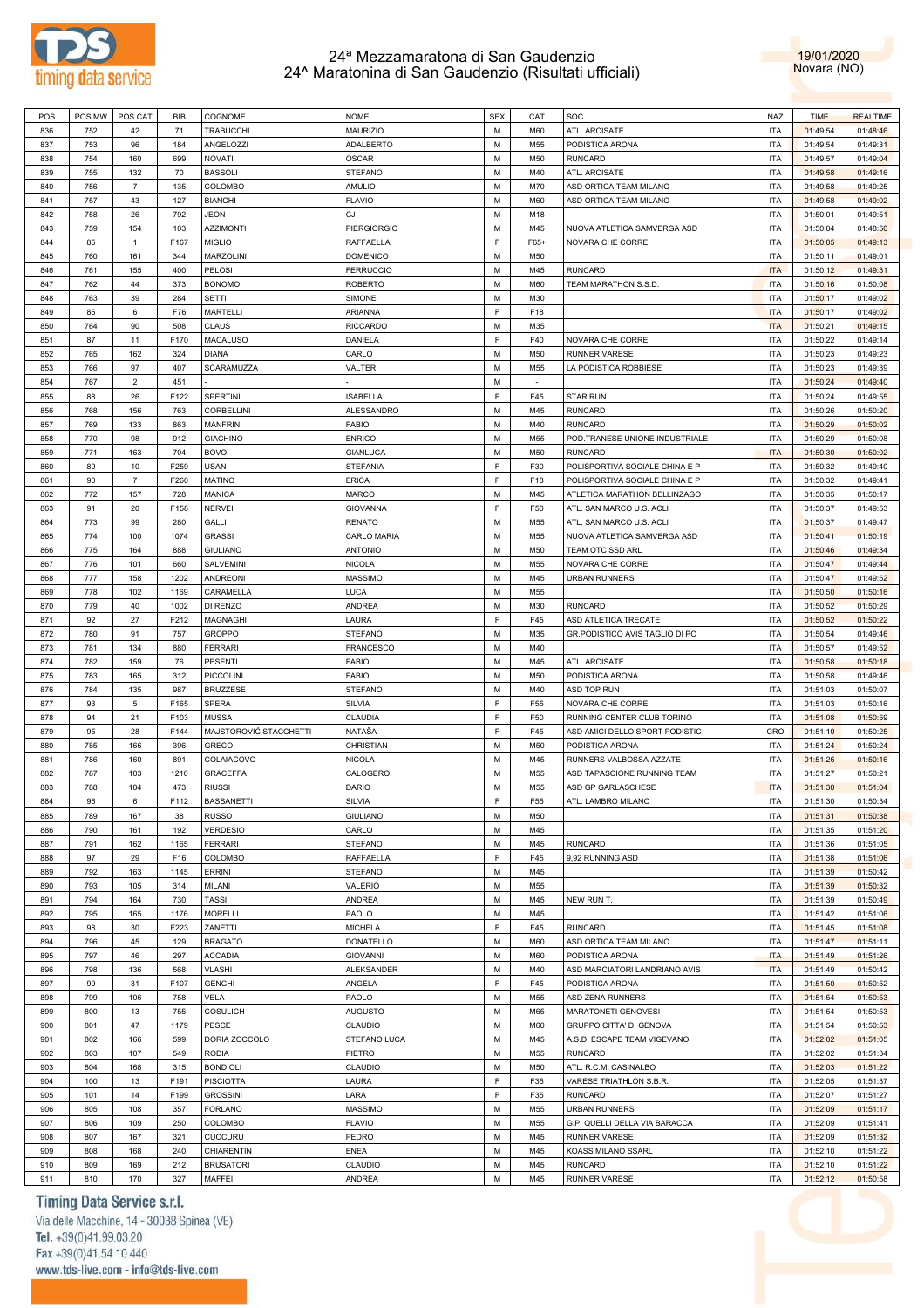# 24ª Mezzamaratona di San Gaudenzio
# 24^ Maratonina di San Gaudenzio (Risultati ufficiali)

19/01/2020
Novara (NO)

| POS | POS MW | POS CAT | BIB | COGNOME | NOME | SEX | CAT | SOC | NAZ | TIME | REALTIME |
|---|---|---|---|---|---|---|---|---|---|---|---|
| 836 | 752 | 42 | 71 | TRABUCCHI | MAURIZIO | M | M60 | ATL. ARCISATE | ITA | 01:49:54 | 01:48:46 |
| 837 | 753 | 96 | 184 | ANGELOZZI | ADALBERTO | M | M55 | PODISTICA ARONA | ITA | 01:49:54 | 01:49:31 |
| 838 | 754 | 160 | 699 | NOVATI | OSCAR | M | M50 | RUNCARD | ITA | 01:49:57 | 01:49:04 |
| 839 | 755 | 132 | 70 | BASSOLI | STEFANO | M | M40 | ATL. ARCISATE | ITA | 01:49:58 | 01:49:16 |
| 840 | 756 | 7 | 135 | COLOMBO | AMULIO | M | M70 | ASD ORTICA TEAM MILANO | ITA | 01:49:58 | 01:49:25 |
| 841 | 757 | 43 | 127 | BIANCHI | FLAVIO | M | M60 | ASD ORTICA TEAM MILANO | ITA | 01:49:58 | 01:49:02 |
| 842 | 758 | 26 | 792 | JEON | CJ | M | M18 | | ITA | 01:50:01 | 01:49:51 |
| 843 | 759 | 154 | 103 | AZZIMONTI | PIERGIORGIO | M | M45 | NUOVA ATLETICA SAMVERGA ASD | ITA | 01:50:04 | 01:48:50 |
| 844 | 85 | 1 | F167 | MIGLIO | RAFFAELLA | F | F65+ | NOVARA CHE CORRE | ITA | 01:50:05 | 01:49:13 |
| 845 | 760 | 161 | 344 | MARZOLINI | DOMENICO | M | M50 | | ITA | 01:50:11 | 01:49:01 |
| 846 | 761 | 155 | 400 | PELOSI | FERRUCCIO | M | M45 | RUNCARD | ITA | 01:50:12 | 01:49:31 |
| 847 | 762 | 44 | 373 | BONOMO | ROBERTO | M | M60 | TEAM MARATHON S.S.D. | ITA | 01:50:16 | 01:50:08 |
| 848 | 763 | 39 | 284 | SETTI | SIMONE | M | M30 | | ITA | 01:50:17 | 01:49:02 |
| 849 | 86 | 6 | F76 | MARTELLI | ARIANNA | F | F18 | | ITA | 01:50:17 | 01:49:02 |
| 850 | 764 | 90 | 508 | CLAUS | RICCARDO | M | M35 | | ITA | 01:50:21 | 01:49:15 |
| 851 | 87 | 11 | F170 | MACALUSO | DANIELA | F | F40 | NOVARA CHE CORRE | ITA | 01:50:22 | 01:49:14 |
| 852 | 765 | 162 | 324 | DIANA | CARLO | M | M50 | RUNNER VARESE | ITA | 01:50:23 | 01:49:23 |
| 853 | 766 | 97 | 407 | SCARAMUZZA | VALTER | M | M55 | LA PODISTICA ROBBIESE | ITA | 01:50:23 | 01:49:39 |
| 854 | 767 | 2 | 451 | - | - | M | - | | ITA | 01:50:24 | 01:49:40 |
| 855 | 88 | 26 | F122 | SPERTINI | ISABELLA | F | F45 | STAR RUN | ITA | 01:50:24 | 01:49:55 |
| 856 | 768 | 156 | 763 | CORBELLINI | ALESSANDRO | M | M45 | RUNCARD | ITA | 01:50:26 | 01:50:20 |
| 857 | 769 | 133 | 863 | MANFRIN | FABIO | M | M40 | RUNCARD | ITA | 01:50:29 | 01:50:02 |
| 858 | 770 | 98 | 912 | GIACHINO | ENRICO | M | M55 | POD.TRANESE UNIONE INDUSTRIALE | ITA | 01:50:29 | 01:50:08 |
| 859 | 771 | 163 | 704 | BOVO | GIANLUCA | M | M50 | RUNCARD | ITA | 01:50:30 | 01:50:02 |
| 860 | 89 | 10 | F259 | USAN | STEFANIA | F | F30 | POLISPORTIVA SOCIALE CHINA E P | ITA | 01:50:32 | 01:49:40 |
| 861 | 90 | 7 | F260 | MATINO | ERICA | F | F18 | POLISPORTIVA SOCIALE CHINA E P | ITA | 01:50:32 | 01:49:41 |
| 862 | 772 | 157 | 728 | MANICA | MARCO | M | M45 | ATLETICA MARATHON BELLINZAGO | ITA | 01:50:35 | 01:50:17 |
| 863 | 91 | 20 | F158 | NERVEI | GIOVANNA | F | F50 | ATL. SAN MARCO U.S. ACLI | ITA | 01:50:37 | 01:49:53 |
| 864 | 773 | 99 | 280 | GALLI | RENATO | M | M55 | ATL. SAN MARCO U.S. ACLI | ITA | 01:50:37 | 01:49:47 |
| 865 | 774 | 100 | 1074 | GRASSI | CARLO MARIA | M | M55 | NUOVA ATLETICA SAMVERGA ASD | ITA | 01:50:41 | 01:50:19 |
| 866 | 775 | 164 | 888 | GIULIANO | ANTONIO | M | M50 | TEAM OTC SSD ARL | ITA | 01:50:46 | 01:49:34 |
| 867 | 776 | 101 | 660 | SALVEMINI | NICOLA | M | M55 | NOVARA CHE CORRE | ITA | 01:50:47 | 01:49:44 |
| 868 | 777 | 158 | 1202 | ANDREONI | MASSIMO | M | M45 | URBAN RUNNERS | ITA | 01:50:47 | 01:49:52 |
| 869 | 778 | 102 | 1169 | CARAMELLA | LUCA | M | M55 | | ITA | 01:50:50 | 01:50:16 |
| 870 | 779 | 40 | 1002 | DI RENZO | ANDREA | M | M30 | RUNCARD | ITA | 01:50:52 | 01:50:29 |
| 871 | 92 | 27 | F212 | MAGNAGHI | LAURA | F | F45 | ASD ATLETICA TRECATE | ITA | 01:50:52 | 01:50:22 |
| 872 | 780 | 91 | 757 | GROPPO | STEFANO | M | M35 | GR.PODISTICO AVIS TAGLIO DI PO | ITA | 01:50:54 | 01:49:46 |
| 873 | 781 | 134 | 880 | FERRARI | FRANCESCO | M | M40 | | ITA | 01:50:57 | 01:49:52 |
| 874 | 782 | 159 | 76 | PESENTI | FABIO | M | M45 | ATL. ARCISATE | ITA | 01:50:58 | 01:50:18 |
| 875 | 783 | 165 | 312 | PICCOLINI | FABIO | M | M50 | PODISTICA ARONA | ITA | 01:50:58 | 01:49:46 |
| 876 | 784 | 135 | 987 | BRUZZESE | STEFANO | M | M40 | ASD TOP RUN | ITA | 01:51:03 | 01:50:07 |
| 877 | 93 | 5 | F165 | SPERA | SILVIA | F | F55 | NOVARA CHE CORRE | ITA | 01:51:03 | 01:50:16 |
| 878 | 94 | 21 | F103 | MUSSA | CLAUDIA | F | F50 | RUNNING CENTER CLUB TORINO | ITA | 01:51:08 | 01:50:59 |
| 879 | 95 | 28 | F144 | MAJSTOROVIĆ STACCHETTI | NATAŠA | F | F45 | ASD AMICI DELLO SPORT PODISTIC | CRO | 01:51:10 | 01:50:25 |
| 880 | 785 | 166 | 396 | GRECO | CHRISTIAN | M | M50 | PODISTICA ARONA | ITA | 01:51:24 | 01:50:24 |
| 881 | 786 | 160 | 891 | COLAIACOVO | NICOLA | M | M45 | RUNNERS VALBOSSA-AZZATE | ITA | 01:51:26 | 01:50:16 |
| 882 | 787 | 103 | 1210 | GRACEFFA | CALOGERO | M | M55 | ASD TAPASCIONE RUNNING TEAM | ITA | 01:51:27 | 01:50:21 |
| 883 | 788 | 104 | 473 | RIUSSI | DARIO | M | M55 | ASD GP GARLASCHESE | ITA | 01:51:30 | 01:51:04 |
| 884 | 96 | 6 | F112 | BASSANETTI | SILVIA | F | F55 | ATL. LAMBRO MILANO | ITA | 01:51:30 | 01:50:34 |
| 885 | 789 | 167 | 38 | RUSSO | GIULIANO | M | M50 | | ITA | 01:51:31 | 01:50:38 |
| 886 | 790 | 161 | 192 | VERDESIO | CARLO | M | M45 | | ITA | 01:51:35 | 01:51:20 |
| 887 | 791 | 162 | 1165 | FERRARI | STEFANO | M | M45 | RUNCARD | ITA | 01:51:36 | 01:51:05 |
| 888 | 97 | 29 | F16 | COLOMBO | RAFFAELLA | F | F45 | 9,92 RUNNING ASD | ITA | 01:51:38 | 01:51:06 |
| 889 | 792 | 163 | 1145 | ERRINI | STEFANO | M | M45 | | ITA | 01:51:39 | 01:50:42 |
| 890 | 793 | 105 | 314 | MILANI | VALERIO | M | M55 | | ITA | 01:51:39 | 01:50:32 |
| 891 | 794 | 164 | 730 | TASSI | ANDREA | M | M45 | NEW RUN T. | ITA | 01:51:39 | 01:50:49 |
| 892 | 795 | 165 | 1176 | MORELLI | PAOLO | M | M45 | | ITA | 01:51:42 | 01:51:06 |
| 893 | 98 | 30 | F223 | ZANETTI | MICHELA | F | F45 | RUNCARD | ITA | 01:51:45 | 01:51:08 |
| 894 | 796 | 45 | 129 | BRAGATO | DONATELLO | M | M60 | ASD ORTICA TEAM MILANO | ITA | 01:51:47 | 01:51:11 |
| 895 | 797 | 46 | 297 | ACCADIA | GIOVANNI | M | M60 | PODISTICA ARONA | ITA | 01:51:49 | 01:51:26 |
| 896 | 798 | 136 | 568 | VLASHI | ALEKSANDER | M | M40 | ASD MARCIATORI LANDRIANO AVIS | ITA | 01:51:49 | 01:50:42 |
| 897 | 99 | 31 | F107 | GENCHI | ANGELA | F | F45 | PODISTICA ARONA | ITA | 01:51:50 | 01:50:52 |
| 898 | 799 | 106 | 758 | VELA | PAOLO | M | M55 | ASD ZENA RUNNERS | ITA | 01:51:54 | 01:50:53 |
| 899 | 800 | 13 | 755 | COSULICH | AUGUSTO | M | M65 | MARATONETI GENOVESI | ITA | 01:51:54 | 01:50:53 |
| 900 | 801 | 47 | 1179 | PESCE | CLAUDIO | M | M60 | GRUPPO CITTA' DI GENOVA | ITA | 01:51:54 | 01:50:53 |
| 901 | 802 | 166 | 599 | DORIA ZOCCOLO | STEFANO LUCA | M | M45 | A.S.D. ESCAPE TEAM VIGEVANO | ITA | 01:52:02 | 01:51:05 |
| 902 | 803 | 107 | 549 | RODIA | PIETRO | M | M55 | RUNCARD | ITA | 01:52:02 | 01:51:34 |
| 903 | 804 | 168 | 315 | BONDIOLI | CLAUDIO | M | M50 | ATL. R.C.M. CASINALBO | ITA | 01:52:03 | 01:51:22 |
| 904 | 100 | 13 | F191 | PISCIOTTA | LAURA | F | F35 | VARESE TRIATHLON S.B.R. | ITA | 01:52:05 | 01:51:37 |
| 905 | 101 | 14 | F199 | GROSSINI | LARA | F | F35 | RUNCARD | ITA | 01:52:07 | 01:51:27 |
| 906 | 805 | 108 | 357 | FORLANO | MASSIMO | M | M55 | URBAN RUNNERS | ITA | 01:52:09 | 01:51:17 |
| 907 | 806 | 109 | 250 | COLOMBO | FLAVIO | M | M55 | G.P. QUELLI DELLA VIA BARACCA | ITA | 01:52:09 | 01:51:41 |
| 908 | 807 | 167 | 321 | CUCCURU | PEDRO | M | M45 | RUNNER VARESE | ITA | 01:52:09 | 01:51:32 |
| 909 | 808 | 168 | 240 | CHIARENTIN | ENEA | M | M45 | KOASS MILANO SSARL | ITA | 01:52:10 | 01:51:22 |
| 910 | 809 | 169 | 212 | BRUSATORI | CLAUDIO | M | M45 | RUNCARD | ITA | 01:52:10 | 01:51:22 |
| 911 | 810 | 170 | 327 | MAFFEI | ANDREA | M | M45 | RUNNER VARESE | ITA | 01:52:12 | 01:50:58 |

Timing Data Service s.r.l.
Via delle Macchine, 14 - 30038 Spinea (VE)
Tel. +39(0)41.99.03.20
Fax +39(0)41.54.10.440
www.tds-live.com - info@tds-live.com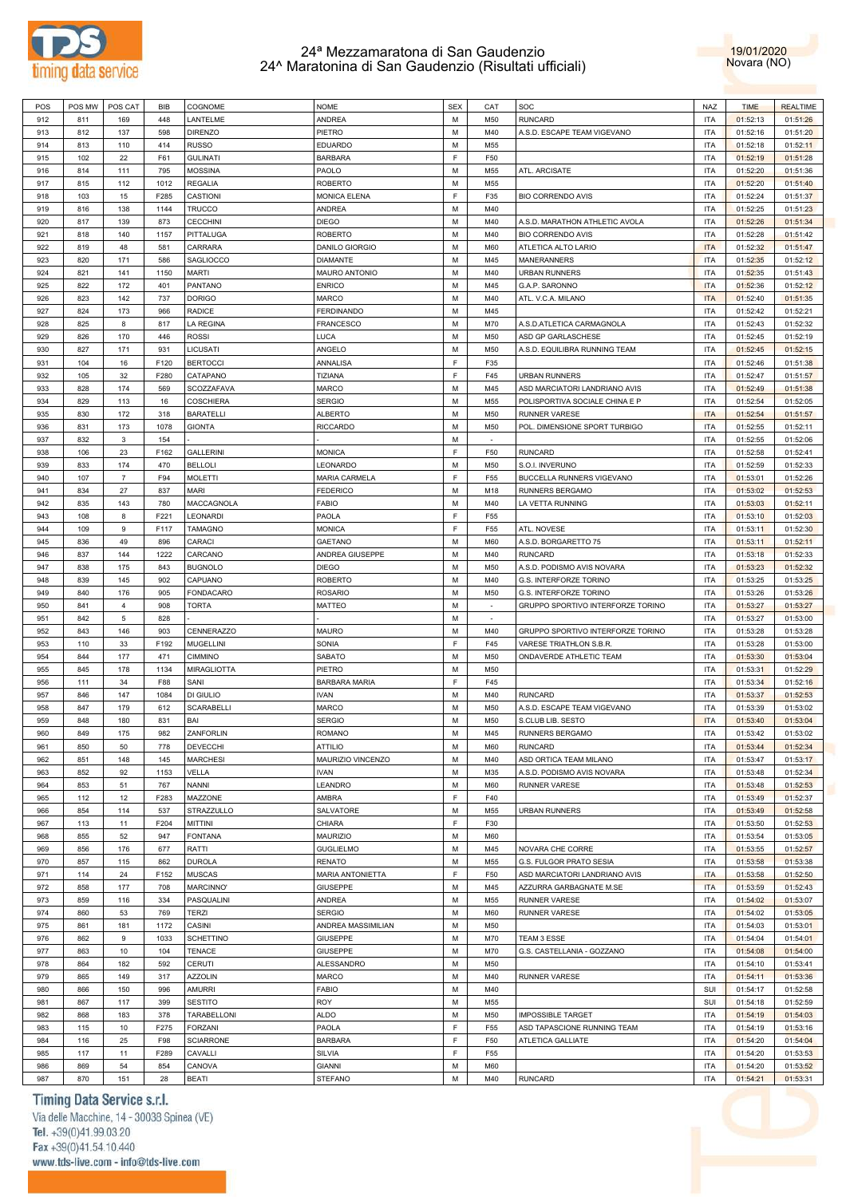# 24ª Mezzamaratona di San Gaudenzio
# 24^ Maratonina di San Gaudenzio (Risultati ufficiali)

19/01/2020
Novara (NO)

| POS | POS MW | POS CAT | BIB | COGNOME | NOME | SEX | CAT | SOC | NAZ | TIME | REALTIME |
|---|---|---|---|---|---|---|---|---|---|---|---|
| 912 | 811 | 169 | 448 | LANTELME | ANDREA | M | M50 | RUNCARD | ITA | 01:52:13 | 01:51:26 |
| 913 | 812 | 137 | 598 | DIRENZO | PIETRO | M | M40 | A.S.D. ESCAPE TEAM VIGEVANO | ITA | 01:52:16 | 01:51:20 |
| 914 | 813 | 110 | 414 | RUSSO | EDUARDO | M | M55 | | ITA | 01:52:18 | 01:52:11 |
| 915 | 102 | 22 | F61 | GULINATI | BARBARA | F | F50 | | ITA | 01:52:19 | 01:51:28 |
| 916 | 814 | 111 | 795 | MOSSINA | PAOLO | M | M55 | ATL. ARCISATE | ITA | 01:52:20 | 01:51:36 |
| 917 | 815 | 112 | 1012 | REGALIA | ROBERTO | M | M55 | | ITA | 01:52:20 | 01:51:40 |
| 918 | 103 | 15 | F285 | CASTIONI | MONICA ELENA | F | F35 | BIO CORRENDO AVIS | ITA | 01:52:24 | 01:51:37 |
| 919 | 816 | 138 | 1144 | TRUCCO | ANDREA | M | M40 | | ITA | 01:52:25 | 01:51:23 |
| 920 | 817 | 139 | 873 | CECCHINI | DIEGO | M | M40 | A.S.D. MARATHON ATHLETIC AVOLA | ITA | 01:52:26 | 01:51:34 |
| 921 | 818 | 140 | 1157 | PITTALUGA | ROBERTO | M | M40 | BIO CORRENDO AVIS | ITA | 01:52:28 | 01:51:42 |
| 922 | 819 | 48 | 581 | CARRARA | DANILO GIORGIO | M | M60 | ATLETICA ALTO LARIO | ITA | 01:52:32 | 01:51:47 |
| 923 | 820 | 171 | 586 | SAGLIOCCO | DIAMANTE | M | M45 | MANERANNERS | ITA | 01:52:35 | 01:52:12 |
| 924 | 821 | 141 | 1150 | MARTI | MAURO ANTONIO | M | M40 | URBAN RUNNERS | ITA | 01:52:35 | 01:51:43 |
| 925 | 822 | 172 | 401 | PANTANO | ENRICO | M | M45 | G.A.P. SARONNO | ITA | 01:52:36 | 01:52:12 |
| 926 | 823 | 142 | 737 | DORIGO | MARCO | M | M40 | ATL. V.C.A. MILANO | ITA | 01:52:40 | 01:51:35 |
| 927 | 824 | 173 | 966 | RADICE | FERDINANDO | M | M45 | | ITA | 01:52:42 | 01:52:21 |
| 928 | 825 | 8 | 817 | LA REGINA | FRANCESCO | M | M70 | A.S.D.ATLETICA CARMAGNOLA | ITA | 01:52:43 | 01:52:32 |
| 929 | 826 | 170 | 446 | ROSSI | LUCA | M | M50 | ASD GP GARLASCHESE | ITA | 01:52:45 | 01:52:19 |
| 930 | 827 | 171 | 931 | LICUSATI | ANGELO | M | M50 | A.S.D. EQUILIBRA RUNNING TEAM | ITA | 01:52:45 | 01:52:15 |
| 931 | 104 | 16 | F120 | BERTOCCI | ANNALISA | F | F35 | | ITA | 01:52:46 | 01:51:38 |
| 932 | 105 | 32 | F280 | CATAPANO | TIZIANA | F | F45 | URBAN RUNNERS | ITA | 01:52:47 | 01:51:57 |
| 933 | 828 | 174 | 569 | SCOZZAFAVA | MARCO | M | M45 | ASD MARCIATORI LANDRIANO AVIS | ITA | 01:52:49 | 01:51:38 |
| 934 | 829 | 113 | 16 | COSCHIERA | SERGIO | M | M55 | POLISPORTIVA SOCIALE CHINA E P | ITA | 01:52:54 | 01:52:05 |
| 935 | 830 | 172 | 318 | BARATELLI | ALBERTO | M | M50 | RUNNER VARESE | ITA | 01:52:54 | 01:51:57 |
| 936 | 831 | 173 | 1078 | GIONTA | RICCARDO | M | M50 | POL. DIMENSIONE SPORT TURBIGO | ITA | 01:52:55 | 01:52:11 |
| 937 | 832 | 3 | 154 | - | - | M | - | | ITA | 01:52:55 | 01:52:06 |
| 938 | 106 | 23 | F162 | GALLERINI | MONICA | F | F50 | RUNCARD | ITA | 01:52:58 | 01:52:41 |
| 939 | 833 | 174 | 470 | BELLOLI | LEONARDO | M | M50 | S.O.I. INVERUNO | ITA | 01:52:59 | 01:52:33 |
| 940 | 107 | 7 | F94 | MOLETTI | MARIA CARMELA | F | F55 | BUCCELLA RUNNERS VIGEVANO | ITA | 01:53:01 | 01:52:26 |
| 941 | 834 | 27 | 837 | MARI | FEDERICO | M | M18 | RUNNERS BERGAMO | ITA | 01:53:02 | 01:52:53 |
| 942 | 835 | 143 | 780 | MACCAGNOLA | FABIO | M | M40 | LA VETTA RUNNING | ITA | 01:53:03 | 01:52:11 |
| 943 | 108 | 8 | F221 | LEONARDI | PAOLA | F | F55 | | ITA | 01:53:10 | 01:52:03 |
| 944 | 109 | 9 | F117 | TAMAGNO | MONICA | F | F55 | ATL. NOVESE | ITA | 01:53:11 | 01:52:30 |
| 945 | 836 | 49 | 896 | CARACI | GAETANO | M | M60 | A.S.D. BORGARETTO 75 | ITA | 01:53:11 | 01:52:11 |
| 946 | 837 | 144 | 1222 | CARCANO | ANDREA GIUSEPPE | M | M40 | RUNCARD | ITA | 01:53:18 | 01:52:33 |
| 947 | 838 | 175 | 843 | BUGNOLO | DIEGO | M | M50 | A.S.D. PODISMO AVIS NOVARA | ITA | 01:53:23 | 01:52:32 |
| 948 | 839 | 145 | 902 | CAPUANO | ROBERTO | M | M40 | G.S. INTERFORZE TORINO | ITA | 01:53:25 | 01:53:25 |
| 949 | 840 | 176 | 905 | FONDACARO | ROSARIO | M | M50 | G.S. INTERFORZE TORINO | ITA | 01:53:26 | 01:53:26 |
| 950 | 841 | 4 | 908 | TORTA | MATTEO | M | - | GRUPPO SPORTIVO INTERFORZE TORINO | ITA | 01:53:27 | 01:53:27 |
| 951 | 842 | 5 | 828 | - | - | M | - | | ITA | 01:53:27 | 01:53:00 |
| 952 | 843 | 146 | 903 | CENNERAZZO | MAURO | M | M40 | GRUPPO SPORTIVO INTERFORZE TORINO | ITA | 01:53:28 | 01:53:28 |
| 953 | 110 | 33 | F192 | MUGELLINI | SONIA | F | F45 | VARESE TRIATHLON S.B.R. | ITA | 01:53:28 | 01:53:00 |
| 954 | 844 | 177 | 471 | CIMMINO | SABATO | M | M50 | ONDAVERDE ATHLETIC TEAM | ITA | 01:53:30 | 01:53:04 |
| 955 | 845 | 178 | 1134 | MIRAGLIOTTA | PIETRO | M | M50 | | ITA | 01:53:31 | 01:52:29 |
| 956 | 111 | 34 | F88 | SANI | BARBARA MARIA | F | F45 | | ITA | 01:53:34 | 01:52:16 |
| 957 | 846 | 147 | 1084 | DI GIULIO | IVAN | M | M40 | RUNCARD | ITA | 01:53:37 | 01:52:53 |
| 958 | 847 | 179 | 612 | SCARABELLI | MARCO | M | M50 | A.S.D. ESCAPE TEAM VIGEVANO | ITA | 01:53:39 | 01:53:02 |
| 959 | 848 | 180 | 831 | BAI | SERGIO | M | M50 | S.CLUB LIB. SESTO | ITA | 01:53:40 | 01:53:04 |
| 960 | 849 | 175 | 982 | ZANFORLIN | ROMANO | M | M45 | RUNNERS BERGAMO | ITA | 01:53:42 | 01:53:02 |
| 961 | 850 | 50 | 778 | DEVECCHI | ATTILIO | M | M60 | RUNCARD | ITA | 01:53:44 | 01:52:34 |
| 962 | 851 | 148 | 145 | MARCHESI | MAURIZIO VINCENZO | M | M40 | ASD ORTICA TEAM MILANO | ITA | 01:53:47 | 01:53:17 |
| 963 | 852 | 92 | 1153 | VELLA | IVAN | M | M35 | A.S.D. PODISMO AVIS NOVARA | ITA | 01:53:48 | 01:52:34 |
| 964 | 853 | 51 | 767 | NANNI | LEANDRO | M | M60 | RUNNER VARESE | ITA | 01:53:48 | 01:52:53 |
| 965 | 112 | 12 | F283 | MAZZONE | AMBRA | F | F40 | | ITA | 01:53:49 | 01:52:37 |
| 966 | 854 | 114 | 537 | STRAZZULLO | SALVATORE | M | M55 | URBAN RUNNERS | ITA | 01:53:49 | 01:52:58 |
| 967 | 113 | 11 | F204 | MITTINI | CHIARA | F | F30 | | ITA | 01:53:50 | 01:52:53 |
| 968 | 855 | 52 | 947 | FONTANA | MAURIZIO | M | M60 | | ITA | 01:53:54 | 01:53:05 |
| 969 | 856 | 176 | 677 | RATTI | GUGLIELMO | M | M45 | NOVARA CHE CORRE | ITA | 01:53:55 | 01:52:57 |
| 970 | 857 | 115 | 862 | DUROLA | RENATO | M | M55 | G.S. FULGOR PRATO SESIA | ITA | 01:53:58 | 01:53:38 |
| 971 | 114 | 24 | F152 | MUSCAS | MARIA ANTONIETTA | F | F50 | ASD MARCIATORI LANDRIANO AVIS | ITA | 01:53:58 | 01:52:50 |
| 972 | 858 | 177 | 708 | MARCINNO' | GIUSEPPE | M | M45 | AZZURRA GARBAGNATE M.SE | ITA | 01:53:59 | 01:52:43 |
| 973 | 859 | 116 | 334 | PASQUALINI | ANDREA | M | M55 | RUNNER VARESE | ITA | 01:54:02 | 01:53:07 |
| 974 | 860 | 53 | 769 | TERZI | SERGIO | M | M60 | RUNNER VARESE | ITA | 01:54:02 | 01:53:05 |
| 975 | 861 | 181 | 1172 | CASINI | ANDREA MASSIMILIAN | M | M50 | | ITA | 01:54:03 | 01:53:01 |
| 976 | 862 | 9 | 1033 | SCHETTINO | GIUSEPPE | M | M70 | TEAM 3 ESSE | ITA | 01:54:04 | 01:54:01 |
| 977 | 863 | 10 | 104 | TENACE | GIUSEPPE | M | M70 | G.S. CASTELLANIA - GOZZANO | ITA | 01:54:08 | 01:54:00 |
| 978 | 864 | 182 | 592 | CERUTI | ALESSANDRO | M | M50 | | ITA | 01:54:10 | 01:53:41 |
| 979 | 865 | 149 | 317 | AZZOLIN | MARCO | M | M40 | RUNNER VARESE | ITA | 01:54:11 | 01:53:36 |
| 980 | 866 | 150 | 996 | AMURRI | FABIO | M | M40 | | SUI | 01:54:17 | 01:52:58 |
| 981 | 867 | 117 | 399 | SESTITO | ROY | M | M55 | | SUI | 01:54:18 | 01:52:59 |
| 982 | 868 | 183 | 378 | TARABELLONI | ALDO | M | M50 | IMPOSSIBLE TARGET | ITA | 01:54:19 | 01:54:03 |
| 983 | 115 | 10 | F275 | FORZANI | PAOLA | F | F55 | ASD TAPASCIONE RUNNING TEAM | ITA | 01:54:19 | 01:53:16 |
| 984 | 116 | 25 | F98 | SCIARRONE | BARBARA | F | F50 | ATLETICA GALLIATE | ITA | 01:54:20 | 01:54:04 |
| 985 | 117 | 11 | F289 | CAVALLI | SILVIA | F | F55 | | ITA | 01:54:20 | 01:53:53 |
| 986 | 869 | 54 | 854 | CANOVA | GIANNI | M | M60 | | ITA | 01:54:20 | 01:53:52 |
| 987 | 870 | 151 | 28 | BEATI | STEFANO | M | M40 | RUNCARD | ITA | 01:54:21 | 01:53:31 |

Timing Data Service s.r.l.
Via delle Macchine, 14 - 30038 Spinea (VE)
Tel. +39(0)41.99.03.20
Fax +39(0)41.54.10.440
www.tds-live.com - info@tds-live.com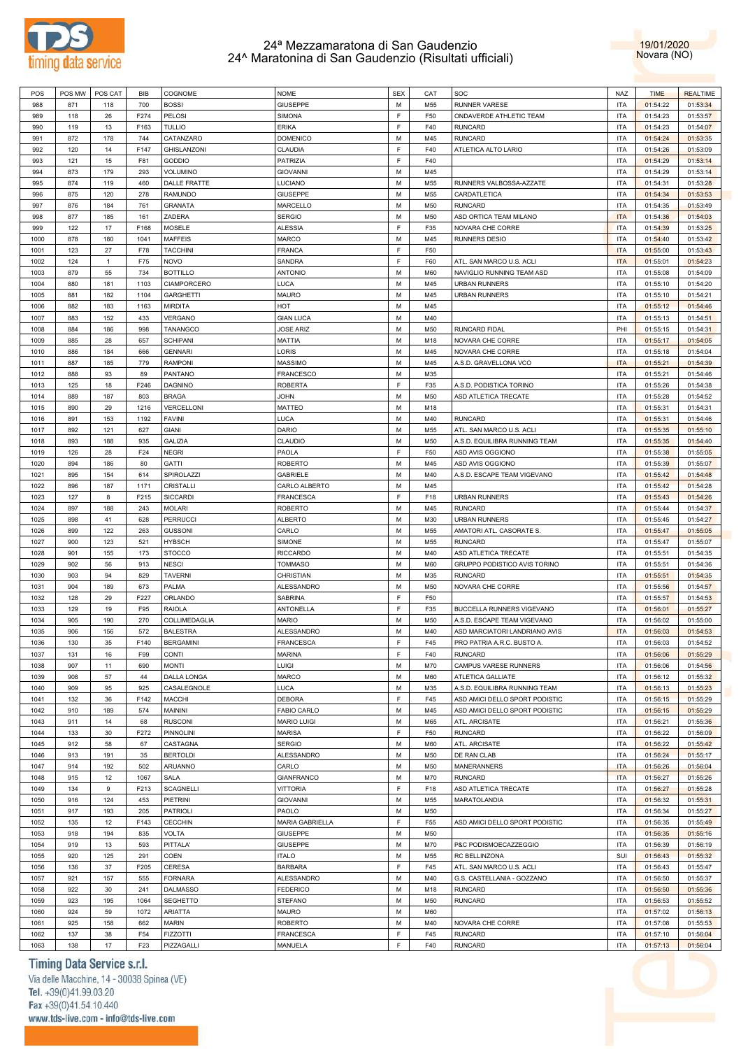# 24ª Mezzamaratona di San Gaudenzio
# 24^ Maratonina di San Gaudenzio (Risultati ufficiali)

19/01/2020
Novara (NO)

| POS | POS MW | POS CAT | BIB | COGNOME | NOME | SEX | CAT | SOC | NAZ | TIME | REALTIME |
|---|---|---|---|---|---|---|---|---|---|---|---|
| 988 | 871 | 118 | 700 | BOSSI | GIUSEPPE | M | M55 | RUNNER VARESE | ITA | 01:54:22 | 01:53:34 |
| 989 | 118 | 26 | F274 | PELOSI | SIMONA | F | F50 | ONDAVERDE ATHLETIC TEAM | ITA | 01:54:23 | 01:53:57 |
| 990 | 119 | 13 | F163 | TULLIO | ERIKA | F | F40 | RUNCARD | ITA | 01:54:23 | 01:54:07 |
| 991 | 872 | 178 | 744 | CATANZARO | DOMENICO | M | M45 | RUNCARD | ITA | 01:54:24 | 01:53:35 |
| 992 | 120 | 14 | F147 | GHISLANZONI | CLAUDIA | F | F40 | ATLETICA ALTO LARIO | ITA | 01:54:26 | 01:53:09 |
| 993 | 121 | 15 | F81 | GODDIO | PATRIZIA | F | F40 | | ITA | 01:54:29 | 01:53:14 |
| 994 | 873 | 179 | 293 | VOLUMINO | GIOVANNI | M | M45 | | ITA | 01:54:29 | 01:53:14 |
| 995 | 874 | 119 | 460 | DALLE FRATTE | LUCIANO | M | M55 | RUNNERS VALBOSSA-AZZATE | ITA | 01:54:31 | 01:53:28 |
| 996 | 875 | 120 | 278 | RAMUNDO | GIUSEPPE | M | M55 | CARDATLETICA | ITA | 01:54:34 | 01:53:53 |
| 997 | 876 | 184 | 761 | GRANATA | MARCELLO | M | M50 | RUNCARD | ITA | 01:54:35 | 01:53:49 |
| 998 | 877 | 185 | 161 | ZADERA | SERGIO | M | M50 | ASD ORTICA TEAM MILANO | ITA | 01:54:36 | 01:54:03 |
| 999 | 122 | 17 | F168 | MOSELE | ALESSIA | F | F35 | NOVARA CHE CORRE | ITA | 01:54:39 | 01:53:25 |
| 1000 | 878 | 180 | 1041 | MAFFEIS | MARCO | M | M45 | RUNNERS DESIO | ITA | 01:54:40 | 01:53:42 |
| 1001 | 123 | 27 | F78 | TACCHINI | FRANCA | F | F50 | | ITA | 01:55:00 | 01:53:43 |
| 1002 | 124 | 1 | F75 | NOVO | SANDRA | F | F60 | ATL. SAN MARCO U.S. ACLI | ITA | 01:55:01 | 01:54:23 |
| 1003 | 879 | 55 | 734 | BOTTILLO | ANTONIO | M | M60 | NAVIGLIO RUNNING TEAM ASD | ITA | 01:55:08 | 01:54:09 |
| 1004 | 880 | 181 | 1103 | CIAMPORCERO | LUCA | M | M45 | URBAN RUNNERS | ITA | 01:55:10 | 01:54:20 |
| 1005 | 881 | 182 | 1104 | GARGHETTI | MAURO | M | M45 | URBAN RUNNERS | ITA | 01:55:10 | 01:54:21 |
| 1006 | 882 | 183 | 1163 | MIRDITA | HOT | M | M45 | | ITA | 01:55:12 | 01:54:46 |
| 1007 | 883 | 152 | 433 | VERGANO | GIAN LUCA | M | M40 | | ITA | 01:55:13 | 01:54:51 |
| 1008 | 884 | 186 | 998 | TANANGCO | JOSE ARIZ | M | M50 | RUNCARD FIDAL | PHI | 01:55:15 | 01:54:31 |
| 1009 | 885 | 28 | 657 | SCHIPANI | MATTIA | M | M18 | NOVARA CHE CORRE | ITA | 01:55:17 | 01:54:05 |
| 1010 | 886 | 184 | 666 | GENNARI | LORIS | M | M45 | NOVARA CHE CORRE | ITA | 01:55:18 | 01:54:04 |
| 1011 | 887 | 185 | 779 | RAMPONI | MASSIMO | M | M45 | A.S.D. GRAVELLONA VCO | ITA | 01:55:21 | 01:54:39 |
| 1012 | 888 | 93 | 89 | PANTANO | FRANCESCO | M | M35 | | ITA | 01:55:21 | 01:54:46 |
| 1013 | 125 | 18 | F246 | DAGNINO | ROBERTA | F | F35 | A.S.D. PODISTICA TORINO | ITA | 01:55:26 | 01:54:38 |
| 1014 | 889 | 187 | 803 | BRAGA | JOHN | M | M50 | ASD ATLETICA TRECATE | ITA | 01:55:28 | 01:54:52 |
| 1015 | 890 | 29 | 1216 | VERCELLONI | MATTEO | M | M18 | | ITA | 01:55:31 | 01:54:31 |
| 1016 | 891 | 153 | 1192 | FAVINI | LUCA | M | M40 | RUNCARD | ITA | 01:55:31 | 01:54:46 |
| 1017 | 892 | 121 | 627 | GIANI | DARIO | M | M55 | ATL. SAN MARCO U.S. ACLI | ITA | 01:55:35 | 01:55:10 |
| 1018 | 893 | 188 | 935 | GALIZIA | CLAUDIO | M | M50 | A.S.D. EQUILIBRA RUNNING TEAM | ITA | 01:55:35 | 01:54:40 |
| 1019 | 126 | 28 | F24 | NEGRI | PAOLA | F | F50 | ASD AVIS OGGIONO | ITA | 01:55:38 | 01:55:05 |
| 1020 | 894 | 186 | 80 | GATTI | ROBERTO | M | M45 | ASD AVIS OGGIONO | ITA | 01:55:39 | 01:55:07 |
| 1021 | 895 | 154 | 614 | SPIROLAZZI | GABRIELE | M | M40 | A.S.D. ESCAPE TEAM VIGEVANO | ITA | 01:55:42 | 01:54:48 |
| 1022 | 896 | 187 | 1171 | CRISTALLI | CARLO ALBERTO | M | M45 | | ITA | 01:55:42 | 01:54:28 |
| 1023 | 127 | 8 | F215 | SICCARDI | FRANCESCA | F | F18 | URBAN RUNNERS | ITA | 01:55:43 | 01:54:26 |
| 1024 | 897 | 188 | 243 | MOLARI | ROBERTO | M | M45 | RUNCARD | ITA | 01:55:44 | 01:54:37 |
| 1025 | 898 | 41 | 628 | PERRUCCI | ALBERTO | M | M30 | URBAN RUNNERS | ITA | 01:55:45 | 01:54:27 |
| 1026 | 899 | 122 | 263 | GUSSONI | CARLO | M | M55 | AMATORI ATL. CASORATE S. | ITA | 01:55:47 | 01:55:05 |
| 1027 | 900 | 123 | 521 | HYBSCH | SIMONE | M | M55 | RUNCARD | ITA | 01:55:47 | 01:55:07 |
| 1028 | 901 | 155 | 173 | STOCCO | RICCARDO | M | M40 | ASD ATLETICA TRECATE | ITA | 01:55:51 | 01:54:35 |
| 1029 | 902 | 56 | 913 | NESCI | TOMMASO | M | M60 | GRUPPO PODISTICO AVIS TORINO | ITA | 01:55:51 | 01:54:36 |
| 1030 | 903 | 94 | 829 | TAVERNI | CHRISTIAN | M | M35 | RUNCARD | ITA | 01:55:51 | 01:54:35 |
| 1031 | 904 | 189 | 673 | PALMA | ALESSANDRO | M | M50 | NOVARA CHE CORRE | ITA | 01:55:56 | 01:54:57 |
| 1032 | 128 | 29 | F227 | ORLANDO | SABRINA | F | F50 | | ITA | 01:55:57 | 01:54:53 |
| 1033 | 129 | 19 | F95 | RAIOLA | ANTONELLA | F | F35 | BUCCELLA RUNNERS VIGEVANO | ITA | 01:56:01 | 01:55:27 |
| 1034 | 905 | 190 | 270 | COLLIMEDAGLIA | MARIO | M | M50 | A.S.D. ESCAPE TEAM VIGEVANO | ITA | 01:56:02 | 01:55:00 |
| 1035 | 906 | 156 | 572 | BALESTRA | ALESSANDRO | M | M40 | ASD MARCIATORI LANDRIANO AVIS | ITA | 01:56:03 | 01:54:53 |
| 1036 | 130 | 35 | F140 | BERGAMINI | FRANCESCA | F | F45 | PRO PATRIA A.R.C. BUSTO A. | ITA | 01:56:03 | 01:54:52 |
| 1037 | 131 | 16 | F99 | CONTI | MARINA | F | F40 | RUNCARD | ITA | 01:56:06 | 01:55:29 |
| 1038 | 907 | 11 | 690 | MONTI | LUIGI | M | M70 | CAMPUS VARESE RUNNERS | ITA | 01:56:06 | 01:54:56 |
| 1039 | 908 | 57 | 44 | DALLA LONGA | MARCO | M | M60 | ATLETICA GALLIATE | ITA | 01:56:12 | 01:55:32 |
| 1040 | 909 | 95 | 925 | CASALEGNOLE | LUCA | M | M35 | A.S.D. EQUILIBRA RUNNING TEAM | ITA | 01:56:13 | 01:55:23 |
| 1041 | 132 | 36 | F142 | MACCHI | DEBORA | F | F45 | ASD AMICI DELLO SPORT PODISTIC | ITA | 01:56:15 | 01:55:29 |
| 1042 | 910 | 189 | 574 | MAININI | FABIO CARLO | M | M45 | ASD AMICI DELLO SPORT PODISTIC | ITA | 01:56:15 | 01:55:29 |
| 1043 | 911 | 14 | 68 | RUSCONI | MARIO LUIGI | M | M65 | ATL. ARCISATE | ITA | 01:56:21 | 01:55:36 |
| 1044 | 133 | 30 | F272 | PINNOLINI | MARISA | F | F50 | RUNCARD | ITA | 01:56:22 | 01:56:09 |
| 1045 | 912 | 58 | 67 | CASTAGNA | SERGIO | M | M60 | ATL. ARCISATE | ITA | 01:56:22 | 01:55:42 |
| 1046 | 913 | 191 | 35 | BERTOLDI | ALESSANDRO | M | M50 | DE RAN CLAB | ITA | 01:56:24 | 01:55:17 |
| 1047 | 914 | 192 | 502 | ARUANNO | CARLO | M | M50 | MANERANNERS | ITA | 01:56:26 | 01:56:04 |
| 1048 | 915 | 12 | 1067 | SALA | GIANFRANCO | M | M70 | RUNCARD | ITA | 01:56:27 | 01:55:26 |
| 1049 | 134 | 9 | F213 | SCAGNELLI | VITTORIA | F | F18 | ASD ATLETICA TRECATE | ITA | 01:56:27 | 01:55:28 |
| 1050 | 916 | 124 | 453 | PIETRINI | GIOVANNI | M | M55 | MARATOLANDIA | ITA | 01:56:32 | 01:55:31 |
| 1051 | 917 | 193 | 205 | PATRIOLI | PAOLO | M | M50 | | ITA | 01:56:34 | 01:55:27 |
| 1052 | 135 | 12 | F143 | CECCHIN | MARIA GABRIELLA | F | F55 | ASD AMICI DELLO SPORT PODISTIC | ITA | 01:56:35 | 01:55:49 |
| 1053 | 918 | 194 | 835 | VOLTA | GIUSEPPE | M | M50 | | ITA | 01:56:35 | 01:55:16 |
| 1054 | 919 | 13 | 593 | PITTALA' | GIUSEPPE | M | M70 | P&C PODISMOECAZZEGGIO | ITA | 01:56:39 | 01:56:19 |
| 1055 | 920 | 125 | 291 | COEN | ITALO | M | M55 | RC BELLINZONA | SUI | 01:56:43 | 01:55:32 |
| 1056 | 136 | 37 | F205 | CERESA | BARBARA | F | F45 | ATL. SAN MARCO U.S. ACLI | ITA | 01:56:43 | 01:55:47 |
| 1057 | 921 | 157 | 555 | FORNARA | ALESSANDRO | M | M40 | G.S. CASTELLANIA - GOZZANO | ITA | 01:56:50 | 01:55:37 |
| 1058 | 922 | 30 | 241 | DALMASSO | FEDERICO | M | M18 | RUNCARD | ITA | 01:56:50 | 01:55:36 |
| 1059 | 923 | 195 | 1064 | SEGHETTO | STEFANO | M | M50 | RUNCARD | ITA | 01:56:53 | 01:55:52 |
| 1060 | 924 | 59 | 1072 | ARIATTA | MAURO | M | M60 | | ITA | 01:57:02 | 01:56:13 |
| 1061 | 925 | 158 | 662 | MARIN | ROBERTO | M | M40 | NOVARA CHE CORRE | ITA | 01:57:08 | 01:55:53 |
| 1062 | 137 | 38 | F54 | FIZZOTTI | FRANCESCA | F | F45 | RUNCARD | ITA | 01:57:10 | 01:56:04 |
| 1063 | 138 | 17 | F23 | PIZZAGALLI | MANUELA | F | F40 | RUNCARD | ITA | 01:57:13 | 01:56:04 |

Timing Data Service s.r.l.
Via delle Macchine, 14 - 30038 Spinea (VE)
Tel. +39(0)41.99.03.20
Fax +39(0)41.54.10.440
www.tds-live.com - info@tds-live.com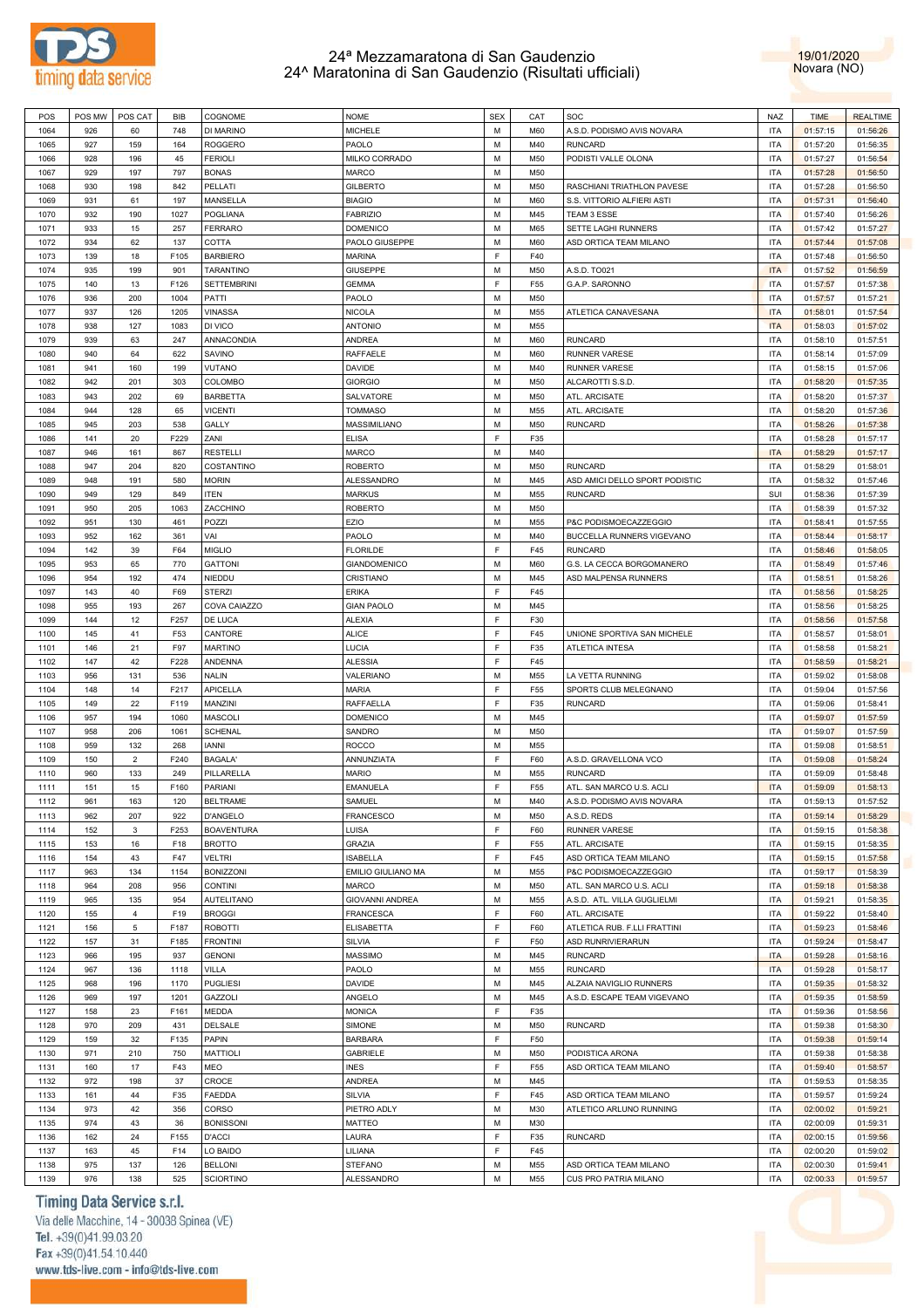# 24ª Mezzamaratona di San Gaudenzio
# 24^ Maratonina di San Gaudenzio (Risultati ufficiali)

19/01/2020
Novara (NO)

| POS | POS MW | POS CAT | BIB | COGNOME | NOME | SEX | CAT | SOC | NAZ | TIME | REALTIME |
|---|---|---|---|---|---|---|---|---|---|---|---|
| 1064 | 926 | 60 | 748 | DI MARINO | MICHELE | M | M60 | A.S.D. PODISMO AVIS NOVARA | ITA | 01:57:15 | 01:56:26 |
| 1065 | 927 | 159 | 164 | ROGGERO | PAOLO | M | M40 | RUNCARD | ITA | 01:57:20 | 01:56:35 |
| 1066 | 928 | 196 | 45 | FERIOLI | MILKO CORRADO | M | M50 | PODISTI VALLE OLONA | ITA | 01:57:27 | 01:56:54 |
| 1067 | 929 | 197 | 797 | BONAS | MARCO | M | M50 | | ITA | 01:57:28 | 01:56:50 |
| 1068 | 930 | 198 | 842 | PELLATI | GILBERTO | M | M50 | RASCHIANI TRIATHLON PAVESE | ITA | 01:57:28 | 01:56:50 |
| 1069 | 931 | 61 | 197 | MANSELLA | BIAGIO | M | M60 | S.S. VITTORIO ALFIERI ASTI | ITA | 01:57:31 | 01:56:40 |
| 1070 | 932 | 190 | 1027 | POGLIANA | FABRIZIO | M | M45 | TEAM 3 ESSE | ITA | 01:57:40 | 01:56:26 |
| 1071 | 933 | 15 | 257 | FERRARO | DOMENICO | M | M65 | SETTE LAGHI RUNNERS | ITA | 01:57:42 | 01:57:27 |
| 1072 | 934 | 62 | 137 | COTTA | PAOLO GIUSEPPE | M | M60 | ASD ORTICA TEAM MILANO | ITA | 01:57:44 | 01:57:08 |
| 1073 | 139 | 18 | F105 | BARBIERO | MARINA | F | F40 | | ITA | 01:57:48 | 01:56:50 |
| 1074 | 935 | 199 | 901 | TARANTINO | GIUSEPPE | M | M50 | A.S.D. TO021 | ITA | 01:57:52 | 01:56:59 |
| 1075 | 140 | 13 | F126 | SETTEMBRINI | GEMMA | F | F55 | G.A.P. SARONNO | ITA | 01:57:57 | 01:57:38 |
| 1076 | 936 | 200 | 1004 | PATTI | PAOLO | M | M50 | | ITA | 01:57:57 | 01:57:21 |
| 1077 | 937 | 126 | 1205 | VINASSA | NICOLA | M | M55 | ATLETICA CANAVESANA | ITA | 01:58:01 | 01:57:54 |
| 1078 | 938 | 127 | 1083 | DI VICO | ANTONIO | M | M55 | | ITA | 01:58:03 | 01:57:02 |
| 1079 | 939 | 63 | 247 | ANNACONDIA | ANDREA | M | M60 | RUNCARD | ITA | 01:58:10 | 01:57:51 |
| 1080 | 940 | 64 | 622 | SAVINO | RAFFAELE | M | M60 | RUNNER VARESE | ITA | 01:58:14 | 01:57:09 |
| 1081 | 941 | 160 | 199 | VUTANO | DAVIDE | M | M40 | RUNNER VARESE | ITA | 01:58:15 | 01:57:06 |
| 1082 | 942 | 201 | 303 | COLOMBO | GIORGIO | M | M50 | ALCAROTTI S.S.D. | ITA | 01:58:20 | 01:57:35 |
| 1083 | 943 | 202 | 69 | BARBETTA | SALVATORE | M | M50 | ATL. ARCISATE | ITA | 01:58:20 | 01:57:37 |
| 1084 | 944 | 128 | 65 | VICENTI | TOMMASO | M | M55 | ATL. ARCISATE | ITA | 01:58:20 | 01:57:36 |
| 1085 | 945 | 203 | 538 | GALLY | MASSIMILIANO | M | M50 | RUNCARD | ITA | 01:58:26 | 01:57:38 |
| 1086 | 141 | 20 | F229 | ZANI | ELISA | F | F35 | | ITA | 01:58:28 | 01:57:17 |
| 1087 | 946 | 161 | 867 | RESTELLI | MARCO | M | M40 | | ITA | 01:58:29 | 01:57:17 |
| 1088 | 947 | 204 | 820 | COSTANTINO | ROBERTO | M | M50 | RUNCARD | ITA | 01:58:29 | 01:58:01 |
| 1089 | 948 | 191 | 580 | MORIN | ALESSANDRO | M | M45 | ASD AMICI DELLO SPORT PODISTIC | ITA | 01:58:32 | 01:57:46 |
| 1090 | 949 | 129 | 849 | ITEN | MARKUS | M | M55 | RUNCARD | SUI | 01:58:36 | 01:57:39 |
| 1091 | 950 | 205 | 1063 | ZACCHINO | ROBERTO | M | M50 | | ITA | 01:58:39 | 01:57:32 |
| 1092 | 951 | 130 | 461 | POZZI | EZIO | M | M55 | P&C PODISMOECAZZEGGIO | ITA | 01:58:41 | 01:57:55 |
| 1093 | 952 | 162 | 361 | VAI | PAOLO | M | M40 | BUCCELLA RUNNERS VIGEVANO | ITA | 01:58:44 | 01:58:17 |
| 1094 | 142 | 39 | F64 | MIGLIO | FLORILDE | F | F45 | RUNCARD | ITA | 01:58:46 | 01:58:05 |
| 1095 | 953 | 65 | 770 | GATTONI | GIANDOMENICO | M | M60 | G.S. LA CECCA BORGOMANERO | ITA | 01:58:49 | 01:57:46 |
| 1096 | 954 | 192 | 474 | NIEDDU | CRISTIANO | M | M45 | ASD MALPENSA RUNNERS | ITA | 01:58:51 | 01:58:26 |
| 1097 | 143 | 40 | F69 | STERZI | ERIKA | F | F45 | | ITA | 01:58:56 | 01:58:25 |
| 1098 | 955 | 193 | 267 | COVA CAIAZZO | GIAN PAOLO | M | M45 | | ITA | 01:58:56 | 01:58:25 |
| 1099 | 144 | 12 | F257 | DE LUCA | ALEXIA | F | F30 | | ITA | 01:58:56 | 01:57:58 |
| 1100 | 145 | 41 | F53 | CANTORE | ALICE | F | F45 | UNIONE SPORTIVA SAN MICHELE | ITA | 01:58:57 | 01:58:01 |
| 1101 | 146 | 21 | F97 | MARTINO | LUCIA | F | F35 | ATLETICA INTESA | ITA | 01:58:58 | 01:58:21 |
| 1102 | 147 | 42 | F228 | ANDENNA | ALESSIA | F | F45 | | ITA | 01:58:59 | 01:58:21 |
| 1103 | 956 | 131 | 536 | NALIN | VALERIANO | M | M55 | LA VETTA RUNNING | ITA | 01:59:02 | 01:58:08 |
| 1104 | 148 | 14 | F217 | APICELLA | MARIA | F | F55 | SPORTS CLUB MELEGNANO | ITA | 01:59:04 | 01:57:56 |
| 1105 | 149 | 22 | F119 | MANZINI | RAFFAELLA | F | F35 | RUNCARD | ITA | 01:59:06 | 01:58:41 |
| 1106 | 957 | 194 | 1060 | MASCOLI | DOMENICO | M | M45 | | ITA | 01:59:07 | 01:57:59 |
| 1107 | 958 | 206 | 1061 | SCHENAL | SANDRO | M | M50 | | ITA | 01:59:07 | 01:57:59 |
| 1108 | 959 | 132 | 268 | IANNI | ROCCO | M | M55 | | ITA | 01:59:08 | 01:58:51 |
| 1109 | 150 | 2 | F240 | BAGALA' | ANNUNZIATA | F | F60 | A.S.D. GRAVELLONA VCO | ITA | 01:59:08 | 01:58:24 |
| 1110 | 960 | 133 | 249 | PILLARELLA | MARIO | M | M55 | RUNCARD | ITA | 01:59:09 | 01:58:48 |
| 1111 | 151 | 15 | F160 | PARIANI | EMANUELA | F | F55 | ATL. SAN MARCO U.S. ACLI | ITA | 01:59:09 | 01:58:13 |
| 1112 | 961 | 163 | 120 | BELTRAME | SAMUEL | M | M40 | A.S.D. PODISMO AVIS NOVARA | ITA | 01:59:13 | 01:57:52 |
| 1113 | 962 | 207 | 922 | D'ANGELO | FRANCESCO | M | M50 | A.S.D. RUN | ITA | 01:59:14 | 01:58:29 |
| 1114 | 152 | 3 | F253 | BOAVENTURA | LUISA | F | F60 | RUNNER VARESE | ITA | 01:59:15 | 01:58:38 |
| 1115 | 153 | 16 | F18 | BROTTO | GRAZIA | F | F55 | ATL. ARCISATE | ITA | 01:59:15 | 01:58:35 |
| 1116 | 154 | 43 | F47 | VELTRI | ISABELLA | F | F45 | ASD ORTICA TEAM MILANO | ITA | 01:59:15 | 01:57:58 |
| 1117 | 963 | 134 | 1154 | BONIZZONI | EMILIO GIULIANO MA | M | M55 | P&C PODISMOECAZZEGGIO | ITA | 01:59:17 | 01:58:39 |
| 1118 | 964 | 208 | 956 | CONTINI | MARCO | M | M50 | ATL. SAN MARCO U.S. ACLI | ITA | 01:59:18 | 01:58:38 |
| 1119 | 965 | 135 | 954 | AUTELITANO | GIOVANNI ANDREA | M | M55 | A.S.D. ATL. VILLA GUGLIELMI | ITA | 01:59:21 | 01:58:35 |
| 1120 | 155 | 4 | F19 | BROGGI | FRANCESCA | F | F60 | ATL. ARCISATE | ITA | 01:59:22 | 01:58:40 |
| 1121 | 156 | 5 | F187 | ROBOTTI | ELISABETTA | F | F60 | ATLETICA RUB. F.LLI FRATTINI | ITA | 01:59:23 | 01:58:46 |
| 1122 | 157 | 31 | F185 | FRONTINI | SILVIA | F | F50 | ASD RUNRIVIERARUN | ITA | 01:59:24 | 01:58:47 |
| 1123 | 966 | 195 | 937 | GENONI | MASSIMO | M | M45 | RUNCARD | ITA | 01:59:28 | 01:58:16 |
| 1124 | 967 | 136 | 1118 | VILLA | PAOLO | M | M55 | RUNCARD | ITA | 01:59:28 | 01:58:17 |
| 1125 | 968 | 196 | 1170 | PUGLIESI | DAVIDE | M | M45 | ALZAIA NAVIGLIO RUNNERS | ITA | 01:59:35 | 01:58:32 |
| 1126 | 969 | 197 | 1201 | GAZZOLI | ANGELO | M | M45 | A.S.D. ESCAPE TEAM VIGEVANO | ITA | 01:59:35 | 01:58:59 |
| 1127 | 158 | 23 | F161 | MEDDA | MONICA | F | F35 | | ITA | 01:59:36 | 01:58:56 |
| 1128 | 970 | 209 | 431 | DELSALE | SIMONE | M | M50 | RUNCARD | ITA | 01:59:38 | 01:58:30 |
| 1129 | 159 | 32 | F135 | PAPIN | BARBARA | F | F50 | | ITA | 01:59:38 | 01:59:14 |
| 1130 | 971 | 210 | 750 | MATTIOLI | GABRIELE | M | M50 | PODISTICA ARONA | ITA | 01:59:38 | 01:58:38 |
| 1131 | 160 | 17 | F43 | MEO | INES | F | F55 | ASD ORTICA TEAM MILANO | ITA | 01:59:40 | 01:58:57 |
| 1132 | 972 | 198 | 37 | CROCE | ANDREA | M | M45 | | ITA | 01:59:53 | 01:58:35 |
| 1133 | 161 | 44 | F35 | FAEDDA | SILVIA | F | F45 | ASD ORTICA TEAM MILANO | ITA | 01:59:57 | 01:59:24 |
| 1134 | 973 | 42 | 356 | CORSO | PIETRO ADLY | M | M30 | ATLETICO ARLUNO RUNNING | ITA | 02:00:02 | 01:59:21 |
| 1135 | 974 | 43 | 36 | BONISSONI | MATTEO | M | M30 | | ITA | 02:00:09 | 01:59:31 |
| 1136 | 162 | 24 | F155 | D'ACCI | LAURA | F | F35 | RUNCARD | ITA | 02:00:15 | 01:59:56 |
| 1137 | 163 | 45 | F14 | LO BAIDO | LILIANA | F | F45 | | ITA | 02:00:20 | 01:59:02 |
| 1138 | 975 | 137 | 126 | BELLONI | STEFANO | M | M55 | ASD ORTICA TEAM MILANO | ITA | 02:00:30 | 01:59:41 |
| 1139 | 976 | 138 | 525 | SCIORTINO | ALESSANDRO | M | M55 | CUS PRO PATRIA MILANO | ITA | 02:00:33 | 01:59:57 |

Timing Data Service s.r.l.
Via delle Macchine, 14 - 30038 Spinea (VE)
Tel. +39(0)41.99.03.20
Fax +39(0)41.54.10.440
www.tds-live.com - info@tds-live.com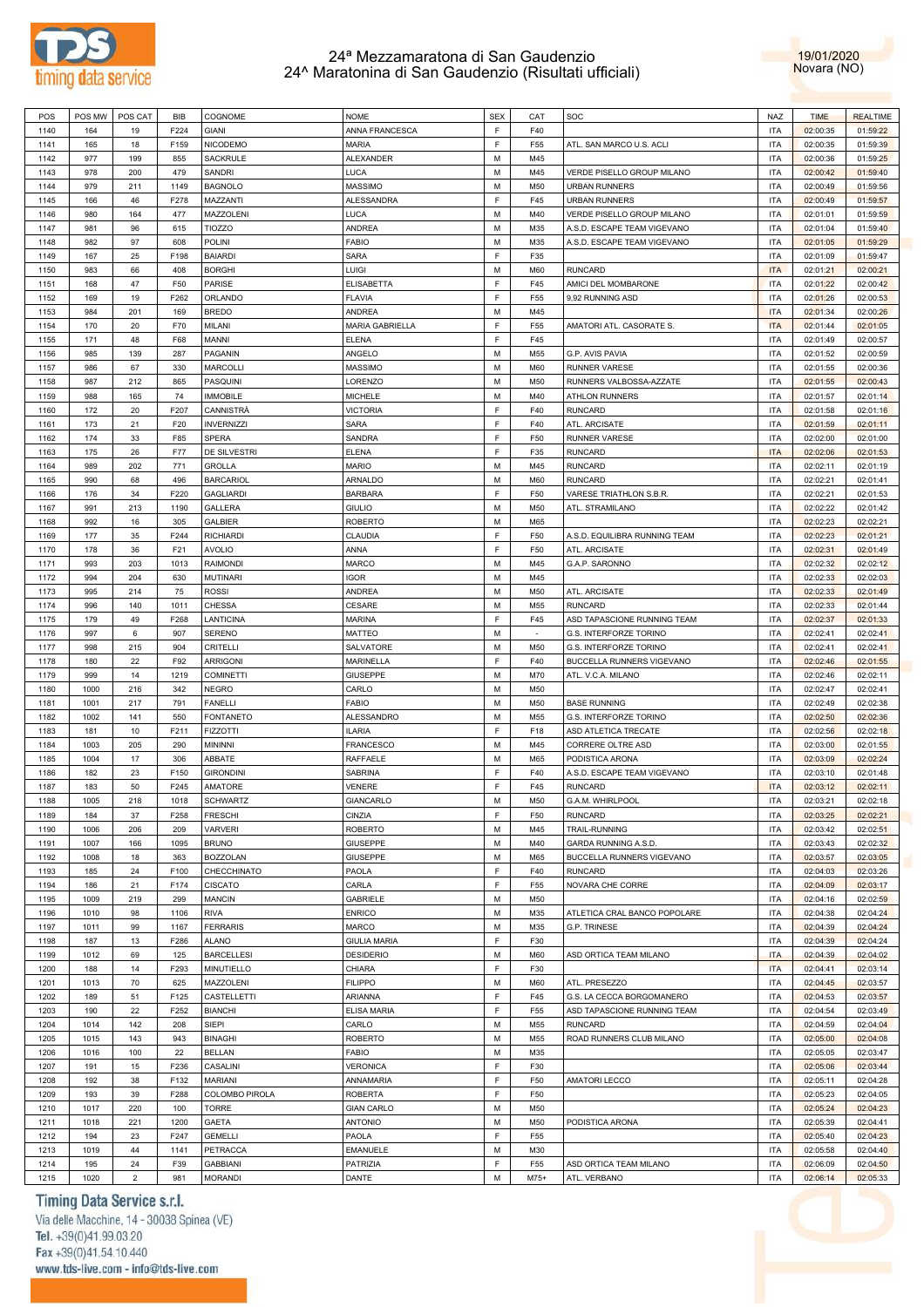# 24ª Mezzamaratona di San Gaudenzio
# 24^ Maratonina di San Gaudenzio (Risultati ufficiali)

19/01/2020
Novara (NO)

| POS | POS MW | POS CAT | BIB | COGNOME | NOME | SEX | CAT | SOC | NAZ | TIME | REALTIME |
|---|---|---|---|---|---|---|---|---|---|---|---|
| 1140 | 164 | 19 | F224 | GIANI | ANNA FRANCESCA | F | F40 | | ITA | 02:00:35 | 01:59:22 |
| 1141 | 165 | 18 | F159 | NICODEMO | MARIA | F | F55 | ATL. SAN MARCO U.S. ACLI | ITA | 02:00:35 | 01:59:39 |
| 1142 | 977 | 199 | 855 | SACKRULE | ALEXANDER | M | M45 | | ITA | 02:00:36 | 01:59:25 |
| 1143 | 978 | 200 | 479 | SANDRI | LUCA | M | M45 | VERDE PISELLO GROUP MILANO | ITA | 02:00:42 | 01:59:40 |
| 1144 | 979 | 211 | 1149 | BAGNOLO | MASSIMO | M | M50 | URBAN RUNNERS | ITA | 02:00:49 | 01:59:56 |
| 1145 | 166 | 46 | F278 | MAZZANTI | ALESSANDRA | F | F45 | URBAN RUNNERS | ITA | 02:00:49 | 01:59:57 |
| 1146 | 980 | 164 | 477 | MAZZOLENI | LUCA | M | M40 | VERDE PISELLO GROUP MILANO | ITA | 02:01:01 | 01:59:59 |
| 1147 | 981 | 96 | 615 | TIOZZO | ANDREA | M | M35 | A.S.D. ESCAPE TEAM VIGEVANO | ITA | 02:01:04 | 01:59:40 |
| 1148 | 982 | 97 | 608 | POLINI | FABIO | M | M35 | A.S.D. ESCAPE TEAM VIGEVANO | ITA | 02:01:05 | 01:59:29 |
| 1149 | 167 | 25 | F198 | BAIARDI | SARA | F | F35 | | ITA | 02:01:09 | 01:59:47 |
| 1150 | 983 | 66 | 408 | BORGHI | LUIGI | M | M60 | RUNCARD | ITA | 02:01:21 | 02:00:21 |
| 1151 | 168 | 47 | F50 | PARISE | ELISABETTA | F | F45 | AMICI DEL MOMBARONE | ITA | 02:01:22 | 02:00:42 |
| 1152 | 169 | 19 | F262 | ORLANDO | FLAVIA | F | F55 | 9,92 RUNNING ASD | ITA | 02:01:26 | 02:00:53 |
| 1153 | 984 | 201 | 169 | BREDO | ANDREA | M | M45 | | ITA | 02:01:34 | 02:00:26 |
| 1154 | 170 | 20 | F70 | MILANI | MARIA GABRIELLA | F | F55 | AMATORI ATL. CASORATE S. | ITA | 02:01:44 | 02:01:05 |
| 1155 | 171 | 48 | F68 | MANNI | ELENA | F | F45 | | ITA | 02:01:49 | 02:00:57 |
| 1156 | 985 | 139 | 287 | PAGANIN | ANGELO | M | M55 | G.P. AVIS PAVIA | ITA | 02:01:52 | 02:00:59 |
| 1157 | 986 | 67 | 330 | MARCOLLI | MASSIMO | M | M60 | RUNNER VARESE | ITA | 02:01:55 | 02:00:36 |
| 1158 | 987 | 212 | 865 | PASQUINI | LORENZO | M | M50 | RUNNERS VALBOSSA-AZZATE | ITA | 02:01:55 | 02:00:43 |
| 1159 | 988 | 165 | 74 | IMMOBILE | MICHELE | M | M40 | ATHLON RUNNERS | ITA | 02:01:57 | 02:01:14 |
| 1160 | 172 | 20 | F207 | CANNISTRÀ | VICTORIA | F | F40 | RUNCARD | ITA | 02:01:58 | 02:01:16 |
| 1161 | 173 | 21 | F20 | INVERNIZZI | SARA | F | F40 | ATL. ARCISATE | ITA | 02:01:59 | 02:01:11 |
| 1162 | 174 | 33 | F85 | SPERA | SANDRA | F | F50 | RUNNER VARESE | ITA | 02:02:00 | 02:01:00 |
| 1163 | 175 | 26 | F77 | DE SILVESTRI | ELENA | F | F35 | RUNCARD | ITA | 02:02:06 | 02:01:53 |
| 1164 | 989 | 202 | 771 | GROLLA | MARIO | M | M45 | RUNCARD | ITA | 02:02:11 | 02:01:19 |
| 1165 | 990 | 68 | 496 | BARCARIOL | ARNALDO | M | M60 | RUNCARD | ITA | 02:02:21 | 02:01:41 |
| 1166 | 176 | 34 | F220 | GAGLIARDI | BARBARA | F | F50 | VARESE TRIATHLON S.B.R. | ITA | 02:02:21 | 02:01:53 |
| 1167 | 991 | 213 | 1190 | GALLERA | GIULIO | M | M50 | ATL. STRAMILANO | ITA | 02:02:22 | 02:01:42 |
| 1168 | 992 | 16 | 305 | GALBIER | ROBERTO | M | M65 | | ITA | 02:02:23 | 02:02:21 |
| 1169 | 177 | 35 | F244 | RICHIARDI | CLAUDIA | F | F50 | A.S.D. EQUILIBRA RUNNING TEAM | ITA | 02:02:23 | 02:01:21 |
| 1170 | 178 | 36 | F21 | AVOLIO | ANNA | F | F50 | ATL. ARCISATE | ITA | 02:02:31 | 02:01:49 |
| 1171 | 993 | 203 | 1013 | RAIMONDI | MARCO | M | M45 | G.A.P. SARONNO | ITA | 02:02:32 | 02:02:12 |
| 1172 | 994 | 204 | 630 | MUTINARI | IGOR | M | M45 | | ITA | 02:02:33 | 02:02:03 |
| 1173 | 995 | 214 | 75 | ROSSI | ANDREA | M | M50 | ATL. ARCISATE | ITA | 02:02:33 | 02:01:49 |
| 1174 | 996 | 140 | 1011 | CHESSA | CESARE | M | M55 | RUNCARD | ITA | 02:02:33 | 02:01:44 |
| 1175 | 179 | 49 | F268 | LANTICINA | MARINA | F | F45 | ASD TAPASCIONE RUNNING TEAM | ITA | 02:02:37 | 02:01:33 |
| 1176 | 997 | 6 | 907 | SERENO | MATTEO | M | - | G.S. INTERFORZE TORINO | ITA | 02:02:41 | 02:02:41 |
| 1177 | 998 | 215 | 904 | CRITELLI | SALVATORE | M | M50 | G.S. INTERFORZE TORINO | ITA | 02:02:41 | 02:02:41 |
| 1178 | 180 | 22 | F92 | ARRIGONI | MARINELLA | F | F40 | BUCCELLA RUNNERS VIGEVANO | ITA | 02:02:46 | 02:01:55 |
| 1179 | 999 | 14 | 1219 | COMINETTI | GIUSEPPE | M | M70 | ATL. V.C.A. MILANO | ITA | 02:02:46 | 02:02:11 |
| 1180 | 1000 | 216 | 342 | NEGRO | CARLO | M | M50 | | ITA | 02:02:47 | 02:02:41 |
| 1181 | 1001 | 217 | 791 | FANELLI | FABIO | M | M50 | BASE RUNNING | ITA | 02:02:49 | 02:02:38 |
| 1182 | 1002 | 141 | 550 | FONTANETO | ALESSANDRO | M | M55 | G.S. INTERFORZE TORINO | ITA | 02:02:50 | 02:02:36 |
| 1183 | 181 | 10 | F211 | FIZZOTTI | ILARIA | F | F18 | ASD ATLETICA TRECATE | ITA | 02:02:56 | 02:02:18 |
| 1184 | 1003 | 205 | 290 | MININNI | FRANCESCO | M | M45 | CORRERE OLTRE ASD | ITA | 02:03:00 | 02:01:55 |
| 1185 | 1004 | 17 | 306 | ABBATE | RAFFAELE | M | M65 | PODISTICA ARONA | ITA | 02:03:09 | 02:02:24 |
| 1186 | 182 | 23 | F150 | GIRONDINI | SABRINA | F | F40 | A.S.D. ESCAPE TEAM VIGEVANO | ITA | 02:03:10 | 02:01:48 |
| 1187 | 183 | 50 | F245 | AMATORE | VENERE | F | F45 | RUNCARD | ITA | 02:03:12 | 02:02:11 |
| 1188 | 1005 | 218 | 1018 | SCHWARTZ | GIANCARLO | M | M50 | G.A.M. WHIRLPOOL | ITA | 02:03:21 | 02:02:18 |
| 1189 | 184 | 37 | F258 | FRESCHI | CINZIA | F | F50 | RUNCARD | ITA | 02:03:25 | 02:02:21 |
| 1190 | 1006 | 206 | 209 | VARVERI | ROBERTO | M | M45 | TRAIL-RUNNING | ITA | 02:03:42 | 02:02:51 |
| 1191 | 1007 | 166 | 1095 | BRUNO | GIUSEPPE | M | M40 | GARDA RUNNING A.S.D. | ITA | 02:03:43 | 02:02:32 |
| 1192 | 1008 | 18 | 363 | BOZZOLAN | GIUSEPPE | M | M65 | BUCCELLA RUNNERS VIGEVANO | ITA | 02:03:57 | 02:03:05 |
| 1193 | 185 | 24 | F100 | CHECCHINATO | PAOLA | F | F40 | RUNCARD | ITA | 02:04:03 | 02:03:26 |
| 1194 | 186 | 21 | F174 | CISCATO | CARLA | F | F55 | NOVARA CHE CORRE | ITA | 02:04:09 | 02:03:17 |
| 1195 | 1009 | 219 | 299 | MANCIN | GABRIELE | M | M50 | | ITA | 02:04:16 | 02:02:59 |
| 1196 | 1010 | 98 | 1106 | RIVA | ENRICO | M | M35 | ATLETICA CRAL BANCO POPOLARE | ITA | 02:04:38 | 02:04:24 |
| 1197 | 1011 | 99 | 1167 | FERRARIS | MARCO | M | M35 | G.P. TRINESE | ITA | 02:04:39 | 02:04:24 |
| 1198 | 187 | 13 | F286 | ALANO | GIULIA MARIA | F | F30 | | ITA | 02:04:39 | 02:04:24 |
| 1199 | 1012 | 69 | 125 | BARCELLESI | DESIDERIO | M | M60 | ASD ORTICA TEAM MILANO | ITA | 02:04:39 | 02:04:02 |
| 1200 | 188 | 14 | F293 | MINUTIELLO | CHIARA | F | F30 | | ITA | 02:04:41 | 02:03:14 |
| 1201 | 1013 | 70 | 625 | MAZZOLENI | FILIPPO | M | M60 | ATL. PRESEZZO | ITA | 02:04:45 | 02:03:57 |
| 1202 | 189 | 51 | F125 | CASTELLETTI | ARIANNA | F | F45 | G.S. LA CECCA BORGOMANERO | ITA | 02:04:53 | 02:03:57 |
| 1203 | 190 | 22 | F252 | BIANCHI | ELISA MARIA | F | F55 | ASD TAPASCIONE RUNNING TEAM | ITA | 02:04:54 | 02:03:49 |
| 1204 | 1014 | 142 | 208 | SIEPI | CARLO | M | M55 | RUNCARD | ITA | 02:04:59 | 02:04:04 |
| 1205 | 1015 | 143 | 943 | BINAGHI | ROBERTO | M | M55 | ROAD RUNNERS CLUB MILANO | ITA | 02:05:00 | 02:04:08 |
| 1206 | 1016 | 100 | 22 | BELLAN | FABIO | M | M35 | | ITA | 02:05:05 | 02:03:47 |
| 1207 | 191 | 15 | F236 | CASALINI | VERONICA | F | F30 | | ITA | 02:05:06 | 02:03:44 |
| 1208 | 192 | 38 | F132 | MARIANI | ANNAMARIA | F | F50 | AMATORI LECCO | ITA | 02:05:11 | 02:04:28 |
| 1209 | 193 | 39 | F288 | COLOMBO PIROLA | ROBERTA | F | F50 | | ITA | 02:05:23 | 02:04:05 |
| 1210 | 1017 | 220 | 100 | TORRE | GIAN CARLO | M | M50 | | ITA | 02:05:24 | 02:04:23 |
| 1211 | 1018 | 221 | 1200 | GAETA | ANTONIO | M | M50 | PODISTICA ARONA | ITA | 02:05:39 | 02:04:41 |
| 1212 | 194 | 23 | F247 | GEMELLI | PAOLA | F | F55 | | ITA | 02:05:40 | 02:04:23 |
| 1213 | 1019 | 44 | 1141 | PETRACCA | EMANUELE | M | M30 | | ITA | 02:05:58 | 02:04:40 |
| 1214 | 195 | 24 | F39 | GABBIANI | PATRIZIA | F | F55 | ASD ORTICA TEAM MILANO | ITA | 02:06:09 | 02:04:50 |
| 1215 | 1020 | 2 | 981 | MORANDI | DANTE | M | M75+ | ATL. VERBANO | ITA | 02:06:14 | 02:05:33 |

**Timing Data Service s.r.l.**
Via delle Macchine, 14 - 30038 Spinea (VE)
Tel. +39(0)41.99.03.20
Fax +39(0)41.54.10.440
www.tds-live.com - info@tds-live.com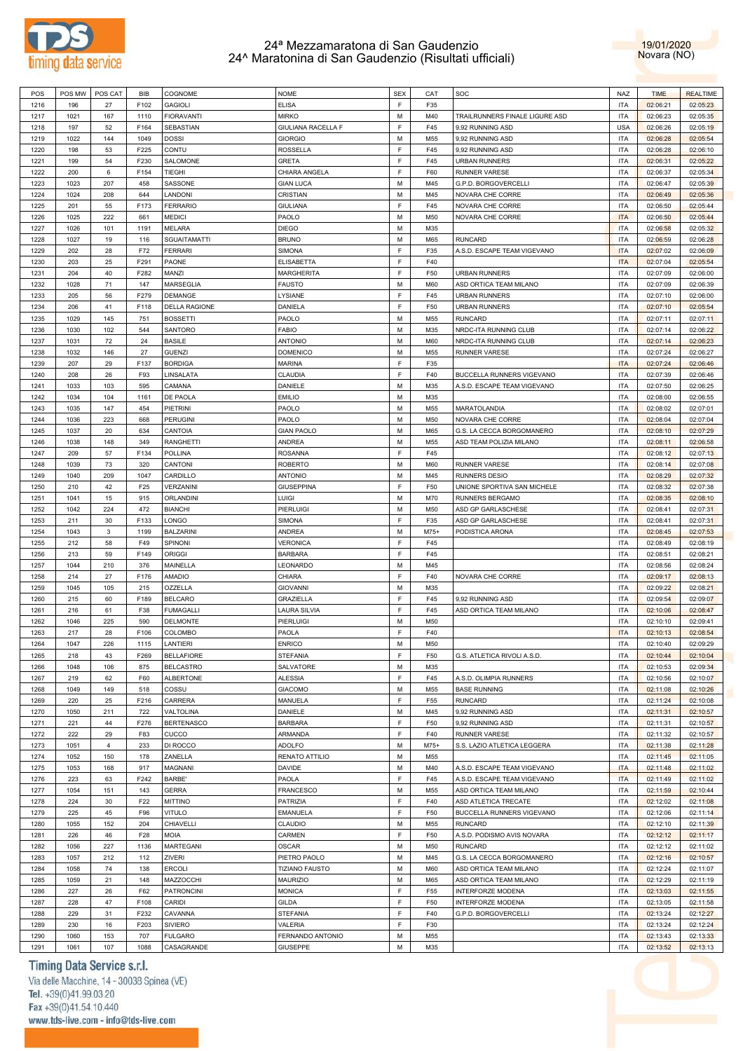# 24ª Mezzamaratona di San Gaudenzio
## 24^ Maratonina di San Gaudenzio (Risultati ufficiali)

19/01/2020
Novara (NO)

| POS | POS MW | POS CAT | BIB | COGNOME | NOME | SEX | CAT | SOC | NAZ | TIME | REALTIME |
|---|---|---|---|---|---|---|---|---|---|---|---|
| 1216 | 196 | 27 | F102 | GAGIOLI | ELISA | F | F35 | | ITA | 02:06:21 | 02:05:23 |
| 1217 | 1021 | 167 | 1110 | FIORAVANTI | MIRKO | M | M40 | TRAILRUNNERS FINALE LIGURE ASD | ITA | 02:06:23 | 02:05:35 |
| 1218 | 197 | 52 | F164 | SEBASTIAN | GIULIANA RACELLA F | F | F45 | 9,92 RUNNING ASD | USA | 02:06:26 | 02:05:19 |
| 1219 | 1022 | 144 | 1049 | DOSSI | GIORGIO | M | M55 | 9,92 RUNNING ASD | ITA | 02:06:28 | 02:05:54 |
| 1220 | 198 | 53 | F225 | CONTU | ROSSELLA | F | F45 | 9,92 RUNNING ASD | ITA | 02:06:28 | 02:06:10 |
| 1221 | 199 | 54 | F230 | SALOMONE | GRETA | F | F45 | URBAN RUNNERS | ITA | 02:06:31 | 02:05:22 |
| 1222 | 200 | 6 | F154 | TIEGHI | CHIARA ANGELA | F | F60 | RUNNER VARESE | ITA | 02:06:37 | 02:05:34 |
| 1223 | 1023 | 207 | 458 | SASSONE | GIAN LUCA | M | M45 | G.P.D. BORGOVERCELLI | ITA | 02:06:47 | 02:05:39 |
| 1224 | 1024 | 208 | 644 | LANDONI | CRISTIAN | M | M45 | NOVARA CHE CORRE | ITA | 02:06:49 | 02:05:36 |
| 1225 | 201 | 55 | F173 | FERRARIO | GIULIANA | F | F45 | NOVARA CHE CORRE | ITA | 02:06:50 | 02:05:44 |
| 1226 | 1025 | 222 | 661 | MEDICI | PAOLO | M | M50 | NOVARA CHE CORRE | ITA | 02:06:50 | 02:05:44 |
| 1227 | 1026 | 101 | 1191 | MELARA | DIEGO | M | M35 | | ITA | 02:06:58 | 02:05:32 |
| 1228 | 1027 | 19 | 116 | SGUAITAMATTI | BRUNO | M | M65 | RUNCARD | ITA | 02:06:59 | 02:06:28 |
| 1229 | 202 | 28 | F72 | FERRARI | SIMONA | F | F35 | A.S.D. ESCAPE TEAM VIGEVANO | ITA | 02:07:02 | 02:06:09 |
| 1230 | 203 | 25 | F291 | PAONE | ELISABETTA | F | F40 | | ITA | 02:07:04 | 02:05:54 |
| 1231 | 204 | 40 | F282 | MANZI | MARGHERITA | F | F50 | URBAN RUNNERS | ITA | 02:07:09 | 02:06:00 |
| 1232 | 1028 | 71 | 147 | MARSEGLIA | FAUSTO | M | M60 | ASD ORTICA TEAM MILANO | ITA | 02:07:09 | 02:06:39 |
| 1233 | 205 | 56 | F279 | DEMANGE | LYSIANE | F | F45 | URBAN RUNNERS | ITA | 02:07:10 | 02:06:00 |
| 1234 | 206 | 41 | F118 | DELLA RAGIONE | DANIELA | F | F50 | URBAN RUNNERS | ITA | 02:07:10 | 02:05:54 |
| 1235 | 1029 | 145 | 751 | BOSSETTI | PAOLO | M | M55 | RUNCARD | ITA | 02:07:11 | 02:07:11 |
| 1236 | 1030 | 102 | 544 | SANTORO | FABIO | M | M35 | NRDC-ITA RUNNING CLUB | ITA | 02:07:14 | 02:06:22 |
| 1237 | 1031 | 72 | 24 | BASILE | ANTONIO | M | M60 | NRDC-ITA RUNNING CLUB | ITA | 02:07:14 | 02:06:23 |
| 1238 | 1032 | 146 | 27 | GUENZI | DOMENICO | M | M55 | RUNNER VARESE | ITA | 02:07:24 | 02:06:27 |
| 1239 | 207 | 29 | F137 | BORDIGA | MARINA | F | F35 | | ITA | 02:07:24 | 02:06:46 |
| 1240 | 208 | 26 | F93 | LINSALATA | CLAUDIA | F | F40 | BUCCELLA RUNNERS VIGEVANO | ITA | 02:07:39 | 02:06:46 |
| 1241 | 1033 | 103 | 595 | CAMANA | DANIELE | M | M35 | A.S.D. ESCAPE TEAM VIGEVANO | ITA | 02:07:50 | 02:06:25 |
| 1242 | 1034 | 104 | 1161 | DE PAOLA | EMILIO | M | M35 | | ITA | 02:08:00 | 02:06:55 |
| 1243 | 1035 | 147 | 454 | PIETRINI | PAOLO | M | M55 | MARATOLANDIA | ITA | 02:08:02 | 02:07:01 |
| 1244 | 1036 | 223 | 668 | PERUGINI | PAOLO | M | M50 | NOVARA CHE CORRE | ITA | 02:08:04 | 02:07:04 |
| 1245 | 1037 | 20 | 634 | CANTOIA | GIAN PAOLO | M | M65 | G.S. LA CECCA BORGOMANERO | ITA | 02:08:10 | 02:07:29 |
| 1246 | 1038 | 148 | 349 | RANGHETTI | ANDREA | M | M55 | ASD TEAM POLIZIA MILANO | ITA | 02:08:11 | 02:06:58 |
| 1247 | 209 | 57 | F134 | POLLINA | ROSANNA | F | F45 | | ITA | 02:08:12 | 02:07:13 |
| 1248 | 1039 | 73 | 320 | CANTONI | ROBERTO | M | M60 | RUNNER VARESE | ITA | 02:08:14 | 02:07:08 |
| 1249 | 1040 | 209 | 1047 | CARDILLO | ANTONIO | M | M45 | RUNNERS DESIO | ITA | 02:08:29 | 02:07:32 |
| 1250 | 210 | 42 | F25 | VERZANINI | GIUSEPPINA | F | F50 | UNIONE SPORTIVA SAN MICHELE | ITA | 02:08:32 | 02:07:38 |
| 1251 | 1041 | 15 | 915 | ORLANDINI | LUIGI | M | M70 | RUNNERS BERGAMO | ITA | 02:08:35 | 02:08:10 |
| 1252 | 1042 | 224 | 472 | BIANCHI | PIERLUIGI | M | M50 | ASD GP GARLASCHESE | ITA | 02:08:41 | 02:07:31 |
| 1253 | 211 | 30 | F133 | LONGO | SIMONA | F | F35 | ASD GP GARLASCHESE | ITA | 02:08:41 | 02:07:31 |
| 1254 | 1043 | 3 | 1199 | BALZARINI | ANDREA | M | M75+ | PODISTICA ARONA | ITA | 02:08:45 | 02:07:53 |
| 1255 | 212 | 58 | F49 | SPINONI | VERONICA | F | F45 | | ITA | 02:08:49 | 02:08:19 |
| 1256 | 213 | 59 | F149 | ORIGGI | BARBARA | F | F45 | | ITA | 02:08:51 | 02:08:21 |
| 1257 | 1044 | 210 | 376 | MAINELLA | LEONARDO | M | M45 | | ITA | 02:08:56 | 02:08:24 |
| 1258 | 214 | 27 | F176 | AMADIO | CHIARA | F | F40 | NOVARA CHE CORRE | ITA | 02:09:17 | 02:08:13 |
| 1259 | 1045 | 105 | 215 | OZZELLA | GIOVANNI | M | M35 | | ITA | 02:09:22 | 02:08:21 |
| 1260 | 215 | 60 | F189 | BELCARO | GRAZIELLA | F | F45 | 9,92 RUNNING ASD | ITA | 02:09:54 | 02:09:07 |
| 1261 | 216 | 61 | F38 | FUMAGALLI | LAURA SILVIA | F | F45 | ASD ORTICA TEAM MILANO | ITA | 02:10:06 | 02:08:47 |
| 1262 | 1046 | 225 | 590 | DELMONTE | PIERLUIGI | M | M50 | | ITA | 02:10:10 | 02:09:41 |
| 1263 | 217 | 28 | F106 | COLOMBO | PAOLA | F | F40 | | ITA | 02:10:13 | 02:08:54 |
| 1264 | 1047 | 226 | 1115 | LANTIERI | ENRICO | M | M50 | | ITA | 02:10:40 | 02:09:29 |
| 1265 | 218 | 43 | F269 | BELLAFIORE | STEFANIA | F | F50 | G.S. ATLETICA RIVOLI A.S.D. | ITA | 02:10:44 | 02:10:04 |
| 1266 | 1048 | 106 | 875 | BELCASTRO | SALVATORE | M | M35 | | ITA | 02:10:53 | 02:09:34 |
| 1267 | 219 | 62 | F60 | ALBERTONE | ALESSIA | F | F45 | A.S.D. OLIMPIA RUNNERS | ITA | 02:10:56 | 02:10:07 |
| 1268 | 1049 | 149 | 518 | COSSU | GIACOMO | M | M55 | BASE RUNNING | ITA | 02:11:08 | 02:10:26 |
| 1269 | 220 | 25 | F216 | CARRERA | MANUELA | F | F55 | RUNCARD | ITA | 02:11:24 | 02:10:08 |
| 1270 | 1050 | 211 | 722 | VALTOLINA | DANIELE | M | M45 | 9,92 RUNNING ASD | ITA | 02:11:31 | 02:10:57 |
| 1271 | 221 | 44 | F276 | BERTENASCO | BARBARA | F | F50 | 9,92 RUNNING ASD | ITA | 02:11:31 | 02:10:57 |
| 1272 | 222 | 29 | F83 | CUCCO | ARMANDA | F | F40 | RUNNER VARESE | ITA | 02:11:32 | 02:10:57 |
| 1273 | 1051 | 4 | 233 | DI ROCCO | ADOLFO | M | M75+ | S.S. LAZIO ATLETICA LEGGERA | ITA | 02:11:38 | 02:11:28 |
| 1274 | 1052 | 150 | 178 | ZANELLA | RENATO ATTILIO | M | M55 | | ITA | 02:11:45 | 02:11:05 |
| 1275 | 1053 | 168 | 917 | MAGNANI | DAVIDE | M | M40 | A.S.D. ESCAPE TEAM VIGEVANO | ITA | 02:11:48 | 02:11:02 |
| 1276 | 223 | 63 | F242 | BARBE' | PAOLA | F | F45 | A.S.D. ESCAPE TEAM VIGEVANO | ITA | 02:11:49 | 02:11:02 |
| 1277 | 1054 | 151 | 143 | GERRA | FRANCESCO | M | M55 | ASD ORTICA TEAM MILANO | ITA | 02:11:59 | 02:10:44 |
| 1278 | 224 | 30 | F22 | MITTINO | PATRIZIA | F | F40 | ASD ATLETICA TRECATE | ITA | 02:12:02 | 02:11:08 |
| 1279 | 225 | 45 | F96 | VITULO | EMANUELA | F | F50 | BUCCELLA RUNNERS VIGEVANO | ITA | 02:12:06 | 02:11:14 |
| 1280 | 1055 | 152 | 204 | CHIAVELLI | CLAUDIO | M | M55 | RUNCARD | ITA | 02:12:10 | 02:11:39 |
| 1281 | 226 | 46 | F28 | MOIA | CARMEN | F | F50 | A.S.D. PODISMO AVIS NOVARA | ITA | 02:12:12 | 02:11:17 |
| 1282 | 1056 | 227 | 1136 | MARTEGANI | OSCAR | M | M50 | RUNCARD | ITA | 02:12:12 | 02:11:02 |
| 1283 | 1057 | 212 | 112 | ZIVERI | PIETRO PAOLO | M | M45 | G.S. LA CECCA BORGOMANERO | ITA | 02:12:16 | 02:10:57 |
| 1284 | 1058 | 74 | 138 | ERCOLI | TIZIANO FAUSTO | M | M60 | ASD ORTICA TEAM MILANO | ITA | 02:12:24 | 02:11:07 |
| 1285 | 1059 | 21 | 148 | MAZZOCCHI | MAURIZIO | M | M65 | ASD ORTICA TEAM MILANO | ITA | 02:12:29 | 02:11:19 |
| 1286 | 227 | 26 | F62 | PATRONCINI | MONICA | F | F55 | INTERFORZE MODENA | ITA | 02:13:03 | 02:11:55 |
| 1287 | 228 | 47 | F108 | CARIDI | GILDA | F | F50 | INTERFORZE MODENA | ITA | 02:13:05 | 02:11:58 |
| 1288 | 229 | 31 | F232 | CAVANNA | STEFANIA | F | F40 | G.P.D. BORGOVERCELLI | ITA | 02:13:24 | 02:12:27 |
| 1289 | 230 | 16 | F203 | SIVIERO | VALERIA | F | F30 | | ITA | 02:13:24 | 02:12:24 |
| 1290 | 1060 | 153 | 707 | FULGARO | FERNANDO ANTONIO | M | M55 | | ITA | 02:13:43 | 02:13:33 |
| 1291 | 1061 | 107 | 1088 | CASAGRANDE | GIUSEPPE | M | M35 | | ITA | 02:13:52 | 02:13:13 |

**Timing Data Service s.r.l.**
Via delle Macchine, 14 - 30038 Spinea (VE)
Tel. +39(0)41.99.03.20
Fax +39(0)41.54.10.440
www.tds-live.com - info@tds-live.com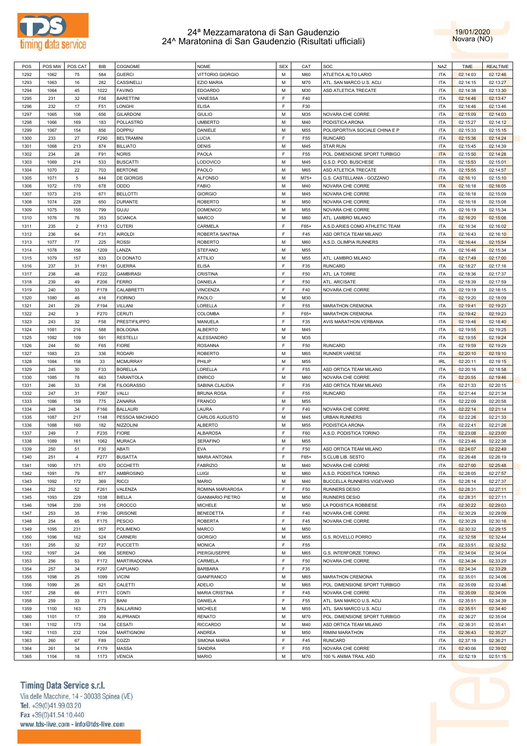# 24ª Mezzamaratona di San Gaudenzio
## 24^ Maratonina di San Gaudenzio (Risultati ufficiali)

19/01/2020
Novara (NO)

| POS | POS MW | POS CAT | BIB | COGNOME | NOME | SEX | CAT | SOC | NAZ | TIME | REALTIME |
|---|---|---|---|---|---|---|---|---|---|---|---|
| 1292 | 1062 | 75 | 584 | GUERCI | VITTORIO GIORGIO | M | M60 | ATLETICA ALTO LARIO | ITA | 02:14:03 | 02:12:46 |
| 1293 | 1063 | 16 | 282 | CASSINELLI | EZIO MARIA | M | M70 | ATL. SAN MARCO U.S. ACLI | ITA | 02:14:15 | 02:13:27 |
| 1294 | 1064 | 45 | 1022 | FAVINO | EDOARDO | M | M30 | ASD ATLETICA TRECATE | ITA | 02:14:38 | 02:13:30 |
| 1295 | 231 | 32 | F56 | BARETTINI | VANESSA | F | F40 | | ITA | 02:14:46 | 02:13:47 |
| 1296 | 232 | 17 | F51 | LONGHI | ELISA | F | F30 | | ITA | 02:14:46 | 02:13:46 |
| 1297 | 1065 | 108 | 656 | GILARDONI | GIULIO | M | M35 | NOVARA CHE CORRE | ITA | 02:15:09 | 02:14:03 |
| 1298 | 1066 | 169 | 183 | POLLASTRO | UMBERTO | M | M40 | PODISTICA ARONA | ITA | 02:15:27 | 02:14:12 |
| 1299 | 1067 | 154 | 856 | DOPPIU | DANIELE | M | M55 | POLISPORTIVA SOCIALE CHINA E P | ITA | 02:15:33 | 02:15:15 |
| 1300 | 233 | 27 | F290 | BELTRAMINI | LUCIA | F | F55 | RUNCARD | ITA | 02:15:36 | 02:14:24 |
| 1301 | 1068 | 213 | 874 | BILLIATO | DENIS | M | M45 | STAR RUN | ITA | 02:15:45 | 02:14:39 |
| 1302 | 234 | 28 | F91 | NORIS | PAOLA | F | F55 | POL. DIMENSIONE SPORT TURBIGO | ITA | 02:15:50 | 02:14:28 |
| 1303 | 1069 | 214 | 533 | BUSCATTI | LODOVICO | M | M45 | G.S.D. POD. BUSCHESE | ITA | 02:15:53 | 02:15:01 |
| 1304 | 1070 | 22 | 703 | BERTONE | PAOLO | M | M65 | ASD ATLETICA TRECATE | ITA | 02:15:55 | 02:14:57 |
| 1305 | 1071 | 5 | 844 | DE GIORGIS | ALFONSO | M | M75+ | G.S. CASTELLANIA - GOZZANO | ITA | 02:16:10 | 02:15:10 |
| 1306 | 1072 | 170 | 678 | ODDO | FABIO | M | M40 | NOVARA CHE CORRE | ITA | 02:16:18 | 02:16:05 |
| 1307 | 1073 | 215 | 671 | BELLOTTI | GIORGIO | M | M45 | NOVARA CHE CORRE | ITA | 02:16:18 | 02:15:09 |
| 1308 | 1074 | 228 | 650 | DURANTE | ROBERTO | M | M50 | NOVARA CHE CORRE | ITA | 02:16:18 | 02:15:08 |
| 1309 | 1075 | 155 | 799 | GUJU | DOMENICO | M | M55 | NOVARA CHE CORRE | ITA | 02:16:19 | 02:15:34 |
| 1310 | 1076 | 76 | 353 | SCIANCA | MARCO | M | M60 | ATL. LAMBRO MILANO | ITA | 02:16:20 | 02:15:08 |
| 1311 | 235 | 2 | F113 | CUTERI | CARMELA | F | F65+ | A.S.D.ARIES COMO ATHLETIC TEAM | ITA | 02:16:34 | 02:16:02 |
| 1312 | 236 | 64 | F31 | AIROLDI | ROBERTA SANTINA | F | F45 | ASD ORTICA TEAM MILANO | ITA | 02:16:43 | 02:16:10 |
| 1313 | 1077 | 77 | 225 | ROSSI | ROBERTO | M | M60 | A.S.D. OLIMPIA RUNNERS | ITA | 02:16:44 | 02:15:54 |
| 1314 | 1078 | 156 | 1209 | LANZA | STEFANO | M | M55 | | ITA | 02:16:46 | 02:15:34 |
| 1315 | 1079 | 157 | 833 | DI DONATO | ATTILIO | M | M55 | ATL. LAMBRO MILANO | ITA | 02:17:49 | 02:17:00 |
| 1316 | 237 | 31 | F181 | GUERRA | ELISA | F | F35 | RUNCARD | ITA | 02:18:27 | 02:17:16 |
| 1317 | 238 | 48 | F222 | GAMBIRASI | CRISTINA | F | F50 | ATL. LA TORRE | ITA | 02:18:36 | 02:17:37 |
| 1318 | 239 | 49 | F206 | FERRO | DANIELA | F | F50 | ATL. ARCISATE | ITA | 02:18:39 | 02:17:59 |
| 1319 | 240 | 33 | F178 | CALABRETTI | VINCENZA | F | F40 | NOVARA CHE CORRE | ITA | 02:19:19 | 02:18:15 |
| 1320 | 1080 | 46 | 416 | FIORINO | PAOLO | M | M30 | | ITA | 02:19:20 | 02:18:09 |
| 1321 | 241 | 29 | F194 | VILLANI | LORELLA | F | F55 | MARATHON CREMONA | ITA | 02:19:41 | 02:19:23 |
| 1322 | 242 | 3 | F270 | CERUTI | COLOMBA | F | F65+ | MARATHON CREMONA | ITA | 02:19:42 | 02:19:23 |
| 1323 | 243 | 32 | F58 | PRESTIFILIPPO | MANUELA | F | F35 | AVIS MARATHON VERBANIA | ITA | 02:19:46 | 02:18:40 |
| 1324 | 1081 | 216 | 588 | BOLOGNA | ALBERTO | M | M45 | | ITA | 02:19:55 | 02:19:25 |
| 1325 | 1082 | 109 | 591 | RESTELLI | ALESSANDRO | M | M35 | | ITA | 02:19:55 | 02:19:24 |
| 1326 | 244 | 50 | F65 | FIORE | ROSANNA | F | F50 | RUNCARD | ITA | 02:19:59 | 02:19:29 |
| 1327 | 1083 | 23 | 336 | RODARI | ROBERTO | M | M65 | RUNNER VARESE | ITA | 02:20:10 | 02:19:10 |
| 1328 | 1084 | 158 | 33 | MCMURRAY | PHILIP | M | M55 | | IRL | 02:20:11 | 02:19:15 |
| 1329 | 245 | 30 | F33 | BORELLA | LORELLA | F | F55 | ASD ORTICA TEAM MILANO | ITA | 02:20:16 | 02:18:58 |
| 1330 | 1085 | 78 | 663 | TARANTOLA | ENRICO | M | M60 | NOVARA CHE CORRE | ITA | 02:20:55 | 02:19:46 |
| 1331 | 246 | 33 | F36 | FILOGRASSO | SABINA CLAUDIA | F | F35 | ASD ORTICA TEAM MILANO | ITA | 02:21:33 | 02:20:15 |
| 1332 | 247 | 31 | F267 | VALLI | BRUNA ROSA | F | F55 | RUNCARD | ITA | 02:21:44 | 02:21:34 |
| 1333 | 1086 | 159 | 775 | ZANARIA | FRANCO | M | M55 | | ITA | 02:22:09 | 02:20:58 |
| 1334 | 248 | 34 | F166 | BALLAURI | LAURA | F | F40 | NOVARA CHE CORRE | ITA | 02:22:14 | 02:21:14 |
| 1335 | 1087 | 217 | 1148 | PESSOA MACHADO | CARLOS AUGUSTO | M | M45 | URBAN RUNNERS | ITA | 02:22:26 | 02:21:33 |
| 1336 | 1088 | 160 | 182 | NIZZOLINI | ALBERTO | M | M55 | PODISTICA ARONA | ITA | 02:22:41 | 02:21:26 |
| 1337 | 249 | 7 | F235 | FIORE | ALBAROSA | F | F60 | A.S.D. PODISTICA TORINO | ITA | 02:23:08 | 02:23:00 |
| 1338 | 1089 | 161 | 1062 | MURACA | SERAFINO | M | M55 | | ITA | 02:23:46 | 02:22:38 |
| 1339 | 250 | 51 | F30 | ABATI | EVA | F | F50 | ASD ORTICA TEAM MILANO | ITA | 02:24:07 | 02:22:49 |
| 1340 | 251 | 4 | F277 | BUSATTA | MARIA ANTONIA | F | F65+ | S.CLUB LIB. SESTO | ITA | 02:26:48 | 02:26:19 |
| 1341 | 1090 | 171 | 670 | OCCHETTI | FABRIZIO | M | M40 | NOVARA CHE CORRE | ITA | 02:27:00 | 02:25:48 |
| 1342 | 1091 | 79 | 877 | AMBROSINO | LUIGI | M | M60 | A.S.D. PODISTICA TORINO | ITA | 02:28:05 | 02:27:57 |
| 1343 | 1092 | 172 | 369 | RICCI | MARIO | M | M40 | BUCCELLA RUNNERS VIGEVANO | ITA | 02:28:14 | 02:27:37 |
| 1344 | 252 | 52 | F261 | VALENZA | ROMINA MARIAROSA | F | F50 | RUNNERS DESIO | ITA | 02:28:31 | 02:27:11 |
| 1345 | 1093 | 229 | 1038 | BIELLA | GIANMARIO PIETRO | M | M50 | RUNNERS DESIO | ITA | 02:28:31 | 02:27:11 |
| 1346 | 1094 | 230 | 316 | CROCCO | MICHELE | M | M50 | LA PODISTICA ROBBIESE | ITA | 02:30:22 | 02:29:03 |
| 1347 | 253 | 35 | F190 | GRISONE | BENEDETTA | F | F40 | NOVARA CHE CORRE | ITA | 02:30:29 | 02:29:09 |
| 1348 | 254 | 65 | F175 | PESCIO | ROBERTA | F | F45 | NOVARA CHE CORRE | ITA | 02:30:29 | 02:30:16 |
| 1349 | 1095 | 231 | 957 | POLIMENO | MARCO | M | M50 | | ITA | 02:30:32 | 02:29:15 |
| 1350 | 1096 | 162 | 524 | CARNERI | GIORGIO | M | M55 | G.S. ROVELLO PORRO | ITA | 02:32:58 | 02:32:44 |
| 1351 | 255 | 32 | F27 | PUCCETTI | MONICA | F | F55 | | ITA | 02:33:51 | 02:32:52 |
| 1352 | 1097 | 24 | 906 | SERENO | PIERGIUSEPPE | M | M65 | G.S. INTERFORZE TORINO | ITA | 02:34:04 | 02:34:04 |
| 1353 | 256 | 53 | F172 | MARTIRADONNA | CARMELA | F | F50 | NOVARA CHE CORRE | ITA | 02:34:34 | 02:33:29 |
| 1354 | 257 | 34 | F297 | CAPUANO | BARBARA | F | F35 | | ITA | 02:34:34 | 02:33:29 |
| 1355 | 1098 | 25 | 1099 | VICINI | GIANFRANCO | M | M65 | MARATHON CREMONA | ITA | 02:35:01 | 02:34:06 |
| 1356 | 1099 | 26 | 621 | CALETTI | ADELIO | M | M65 | POL. DIMENSIONE SPORT TURBIGO | ITA | 02:35:09 | 02:33:46 |
| 1357 | 258 | 66 | F171 | CONTI | MARIA CRISTINA | F | F45 | NOVARA CHE CORRE | ITA | 02:35:09 | 02:34:06 |
| 1358 | 259 | 33 | F73 | BANI | DANIELA | F | F55 | ATL. SAN MARCO U.S. ACLI | ITA | 02:35:51 | 02:34:39 |
| 1359 | 1100 | 163 | 279 | BALLARINO | MICHELE | M | M55 | ATL. SAN MARCO U.S. ACLI | ITA | 02:35:51 | 02:34:40 |
| 1360 | 1101 | 17 | 359 | ALIPRANDI | RENATO | M | M70 | POL. DIMENSIONE SPORT TURBIGO | ITA | 02:36:27 | 02:35:04 |
| 1361 | 1102 | 173 | 134 | CESATI | RICCARDO | M | M40 | ASD ORTICA TEAM MILANO | ITA | 02:36:31 | 02:35:41 |
| 1362 | 1103 | 232 | 1204 | MARTIGNONI | ANDREA | M | M50 | RIMINI MARATHON | ITA | 02:36:43 | 02:35:27 |
| 1363 | 260 | 67 | F89 | COZZI | SIMONA MARIA | F | F45 | RUNCARD | ITA | 02:37:19 | 02:36:21 |
| 1364 | 261 | 34 | F179 | MASSA | SANDRA | F | F55 | NOVARA CHE CORRE | ITA | 02:40:06 | 02:39:02 |
| 1365 | 1104 | 18 | 1173 | VENCIA | MARIO | M | M70 | 100 % ANIMA TRAIL ASD | ITA | 02:52:19 | 02:51:15 |

Timing Data Service s.r.l.
Via delle Macchine, 14 - 30038 Spinea (VE)
Tel. +39(0)41.99.03.20
Fax +39(0)41.54.10.440
www.tds-live.com - info@tds-live.com